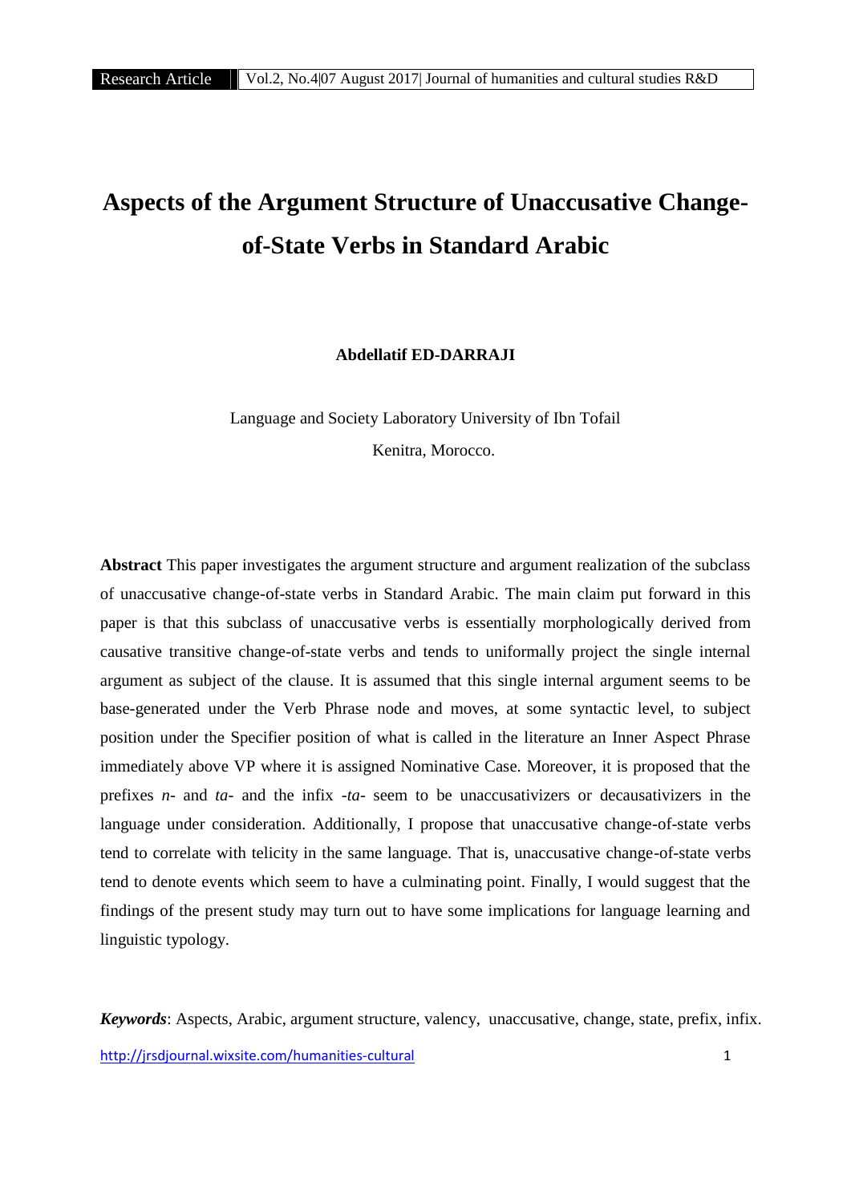# Aspects of the Argument Structure of Unaccusative Change-of-State Verbs in Standard Arabic

**Abdellatif ED-DARRAJI**

Language and Society Laboratory University of Ibn Tofail

Kenitra, Morocco.

**Abstract** This paper investigates the argument structure and argument realization of the subclass of unaccusative change-of-state verbs in Standard Arabic. The main claim put forward in this paper is that this subclass of unaccusative verbs is essentially morphologically derived from causative transitive change-of-state verbs and tends to uniformally project the single internal argument as subject of the clause. It is assumed that this single internal argument seems to be base-generated under the Verb Phrase node and moves, at some syntactic level, to subject position under the Specifier position of what is called in the literature an Inner Aspect Phrase immediately above VP where it is assigned Nominative Case. Moreover, it is proposed that the prefixes *n-* and *ta-* and the infix *-ta-* seem to be unaccusativizers or decausativizers in the language under consideration. Additionally, I propose that unaccusative change-of-state verbs tend to correlate with telicity in the same language. That is, unaccusative change-of-state verbs tend to denote events which seem to have a culminating point. Finally, I would suggest that the findings of the present study may turn out to have some implications for language learning and linguistic typology.

***Keywords***: Aspects, Arabic, argument structure, valency, unaccusative, change, state, prefix, infix.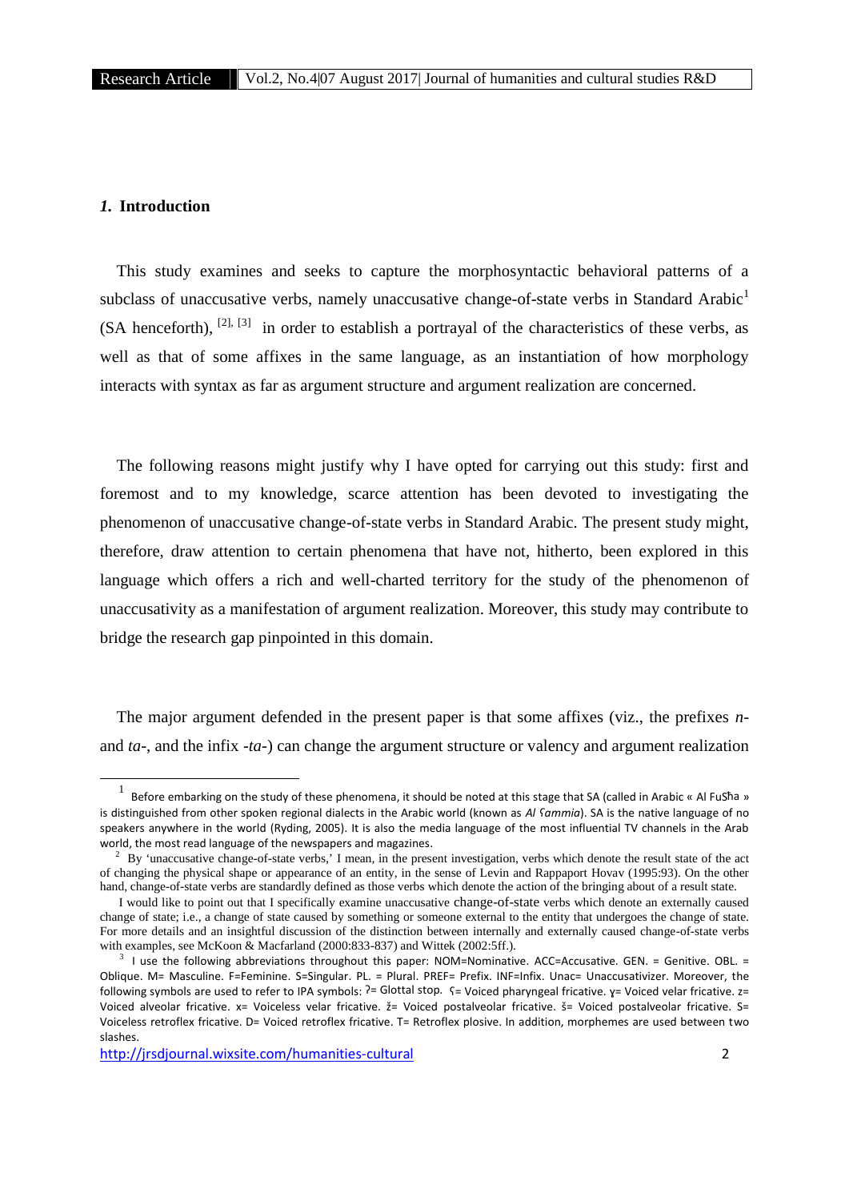## *1.* Introduction

This study examines and seeks to capture the morphosyntactic behavioral patterns of a subclass of unaccusative verbs, namely unaccusative change-of-state verbs in Standard Arabic[1] (SA henceforth), [2], [3] in order to establish a portrayal of the characteristics of these verbs, as well as that of some affixes in the same language, as an instantiation of how morphology interacts with syntax as far as argument structure and argument realization are concerned.

The following reasons might justify why I have opted for carrying out this study: first and foremost and to my knowledge, scarce attention has been devoted to investigating the phenomenon of unaccusative change-of-state verbs in Standard Arabic. The present study might, therefore, draw attention to certain phenomena that have not, hitherto, been explored in this language which offers a rich and well-charted territory for the study of the phenomenon of unaccusativity as a manifestation of argument realization. Moreover, this study may contribute to bridge the research gap pinpointed in this domain.

The major argument defended in the present paper is that some affixes (viz., the prefixes *n-* and *ta-*, and the infix *-ta-*) can change the argument structure or valency and argument realization

---

[1] Before embarking on the study of these phenomena, it should be noted at this stage that SA (called in Arabic « Al FuSħa » is distinguished from other spoken regional dialects in the Arabic world (known as *Al ʕammia*). SA is the native language of no speakers anywhere in the world (Ryding, 2005). It is also the media language of the most influential TV channels in the Arab world, the most read language of the newspapers and magazines.

[2] By 'unaccusative change-of-state verbs,' I mean, in the present investigation, verbs which denote the result state of the act of changing the physical shape or appearance of an entity, in the sense of Levin and Rappaport Hovav (1995:93). On the other hand, change-of-state verbs are standardly defined as those verbs which denote the action of the bringing about of a result state.

I would like to point out that I specifically examine unaccusative change-of-state verbs which denote an externally caused change of state; i.e., a change of state caused by something or someone external to the entity that undergoes the change of state. For more details and an insightful discussion of the distinction between internally and externally caused change-of-state verbs with examples, see McKoon & Macfarland (2000:833-837) and Wittek (2002:5ff.).

[3] I use the following abbreviations throughout this paper: NOM=Nominative. ACC=Accusative. GEN. = Genitive. OBL. = Oblique. M= Masculine. F=Feminine. S=Single. PL. = Plural. PREF= Prefix. INF=Infix. Unac= Unaccusativizer. Moreover, the following symbols are used to refer to IPA symbols: ʔ= Glottal stop. ʕ= Voiced pharyngeal fricative. ɣ= Voiced velar fricative. z= Voiced alveolar fricative. x= Voiceless velar fricative. ž= Voiced postalveolar fricative. š= Voiced postalveolar fricative. S= Voiceless retroflex fricative. D= Voiced retroflex fricative. T= Retroflex plosive. In addition, morphemes are used between two slashes.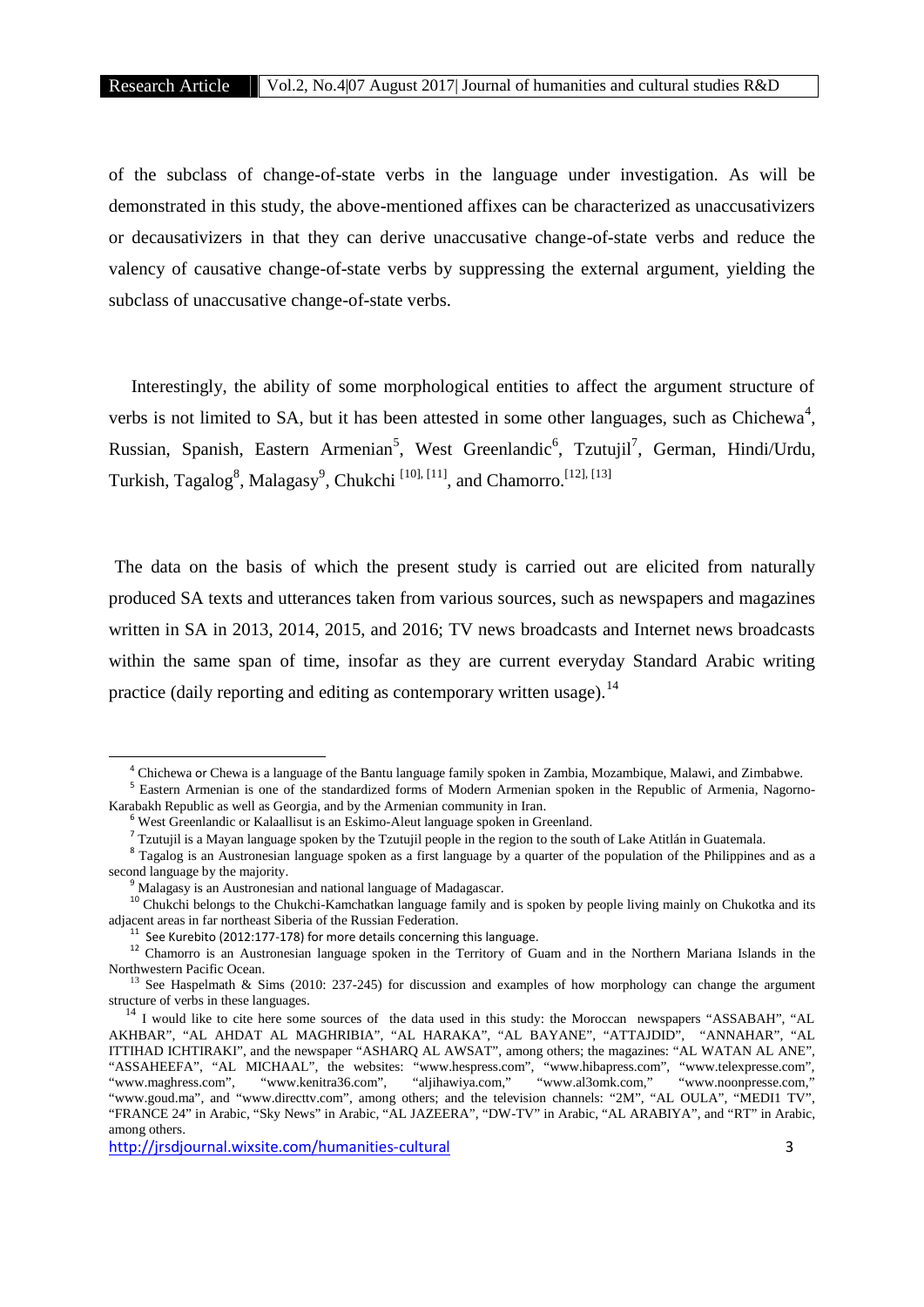of the subclass of change-of-state verbs in the language under investigation. As will be demonstrated in this study, the above-mentioned affixes can be characterized as unaccusativizers or decausativizers in that they can derive unaccusative change-of-state verbs and reduce the valency of causative change-of-state verbs by suppressing the external argument, yielding the subclass of unaccusative change-of-state verbs.

Interestingly, the ability of some morphological entities to affect the argument structure of verbs is not limited to SA, but it has been attested in some other languages, such as Chichewa[4], Russian, Spanish, Eastern Armenian[5], West Greenlandic[6], Tzutujil[7], German, Hindi/Urdu, Turkish, Tagalog[8], Malagasy[9], Chukchi [10], [11], and Chamorro.[12], [13]

The data on the basis of which the present study is carried out are elicited from naturally produced SA texts and utterances taken from various sources, such as newspapers and magazines written in SA in 2013, 2014, 2015, and 2016; TV news broadcasts and Internet news broadcasts within the same span of time, insofar as they are current everyday Standard Arabic writing practice (daily reporting and editing as contemporary written usage).[14]

---

[4] Chichewa or Chewa is a language of the Bantu language family spoken in Zambia, Mozambique, Malawi, and Zimbabwe.

[5] Eastern Armenian is one of the standardized forms of Modern Armenian spoken in the Republic of Armenia, Nagorno-Karabakh Republic as well as Georgia, and by the Armenian community in Iran.

[6] West Greenlandic or Kalaallisut is an Eskimo-Aleut language spoken in Greenland.

[7] Tzutujil is a Mayan language spoken by the Tzutujil people in the region to the south of Lake Atitlán in Guatemala.

[8] Tagalog is an Austronesian language spoken as a first language by a quarter of the population of the Philippines and as a second language by the majority.

[9] Malagasy is an Austronesian and national language of Madagascar.

[10] Chukchi belongs to the Chukchi-Kamchatkan language family and is spoken by people living mainly on Chukotka and its adjacent areas in far northeast Siberia of the Russian Federation.

[11] See Kurebito (2012:177-178) for more details concerning this language.

[12] Chamorro is an Austronesian language spoken in the Territory of Guam and in the Northern Mariana Islands in the Northwestern Pacific Ocean.

[13] See Haspelmath & Sims (2010: 237-245) for discussion and examples of how morphology can change the argument structure of verbs in these languages.

[14] I would like to cite here some sources of the data used in this study: the Moroccan newspapers "ASSABAH", "AL AKHBAR", "AL AHDAT AL MAGHRIBIA", "AL HARAKA", "AL BAYANE", "ATTAJDID", "ANNAHAR", "AL ITTIHAD ICHTIRAKI", and the newspaper "ASHARQ AL AWSAT", among others; the magazines: "AL WATAN AL ANE", "ASSAHEEFA", "AL MICHAAL", the websites: "www.hespress.com", "www.hibapress.com", "www.telexpresse.com", "www.maghress.com", "www.kenitra36.com", "aljihawiya.com," "www.al3omk.com," "www.noonpresse.com," "www.goud.ma", and "www.directtv.com", among others; and the television channels: "2M", "AL OULA", "MEDI1 TV", "FRANCE 24" in Arabic, "Sky News" in Arabic, "AL JAZEERA", "DW-TV" in Arabic, "AL ARABIYA", and "RT" in Arabic, among others.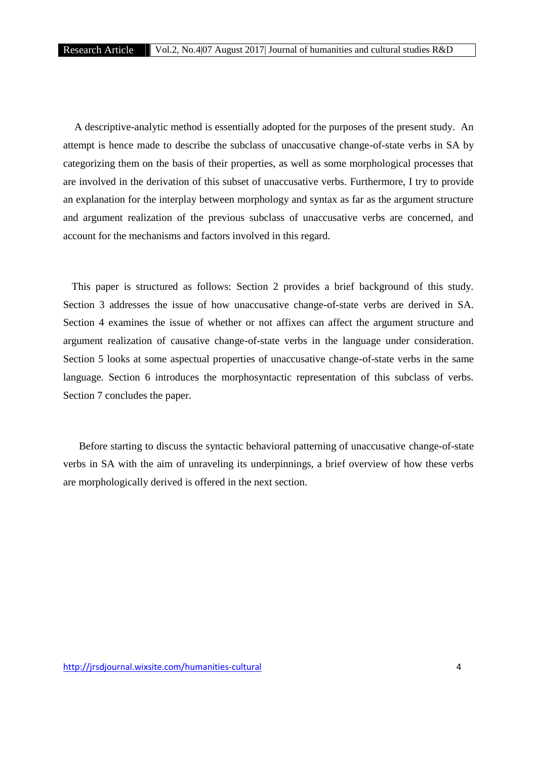A descriptive-analytic method is essentially adopted for the purposes of the present study. An attempt is hence made to describe the subclass of unaccusative change-of-state verbs in SA by categorizing them on the basis of their properties, as well as some morphological processes that are involved in the derivation of this subset of unaccusative verbs. Furthermore, I try to provide an explanation for the interplay between morphology and syntax as far as the argument structure and argument realization of the previous subclass of unaccusative verbs are concerned, and account for the mechanisms and factors involved in this regard.

This paper is structured as follows: Section 2 provides a brief background of this study. Section 3 addresses the issue of how unaccusative change-of-state verbs are derived in SA. Section 4 examines the issue of whether or not affixes can affect the argument structure and argument realization of causative change-of-state verbs in the language under consideration. Section 5 looks at some aspectual properties of unaccusative change-of-state verbs in the same language. Section 6 introduces the morphosyntactic representation of this subclass of verbs. Section 7 concludes the paper.

Before starting to discuss the syntactic behavioral patterning of unaccusative change-of-state verbs in SA with the aim of unraveling its underpinnings, a brief overview of how these verbs are morphologically derived is offered in the next section.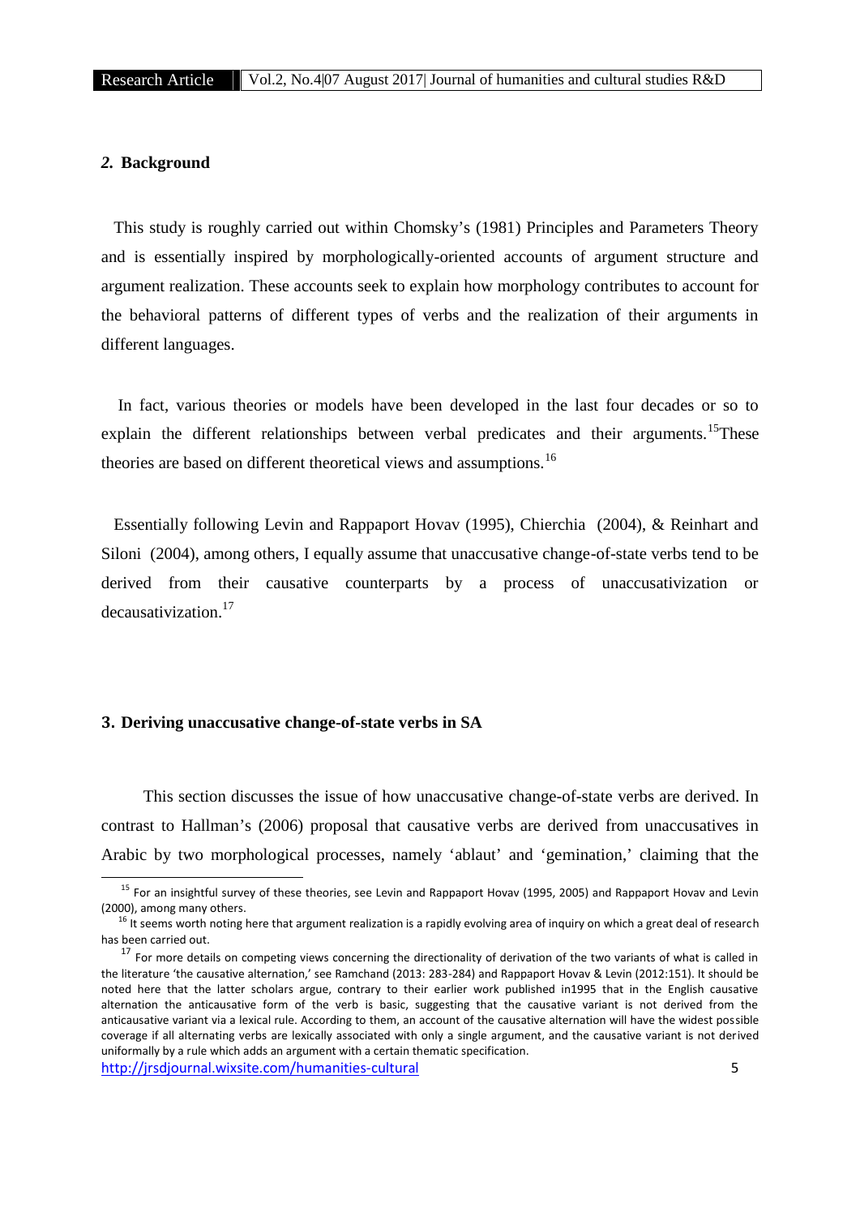## *2.* Background

This study is roughly carried out within Chomsky's (1981) Principles and Parameters Theory and is essentially inspired by morphologically-oriented accounts of argument structure and argument realization. These accounts seek to explain how morphology contributes to account for the behavioral patterns of different types of verbs and the realization of their arguments in different languages.

In fact, various theories or models have been developed in the last four decades or so to explain the different relationships between verbal predicates and their arguments.[15] These theories are based on different theoretical views and assumptions.[16]

Essentially following Levin and Rappaport Hovav (1995), Chierchia (2004), & Reinhart and Siloni (2004), among others, I equally assume that unaccusative change-of-state verbs tend to be derived from their causative counterparts by a process of unaccusativization or decausativization.[17]

## 3. Deriving unaccusative change-of-state verbs in SA

This section discusses the issue of how unaccusative change-of-state verbs are derived. In contrast to Hallman's (2006) proposal that causative verbs are derived from unaccusatives in Arabic by two morphological processes, namely 'ablaut' and 'gemination,' claiming that the

---

[15] For an insightful survey of these theories, see Levin and Rappaport Hovav (1995, 2005) and Rappaport Hovav and Levin (2000), among many others.

[16] It seems worth noting here that argument realization is a rapidly evolving area of inquiry on which a great deal of research has been carried out.

[17] For more details on competing views concerning the directionality of derivation of the two variants of what is called in the literature 'the causative alternation,' see Ramchand (2013: 283-284) and Rappaport Hovav & Levin (2012:151). It should be noted here that the latter scholars argue, contrary to their earlier work published in1995 that in the English causative alternation the anticausative form of the verb is basic, suggesting that the causative variant is not derived from the anticausative variant via a lexical rule. According to them, an account of the causative alternation will have the widest possible coverage if all alternating verbs are lexically associated with only a single argument, and the causative variant is not derived uniformly by a rule which adds an argument with a certain thematic specification.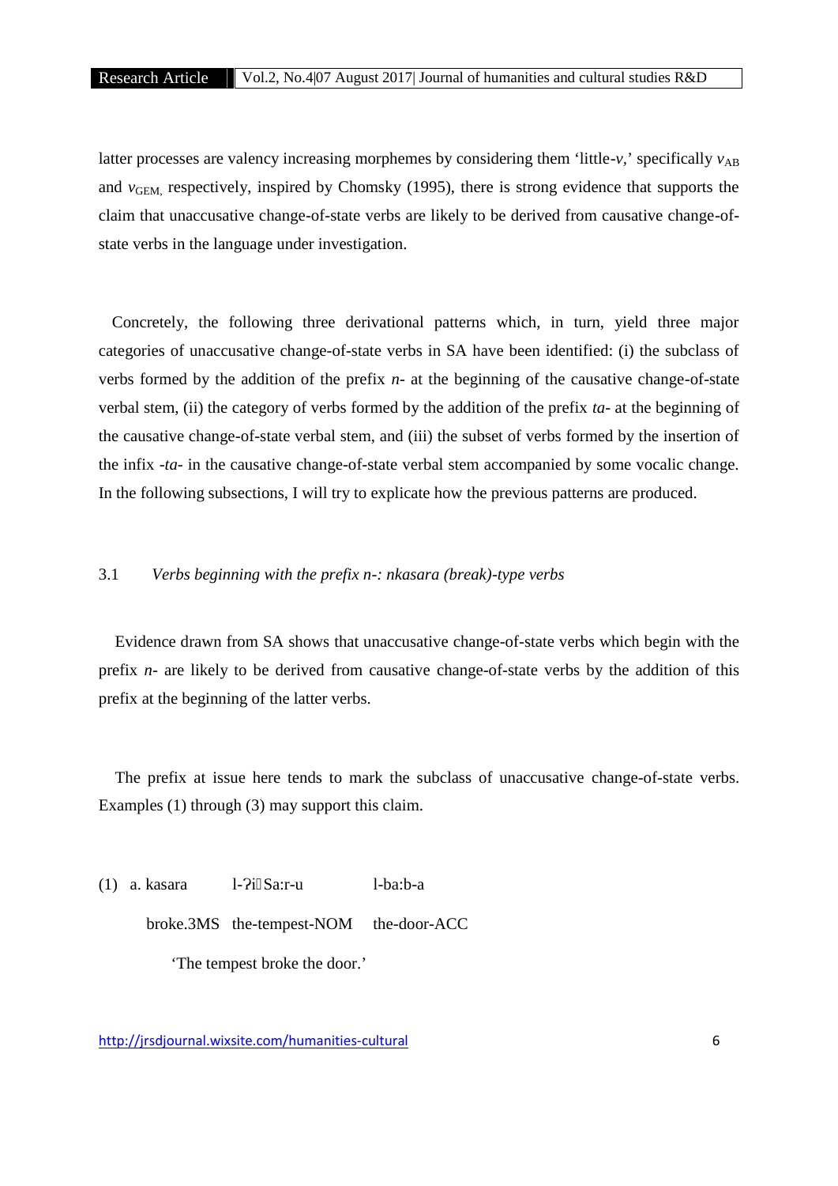latter processes are valency increasing morphemes by considering them 'little-*v*,' specifically $v_{AB}$ and $v_{GEM}$, respectively, inspired by Chomsky (1995), there is strong evidence that supports the claim that unaccusative change-of-state verbs are likely to be derived from causative change-of-state verbs in the language under investigation.

Concretely, the following three derivational patterns which, in turn, yield three major categories of unaccusative change-of-state verbs in SA have been identified: (i) the subclass of verbs formed by the addition of the prefix *n-* at the beginning of the causative change-of-state verbal stem, (ii) the category of verbs formed by the addition of the prefix *ta-* at the beginning of the causative change-of-state verbal stem, and (iii) the subset of verbs formed by the insertion of the infix *-ta-* in the causative change-of-state verbal stem accompanied by some vocalic change. In the following subsections, I will try to explicate how the previous patterns are produced.

### 3.1 *Verbs beginning with the prefix n-: nkasara (break)-type verbs*

Evidence drawn from SA shows that unaccusative change-of-state verbs which begin with the prefix *n-* are likely to be derived from causative change-of-state verbs by the addition of this prefix at the beginning of the latter verbs.

The prefix at issue here tends to mark the subclass of unaccusative change-of-state verbs. Examples (1) through (3) may support this claim.

(1) a. kasara l-ʔiʕSa:r-u l-ba:b-a

broke.3MS the-tempest-NOM the-door-ACC

'The tempest broke the door.'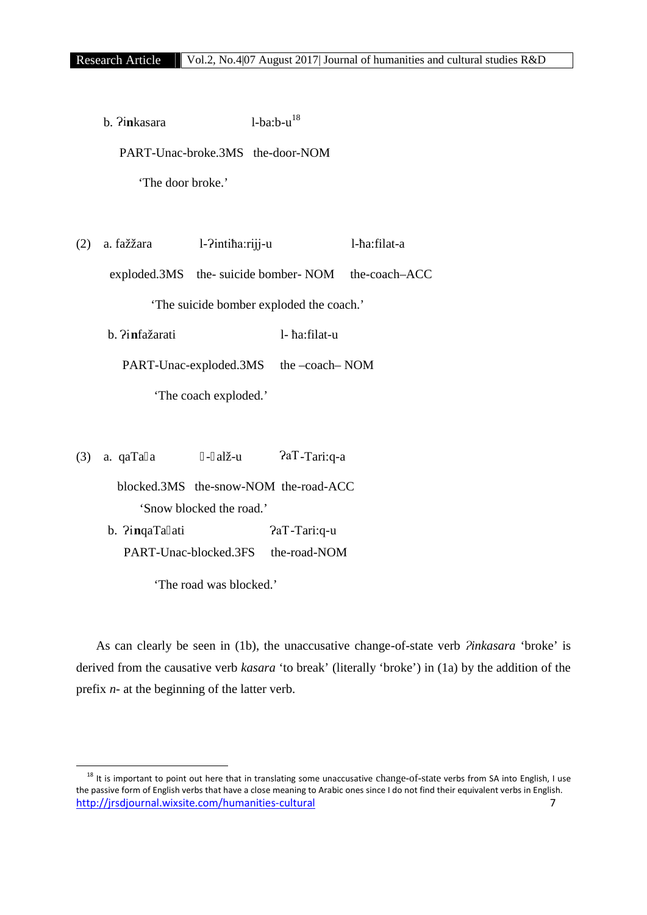b. ʔ**i**nkasara l-ba:b-u[18]

PART-Unac-broke.3MS the-door-NOM

'The door broke.'

(2) a. faǰǰara l-ʔintiħa:rijj-u l-ħa:filat-a

exploded.3MS the- suicide bomber- NOM the-coach–ACC

'The suicide bomber exploded the coach.'

b. ʔi**n**faǰarati l- ħa:filat-u

PART-Unac-exploded.3MS the –coach– NOM

'The coach exploded.'

(3) a. qaTa a  -  alǰ-u ʔaT-Tari:q-a

blocked.3MS the-snow-NOM the-road-ACC

'Snow blocked the road.'

b. ʔi**n**qaTa ati ʔaT-Tari:q-u

PART-Unac-blocked.3FS the-road-NOM

'The road was blocked.'

As can clearly be seen in (1b), the unaccusative change-of-state verb *ʔinkasara* 'broke' is derived from the causative verb *kasara* 'to break' (literally 'broke') in (1a) by the addition of the prefix *n-* at the beginning of the latter verb.

---

[18] It is important to point out here that in translating some unaccusative change-of-state verbs from SA into English, I use the passive form of English verbs that have a close meaning to Arabic ones since I do not find their equivalent verbs in English.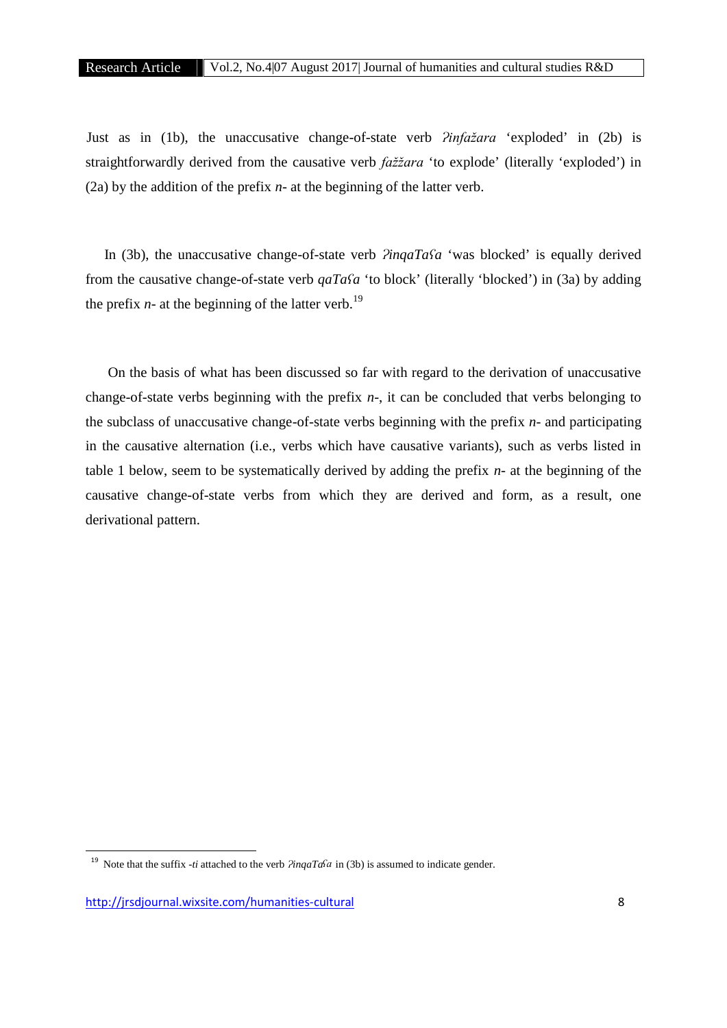Just as in (1b), the unaccusative change-of-state verb *ʔinfažara* 'exploded' in (2b) is straightforwardly derived from the causative verb *faǯǯara* 'to explode' (literally 'exploded') in (2a) by the addition of the prefix *n-* at the beginning of the latter verb.

In (3b), the unaccusative change-of-state verb *ʔinqaTaʕa* 'was blocked' is equally derived from the causative change-of-state verb *qaTaʕa* 'to block' (literally 'blocked') in (3a) by adding the prefix *n-* at the beginning of the latter verb.[19]

On the basis of what has been discussed so far with regard to the derivation of unaccusative change-of-state verbs beginning with the prefix *n-*, it can be concluded that verbs belonging to the subclass of unaccusative change-of-state verbs beginning with the prefix *n-* and participating in the causative alternation (i.e., verbs which have causative variants), such as verbs listed in table 1 below, seem to be systematically derived by adding the prefix *n-* at the beginning of the causative change-of-state verbs from which they are derived and form, as a result, one derivational pattern.

[19] Note that the suffix *-ti* attached to the verb *ʔinqaTaʕa* in (3b) is assumed to indicate gender.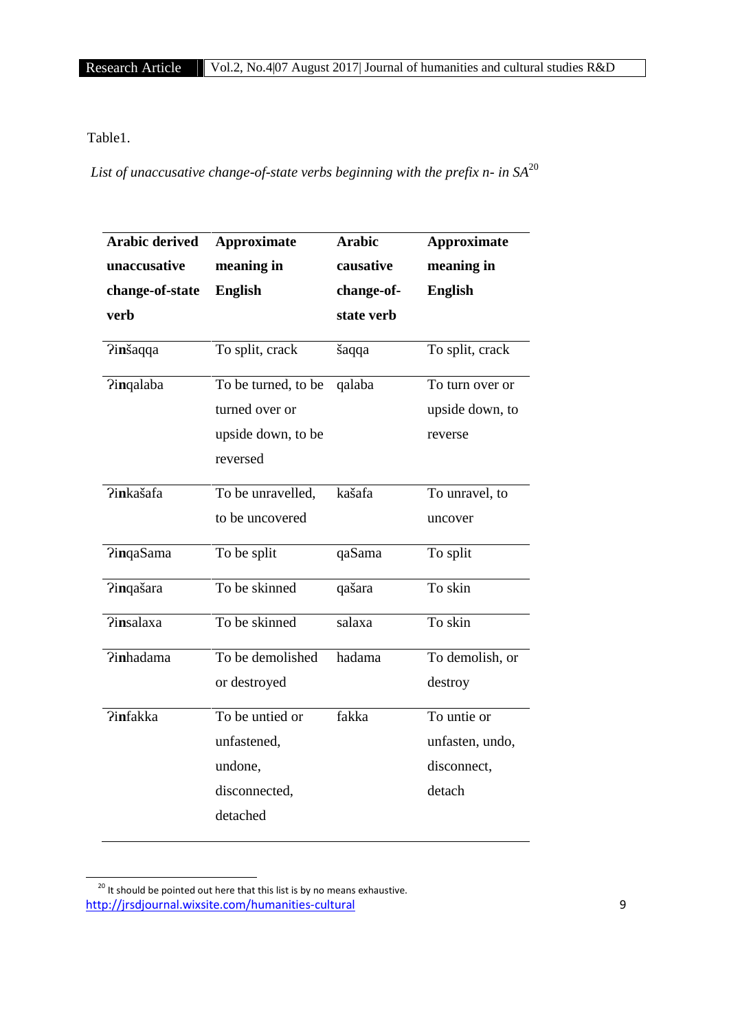Table1.

*List of unaccusative change-of-state verbs beginning with the prefix n- in SA*[20]

| Arabic derived unaccusative change-of-state verb | Approximate meaning in English | Arabic causative change-of-state verb | Approximate meaning in English |
|---|---|---|---|
| ʔi**n**šaqqa | To split, crack | šaqqa | To split, crack |
| ʔi**n**qalaba | To be turned, to be turned over or upside down, to be reversed | qalaba | To turn over or upside down, to reverse |
| ʔi**n**kašafa | To be unravelled, to be uncovered | kašafa | To unravel, to uncover |
| ʔi**n**qaSama | To be split | qaSama | To split |
| ʔi**n**qašara | To be skinned | qašara | To skin |
| ʔi**n**salaxa | To be skinned | salaxa | To skin |
| ʔi**n**hadama | To be demolished or destroyed | hadama | To demolish, or destroy |
| ʔi**n**fakka | To be untied or unfastened, undone, disconnected, detached | fakka | To untie or unfasten, undo, disconnect, detach |

[20] It should be pointed out here that this list is by no means exhaustive.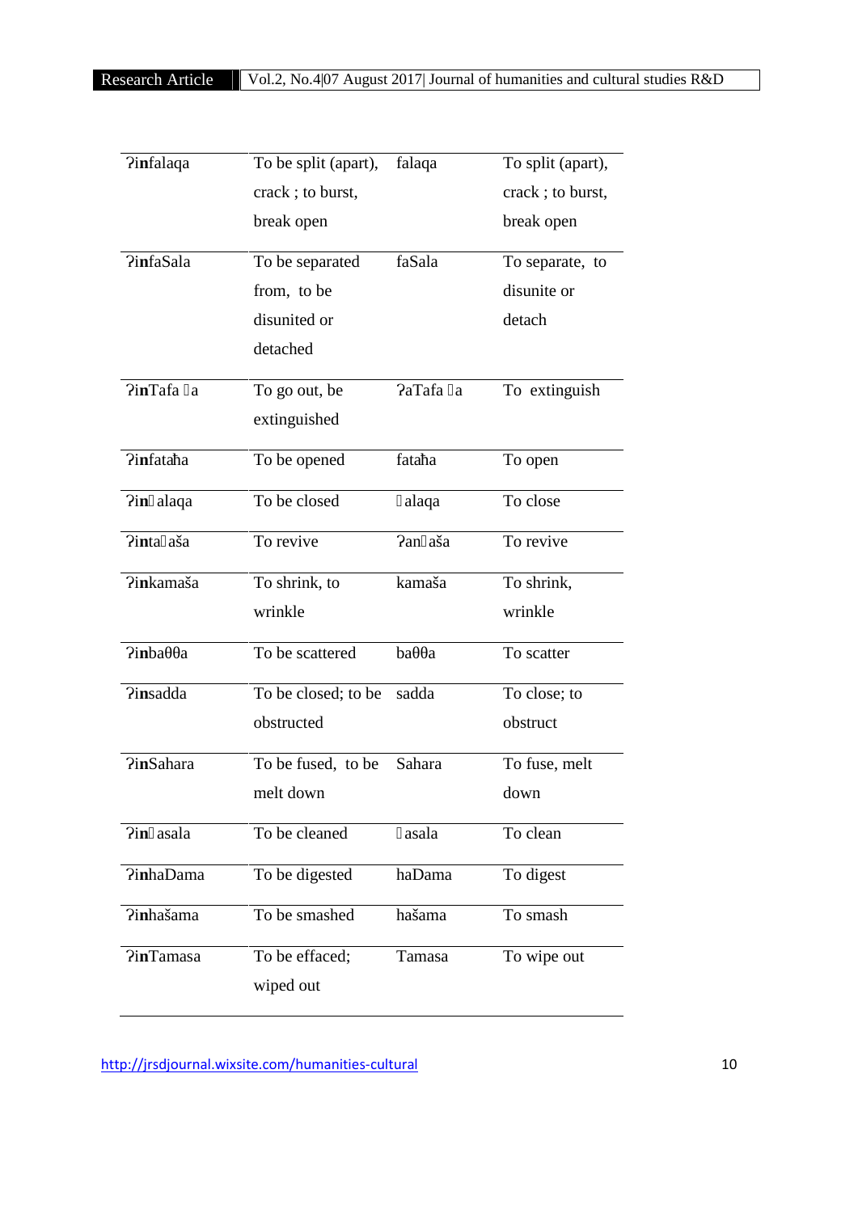| ʔ**in**falaqa | To be split (apart), crack ; to burst, break open | falaqa | To split (apart), crack ; to burst, break open |
|---|---|---|---|
| ʔ**in**faSala | To be separated from, to be disunited or detached | faSala | To separate, to disunite or detach |
| ʔ**in**Tafa a | To go out, be extinguished | ʔaTafa a | To extinguish |
| ʔ**in**fataħa | To be opened | fataħa | To open |
| ʔ**in** alaqa | To be closed | alaqa | To close |
| ʔ**in**ta aša | To revive | ʔan aša | To revive |
| ʔ**in**kamaša | To shrink, to wrinkle | kamaša | To shrink, wrinkle |
| ʔ**in**baθθa | To be scattered | baθθa | To scatter |
| ʔ**in**sadda | To be closed; to be obstructed | sadda | To close; to obstruct |
| ʔ**in**Sahara | To be fused, to be melt down | Sahara | To fuse, melt down |
| ʔ**in** asala | To be cleaned | asala | To clean |
| ʔ**in**haDama | To be digested | haDama | To digest |
| ʔ**in**hašama | To be smashed | hašama | To smash |
| ʔ**in**Tamasa | To be effaced; wiped out | Tamasa | To wipe out |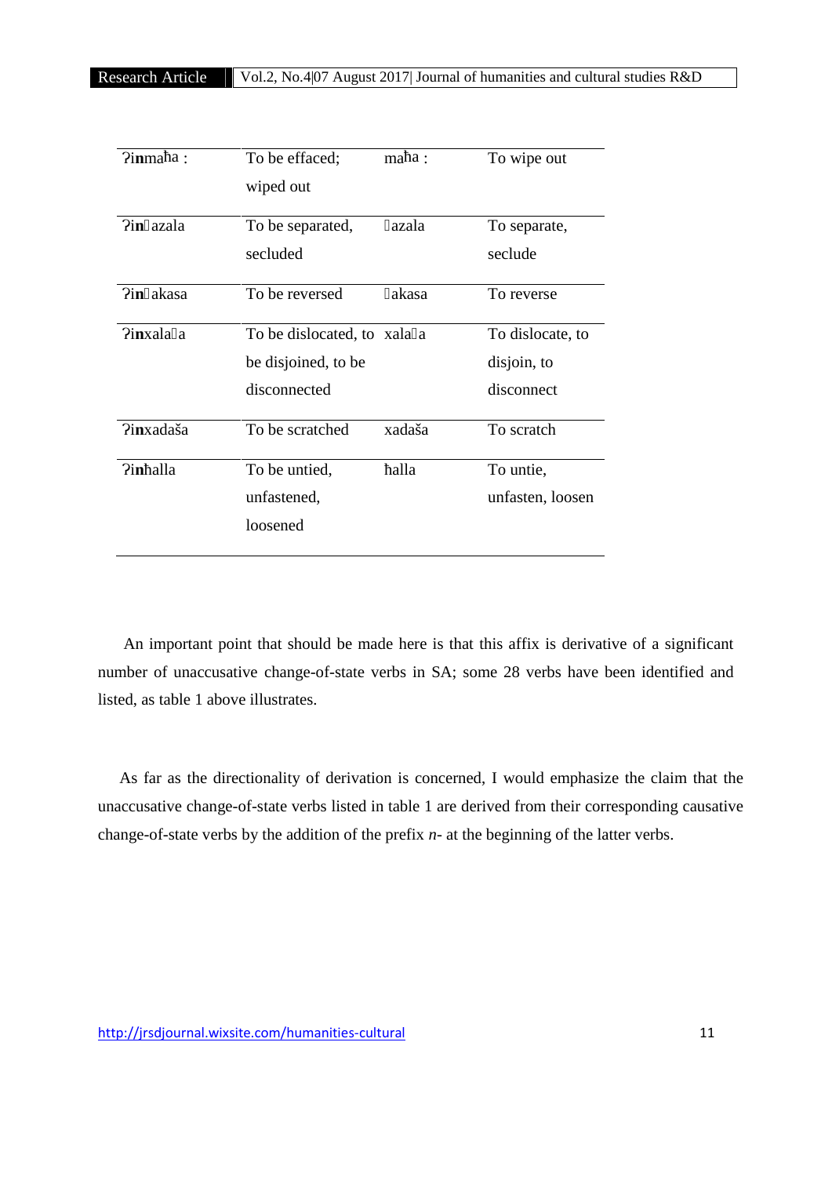| | | | |
|---|---|---|---|
| ʔi**n**maħa : | To be effaced; wiped out | maħa : | To wipe out |
| ʔi**n**azala | To be separated, secluded | azala | To separate, seclude |
| ʔi**n**akasa | To be reversed | akasa | To reverse |
| ʔi**n**xalaa | To be dislocated, to be disjoined, to be disconnected | xalaa | To dislocate, to disjoin, to disconnect |
| ʔi**n**xadaša | To be scratched | xadaša | To scratch |
| ʔi**n**ħalla | To be untied, unfastened, loosened | ħalla | To untie, unfasten, loosen |

An important point that should be made here is that this affix is derivative of a significant number of unaccusative change-of-state verbs in SA; some 28 verbs have been identified and listed, as table 1 above illustrates.

As far as the directionality of derivation is concerned, I would emphasize the claim that the unaccusative change-of-state verbs listed in table 1 are derived from their corresponding causative change-of-state verbs by the addition of the prefix *n-* at the beginning of the latter verbs.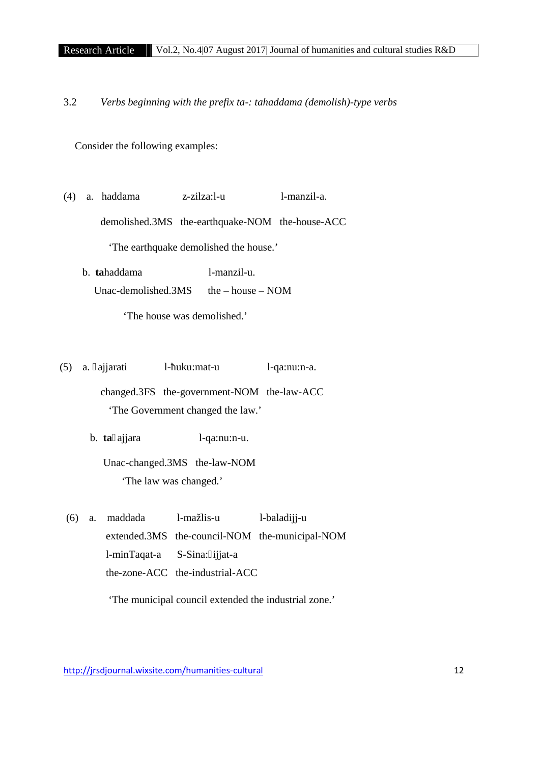### 3.2 *Verbs beginning with the prefix ta-: tahaddama (demolish)-type verbs*

Consider the following examples:

(4) a. haddama z-zilza:l-u l-manzil-a.

demolished.3MS the-earthquake-NOM the-house-ACC

'The earthquake demolished the house.'

b. **ta**haddama l-manzil-u.

Unac-demolished.3MS the – house – NOM

'The house was demolished.'

(5) a. ɣajjarati l-ħuku:mat-u l-qa:nu:n-a.

changed.3FS the-government-NOM the-law-ACC

'The Government changed the law.'

b. **ta**ɣajjara l-qa:nu:n-u.

Unac-changed.3MS the-law-NOM

'The law was changed.'

(6) a. maddada l-mažlis-u l-baladijj-u

extended.3MS the-council-NOM the-municipal-NOM

l-minTaqat-a S-Sina:ʕijjat-a

the-zone-ACC the-industrial-ACC

'The municipal council extended the industrial zone.'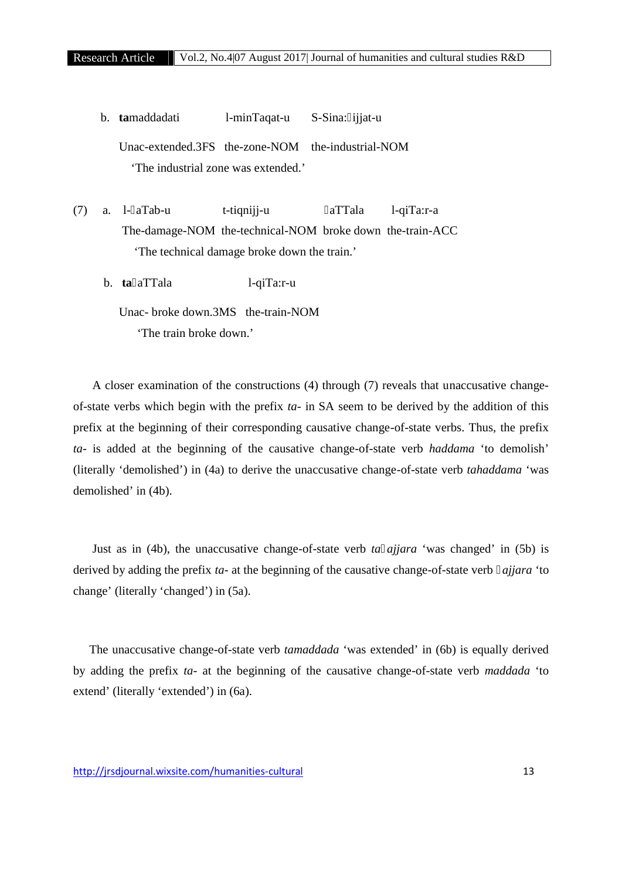b. **ta**maddadati l-minTaqat-u S-Sina:ʕijjat-u

Unac-extended.3FS the-zone-NOM the-industrial-NOM

'The industrial zone was extended.'

(7) a. l-ʕaTab-u t-tiqnijj-u ʕaTTala l-qiTa:r-a

The-damage-NOM the-technical-NOM broke down the-train-ACC

'The technical damage broke down the train.'

b. **ta**ʕaTTala l-qiTa:r-u

Unac- broke down.3MS the-train-NOM

'The train broke down.'

A closer examination of the constructions (4) through (7) reveals that unaccusative change-of-state verbs which begin with the prefix *ta-* in SA seem to be derived by the addition of this prefix at the beginning of their corresponding causative change-of-state verbs. Thus, the prefix *ta-* is added at the beginning of the causative change-of-state verb *haddama* 'to demolish' (literally 'demolished') in (4a) to derive the unaccusative change-of-state verb *tahaddama* 'was demolished' in (4b).

Just as in (4b), the unaccusative change-of-state verb *taʁajjara* 'was changed' in (5b) is derived by adding the prefix *ta-* at the beginning of the causative change-of-state verb *ʁajjara* 'to change' (literally 'changed') in (5a).

The unaccusative change-of-state verb *tamaddada* 'was extended' in (6b) is equally derived by adding the prefix *ta-* at the beginning of the causative change-of-state verb *maddada* 'to extend' (literally 'extended') in (6a).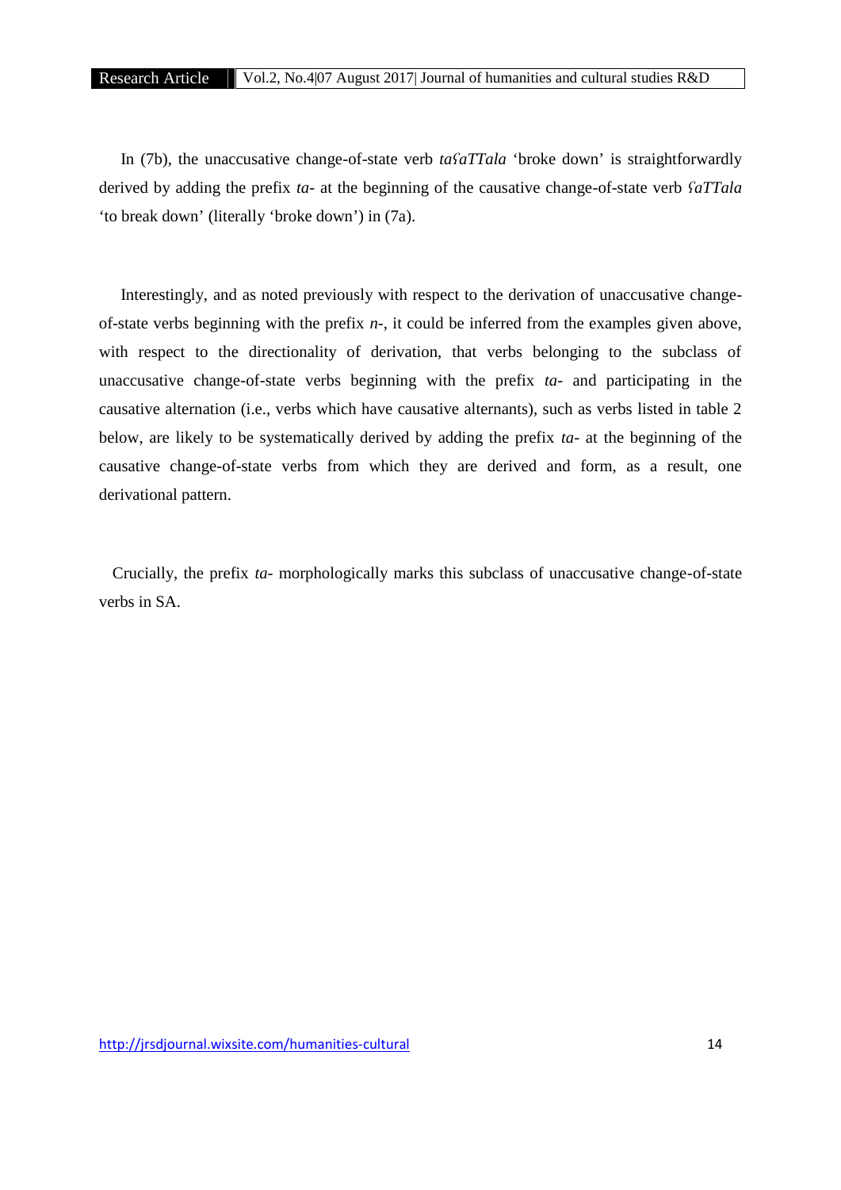In (7b), the unaccusative change-of-state verb *taʕaTTala* 'broke down' is straightforwardly derived by adding the prefix *ta-* at the beginning of the causative change-of-state verb *ʕaTTala* 'to break down' (literally 'broke down') in (7a).

Interestingly, and as noted previously with respect to the derivation of unaccusative change-of-state verbs beginning with the prefix *n-*, it could be inferred from the examples given above, with respect to the directionality of derivation, that verbs belonging to the subclass of unaccusative change-of-state verbs beginning with the prefix *ta-* and participating in the causative alternation (i.e., verbs which have causative alternants), such as verbs listed in table 2 below, are likely to be systematically derived by adding the prefix *ta-* at the beginning of the causative change-of-state verbs from which they are derived and form, as a result, one derivational pattern.

Crucially, the prefix *ta-* morphologically marks this subclass of unaccusative change-of-state verbs in SA.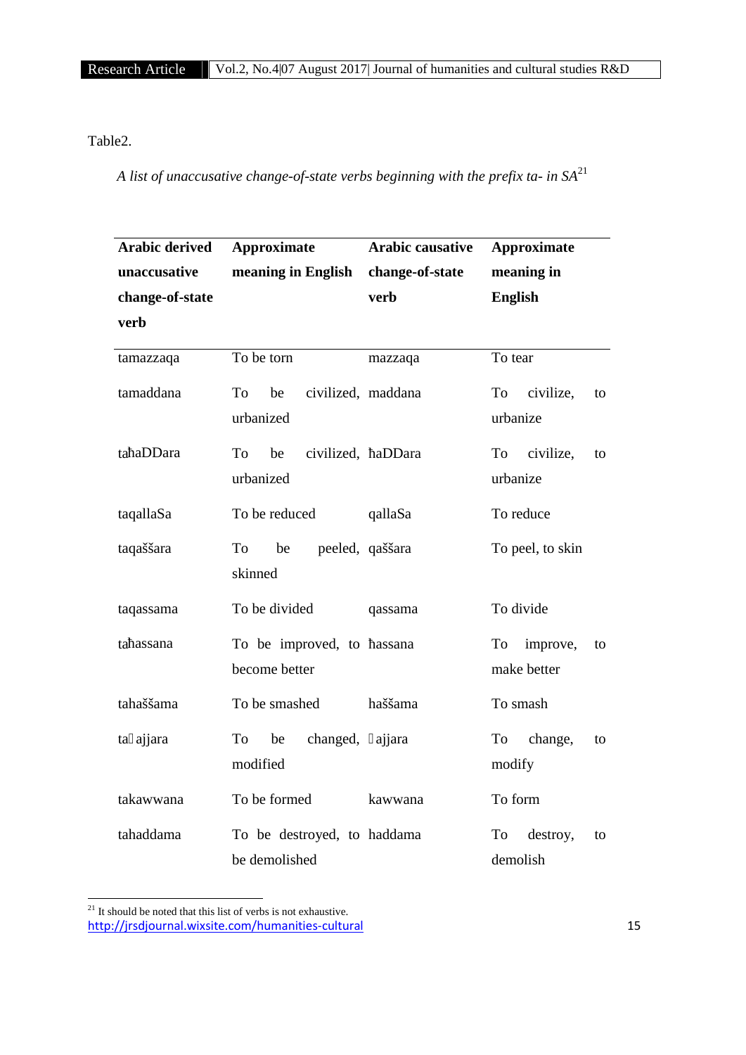Table2.

*A list of unaccusative change-of-state verbs beginning with the prefix ta- in SA*[21]

| Arabic derived unaccusative change-of-state verb | Approximate meaning in English | Arabic causative change-of-state verb | Approximate meaning in English |
|---|---|---|---|
| tamazzaqa | To be torn | mazzaqa | To tear |
| tamaddana | To be civilized, urbanized | maddana | To civilize, to urbanize |
| taħaDDara | To be civilized, urbanized | ħaDDara | To civilize, to urbanize |
| taqallaSa | To be reduced | qallaSa | To reduce |
| taqaššara | To be peeled, skinned | qaššara | To peel, to skin |
| taqassama | To be divided | qassama | To divide |
| taħassana | To be improved, to become better | ħassana | To improve, to make better |
| tahaššama | To be smashed | haššama | To smash |
| taꞌajjara | To be changed, modified | ꞌajjara | To change, to modify |
| takawwana | To be formed | kawwana | To form |
| tahaddama | To be destroyed, to be demolished | haddama | To destroy, to demolish |

[21] It should be noted that this list of verbs is not exhaustive.

http://jrsdjournal.wixsite.com/humanities-cultural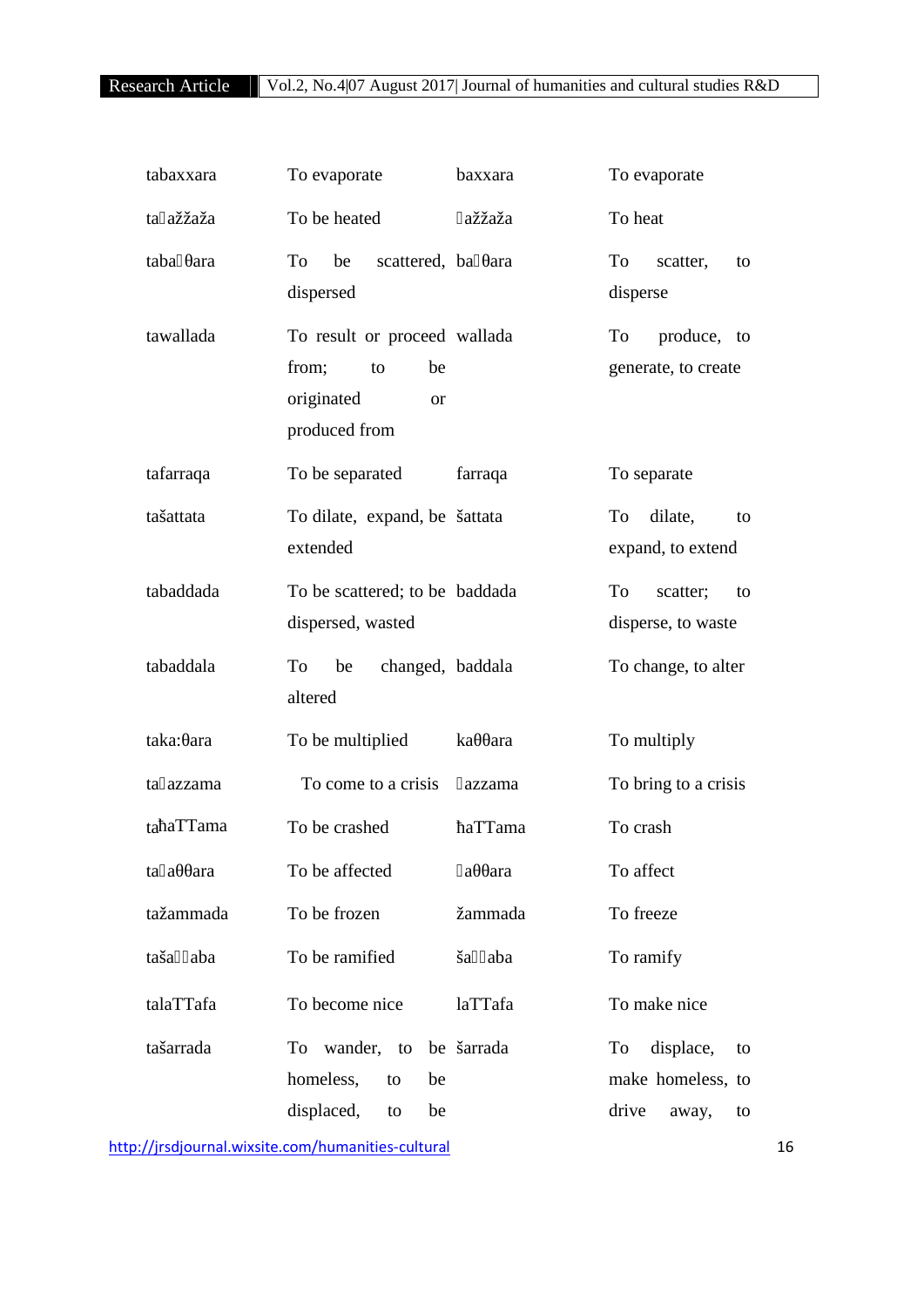| | | | |
|---|---|---|---|
| tabaxxara | To evaporate | baxxara | To evaporate |
| taاažžaža | To be heated | اažžaža | To heat |
| tabaاθara | To be scattered, dispersed | baاθara | To scatter, to disperse |
| tawallada | To result or proceed from; to be originated or produced from | wallada | To produce, to generate, to create |
| tafarraqa | To be separated | farraqa | To separate |
| tašattata | To dilate, expand, be extended | šattata | To dilate, to expand, to extend |
| tabaddada | To be scattered; to be dispersed, wasted | baddada | To scatter; to disperse, to waste |
| tabaddala | To be changed, altered | baddala | To change, to alter |
| taka:θara | To be multiplied | kaθθara | To multiply |
| taاazzama | To come to a crisis | اazzama | To bring to a crisis |
| taħaTTama | To be crashed | ħaTTama | To crash |
| taاaθθara | To be affected | اaθθara | To affect |
| tažammada | To be frozen | žammada | To freeze |
| tašaااaba | To be ramified | šaااaba | To ramify |
| talaTTafa | To become nice | laTTafa | To make nice |
| tašarrada | To wander, to be homeless, to be displaced, to be | šarrada | To displace, to make homeless, to drive away, to |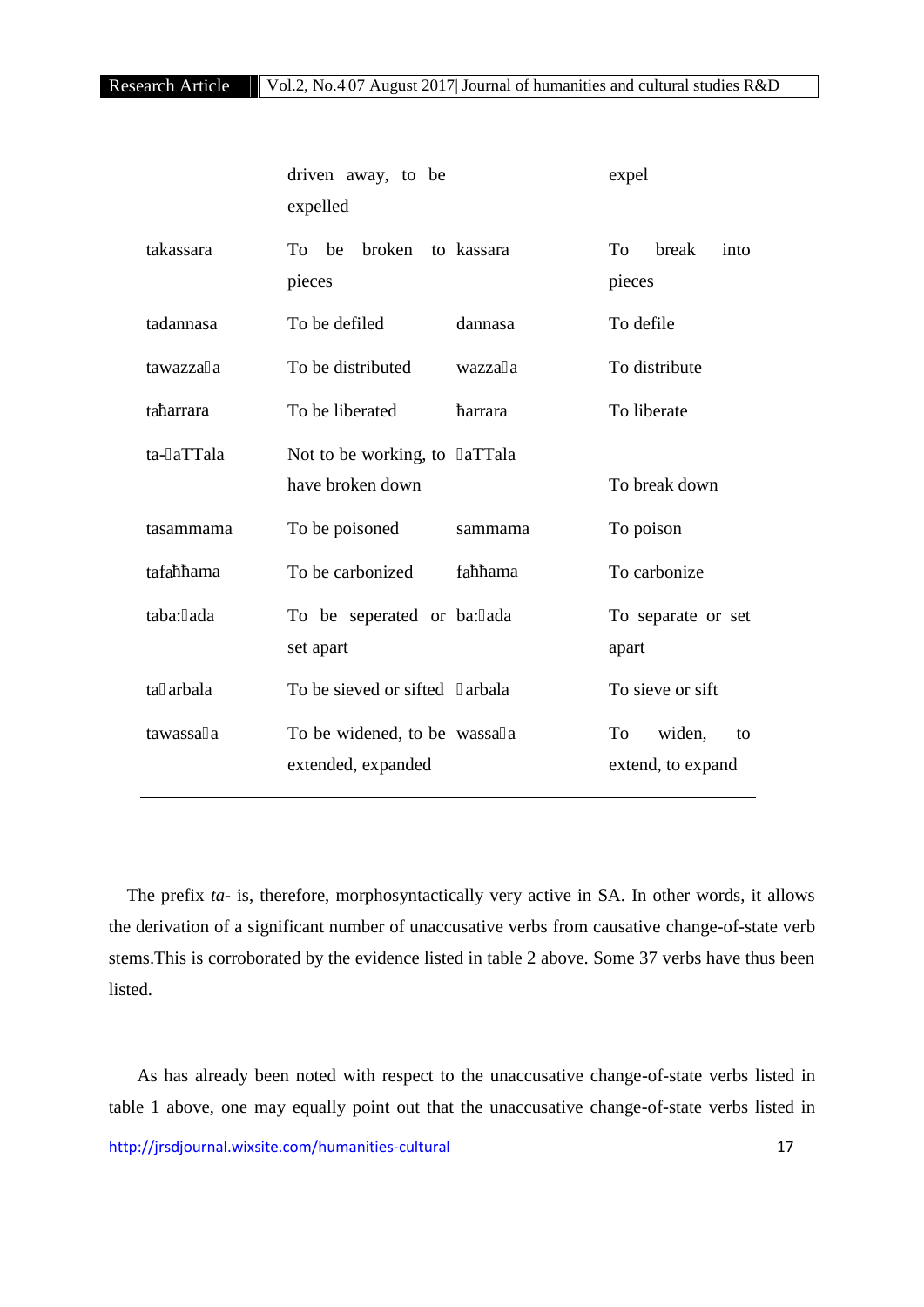| | | | |
|---|---|---|---|
| | driven away, to be expelled | | expel |
| takassara | To be broken to pieces | kassara | To break into pieces |
| tadannasa | To be defiled | dannasa | To defile |
| tawazzaʕa | To be distributed | wazzaʕa | To distribute |
| taħarrara | To be liberated | ħarrara | To liberate |
| ta-ʕaTTala | Not to be working, to have broken down | ʕaTTala | To break down |
| tasammama | To be poisoned | sammama | To poison |
| tafaħħama | To be carbonized | faħħama | To carbonize |
| taba:ʕada | To be seperated or set apart | ba:ʕada | To separate or set apart |
| taʁarbala | To be sieved or sifted | ʁarbala | To sieve or sift |
| tawassaʕa | To be widened, to be extended, expanded | wassaʕa | To widen, to extend, to expand |

The prefix *ta-* is, therefore, morphosyntactically very active in SA. In other words, it allows the derivation of a significant number of unaccusative verbs from causative change-of-state verb stems.This is corroborated by the evidence listed in table 2 above. Some 37 verbs have thus been listed.

As has already been noted with respect to the unaccusative change-of-state verbs listed in table 1 above, one may equally point out that the unaccusative change-of-state verbs listed in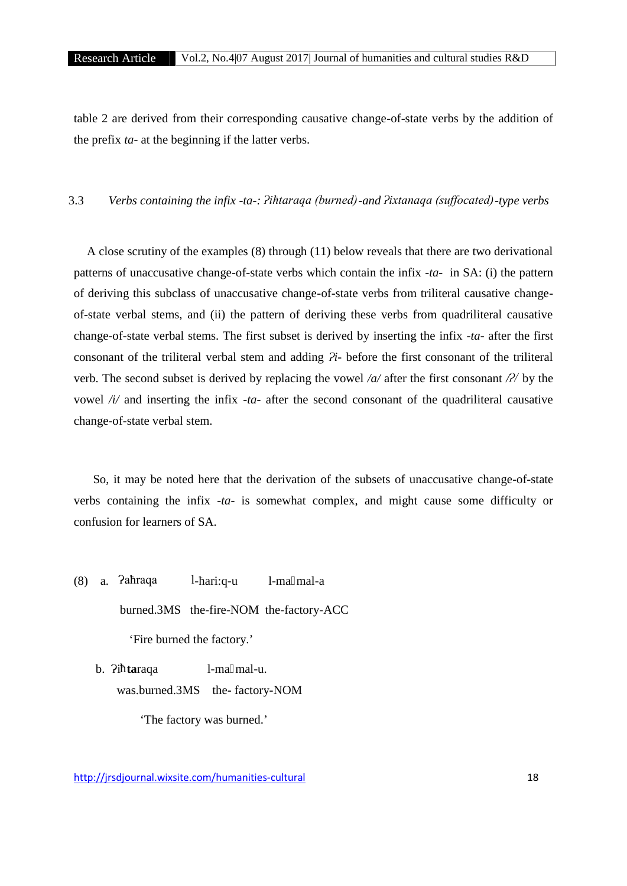table 2 are derived from their corresponding causative change-of-state verbs by the addition of the prefix *ta-* at the beginning if the latter verbs.

### 3.3 *Verbs containing the infix -ta-: ʔiħtaraqa (burned)-and ʔixtanaqa (suffocated)-type verbs*

A close scrutiny of the examples (8) through (11) below reveals that there are two derivational patterns of unaccusative change-of-state verbs which contain the infix *-ta-* in SA: (i) the pattern of deriving this subclass of unaccusative change-of-state verbs from triliteral causative change-of-state verbal stems, and (ii) the pattern of deriving these verbs from quadriliteral causative change-of-state verbal stems. The first subset is derived by inserting the infix *-ta-* after the first consonant of the triliteral verbal stem and adding *ʔi-* before the first consonant of the triliteral verb. The second subset is derived by replacing the vowel */a/* after the first consonant */ʔ/* by the vowel */i/* and inserting the infix *-ta-* after the second consonant of the quadriliteral causative change-of-state verbal stem.

So, it may be noted here that the derivation of the subsets of unaccusative change-of-state verbs containing the infix *-ta-* is somewhat complex, and might cause some difficulty or confusion for learners of SA.

(8) a. ʔaħraqa l-ħari:q-u l-maʕmal-a

burned.3MS the-fire-NOM the-factory-ACC

'Fire burned the factory.'

b. ʔiħ**ta**raqa l-maʕmal-u.

was.burned.3MS the- factory-NOM

'The factory was burned.'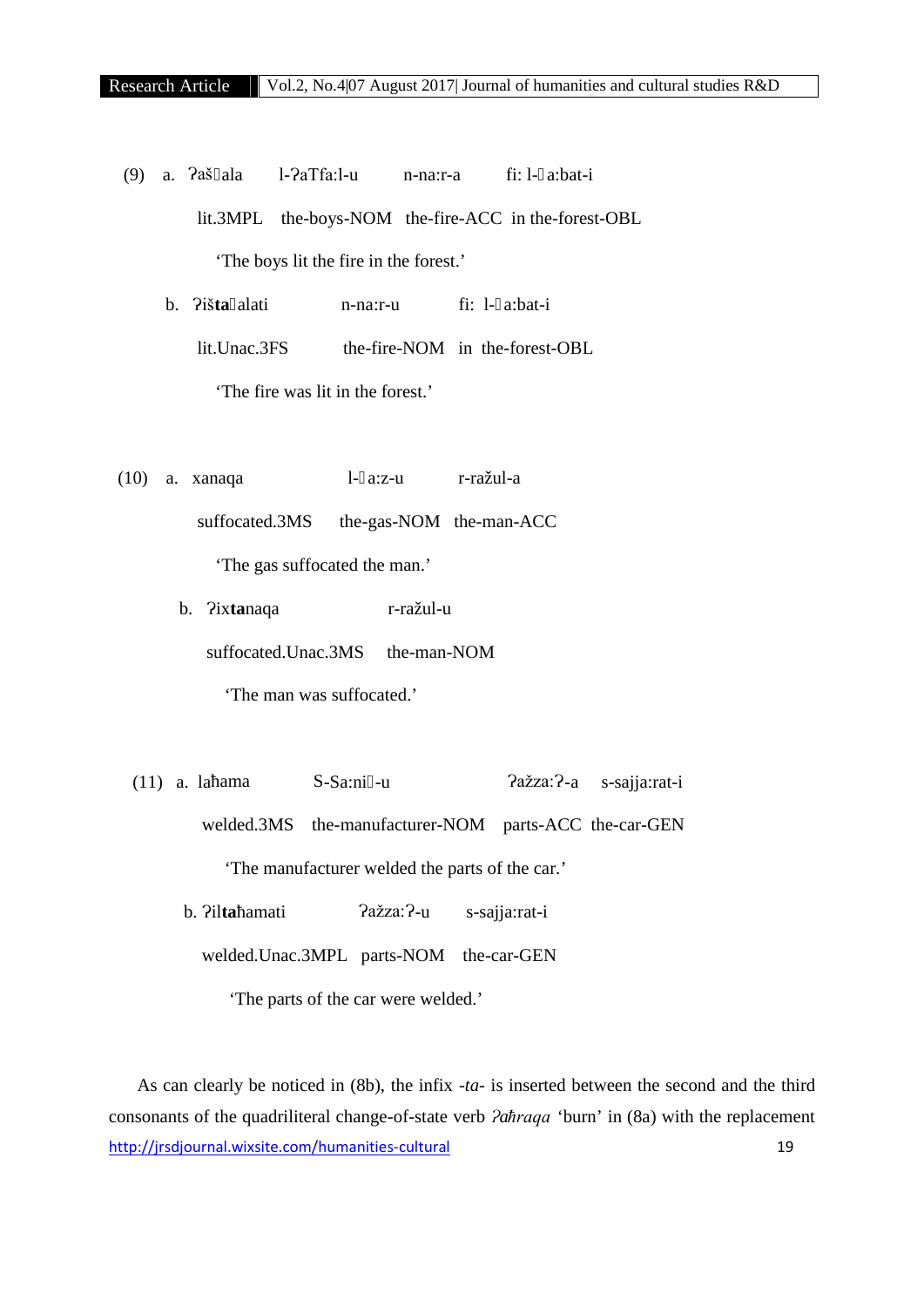(9) a. ʔašʕala l-ʔaTfa:l-u n-na:r-a fi: l-ɣa:bat-i

lit.3MPL the-boys-NOM the-fire-ACC in the-forest-OBL

'The boys lit the fire in the forest.'

b. ʔiš**ta**ʕalati n-na:r-u fi: l-ɣa:bat-i

lit.Unac.3FS the-fire-NOM in the-forest-OBL

'The fire was lit in the forest.'

(10) a. xanaqa l-ɣa:z-u r-ražul-a

suffocated.3MS the-gas-NOM the-man-ACC

'The gas suffocated the man.'

b. ʔix**ta**naqa r-ražul-u

suffocated.Unac.3MS the-man-NOM

'The man was suffocated.'

(11) a. laħama S-Sa:niʕ-u ʔažza:ʔ-a s-sajja:rat-i

welded.3MS the-manufacturer-NOM parts-ACC the-car-GEN

'The manufacturer welded the parts of the car.'

b. ʔil**ta**ħamati ʔažza:ʔ-u s-sajja:rat-i

welded.Unac.3MPL parts-NOM the-car-GEN

'The parts of the car were welded.'

As can clearly be noticed in (8b), the infix *-ta-* is inserted between the second and the third consonants of the quadriliteral change-of-state verb *ʔaħraqa* 'burn' in (8a) with the replacement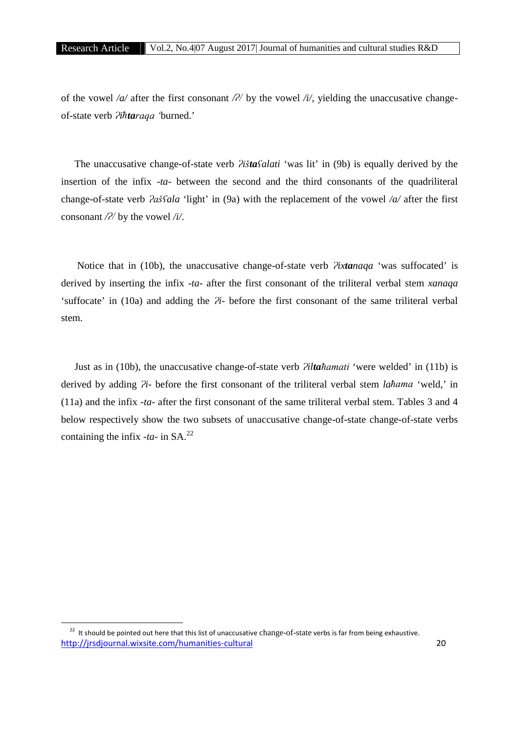of the vowel /*a*/ after the first consonant /ʔ/ by the vowel /*i*/, yielding the unaccusative change-of-state verb *ʔiħ**ta**raqa* 'burned.'

The unaccusative change-of-state verb *ʔiš**ta**ʕalati* 'was lit' in (9b) is equally derived by the insertion of the infix *-ta-* between the second and the third consonants of the quadriliteral change-of-state verb *ʔašʕala* 'light' in (9a) with the replacement of the vowel /*a*/ after the first consonant /ʔ/ by the vowel /*i*/.

Notice that in (10b), the unaccusative change-of-state verb *ʔix**ta**naqa* 'was suffocated' is derived by inserting the infix *-ta-* after the first consonant of the triliteral verbal stem *xanaqa* 'suffocate' in (10a) and adding the *ʔi-* before the first consonant of the same triliteral verbal stem.

Just as in (10b), the unaccusative change-of-state verb *ʔil**ta**ħamati* 'were welded' in (11b) is derived by adding *ʔi-* before the first consonant of the triliteral verbal stem *laħama* 'weld,' in (11a) and the infix *-ta-* after the first consonant of the same triliteral verbal stem. Tables 3 and 4 below respectively show the two subsets of unaccusative change-of-state change-of-state verbs containing the infix *-ta-* in SA.[22]

[22] It should be pointed out here that this list of unaccusative change-of-state verbs is far from being exhaustive.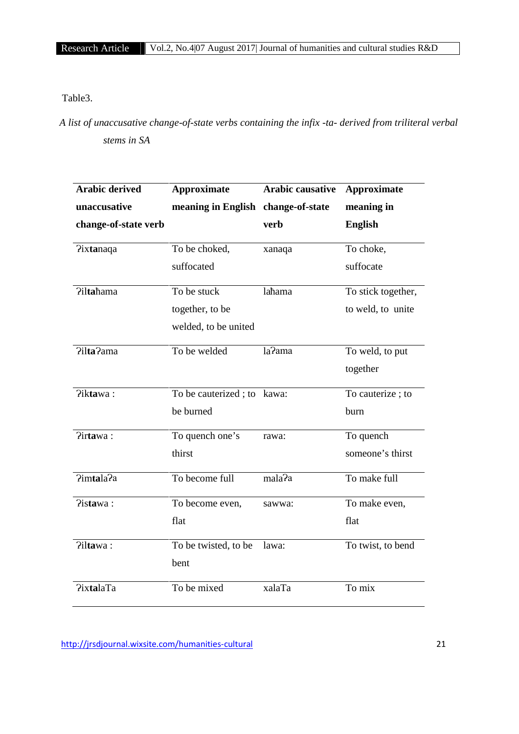Table3.

*A list of unaccusative change-of-state verbs containing the infix -ta- derived from triliteral verbal stems in SA*

| Arabic derived unaccusative change-of-state verb | Approximate meaning in English | Arabic causative change-of-state verb | Approximate meaning in English |
|---|---|---|---|
| ʔix**ta**naqa | To be choked, suffocated | xanaqa | To choke, suffocate |
| ʔil**ta**ħama | To be stuck together, to be welded, to be united | laħama | To stick together, to weld, to unite |
| ʔil**ta**ʔama | To be welded | laʔama | To weld, to put together |
| ʔik**ta**wa : | To be cauterized ; to be burned | kawa: | To cauterize ; to burn |
| ʔir**ta**wa : | To quench one's thirst | rawa: | To quench someone's thirst |
| ʔim**ta**laʔa | To become full | malaʔa | To make full |
| ʔis**ta**wa : | To become even, flat | sawwa: | To make even, flat |
| ʔil**ta**wa : | To be twisted, to be bent | lawa: | To twist, to bend |
| ʔix**ta**laTa | To be mixed | xalaTa | To mix |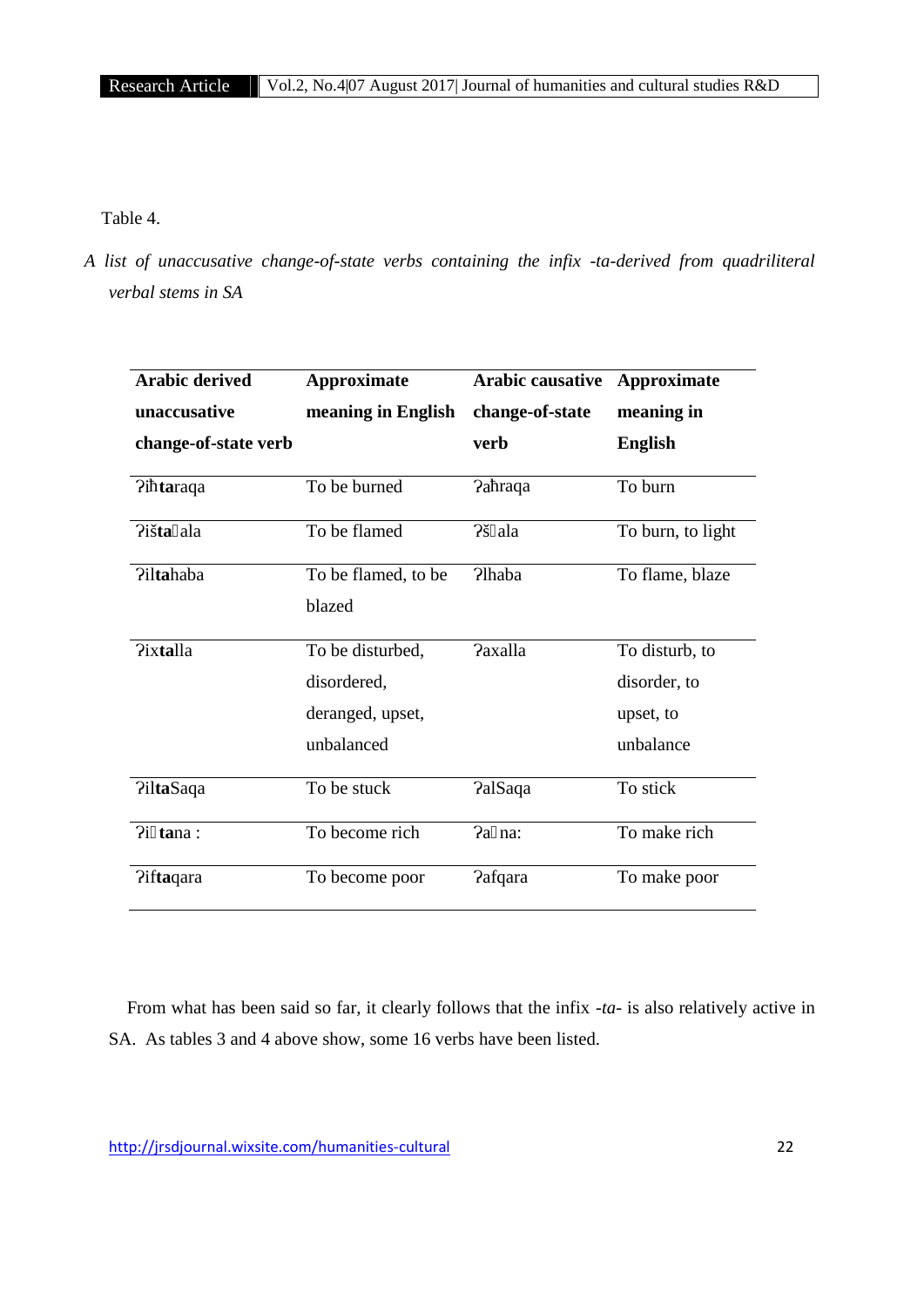Table 4.

*A list of unaccusative change-of-state verbs containing the infix -ta-derived from quadriliteral verbal stems in SA*

| Arabic derived unaccusative change-of-state verb | Approximate meaning in English | Arabic causative change-of-state verb | Approximate meaning in English |
|---|---|---|---|
| ʔiħ**ta**raqa | To be burned | ʔaħraqa | To burn |
| ʔišta**ʕ**ala | To be flamed | ʔšʕala | To burn, to light |
| ʔil**ta**haba | To be flamed, to be blazed | ʔlhaba | To flame, blaze |
| ʔix**ta**lla | To be disturbed, disordered, deranged, upset, unbalanced | ʔaxalla | To disturb, to disorder, to upset, to unbalance |
| ʔil**ta**Saqa | To be stuck | ʔalSaqa | To stick |
| ʔiɣ**ta**na : | To become rich | ʔaɣna: | To make rich |
| ʔif**ta**qara | To become poor | ʔafqara | To make poor |

From what has been said so far, it clearly follows that the infix *-ta-* is also relatively active in SA. As tables 3 and 4 above show, some 16 verbs have been listed.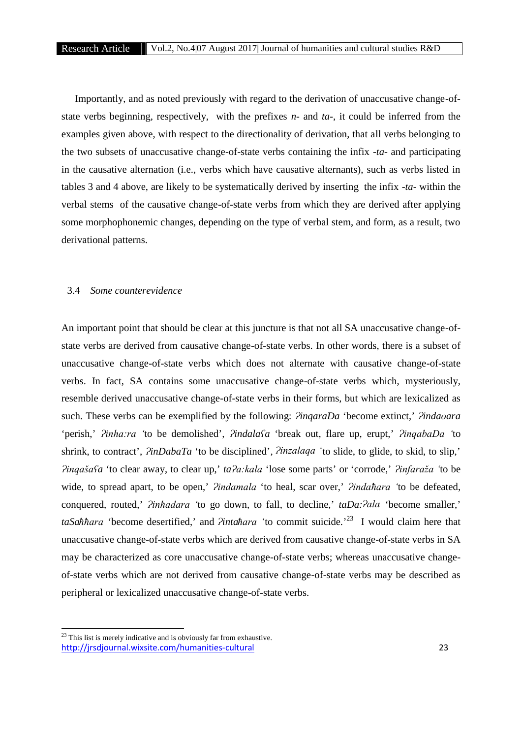Importantly, and as noted previously with regard to the derivation of unaccusative change-of-state verbs beginning, respectively, with the prefixes *n-* and *ta-*, it could be inferred from the examples given above, with respect to the directionality of derivation, that all verbs belonging to the two subsets of unaccusative change-of-state verbs containing the infix *-ta-* and participating in the causative alternation (i.e., verbs which have causative alternants), such as verbs listed in tables 3 and 4 above, are likely to be systematically derived by inserting the infix *-ta-* within the verbal stems of the causative change-of-state verbs from which they are derived after applying some morphophonemic changes, depending on the type of verbal stem, and form, as a result, two derivational patterns.

### 3.4 *Some counterevidence*

An important point that should be clear at this juncture is that not all SA unaccusative change-of-state verbs are derived from causative change-of-state verbs. In other words, there is a subset of unaccusative change-of-state verbs which does not alternate with causative change-of-state verbs. In fact, SA contains some unaccusative change-of-state verbs which, mysteriously, resemble derived unaccusative change-of-state verbs in their forms, but which are lexicalized as such. These verbs can be exemplified by the following: *ʔinqaraDa* 'become extinct,' *ʔindaɵara* 'perish,' *ʔinha:ra* 'to be demolished', *ʔindalaʕa* 'break out, flare up, erupt,' *ʔinqabaDa* 'to shrink, to contract', *ʔinDabaTa* 'to be disciplined', *ʔinzalaqa* 'to slide, to glide, to skid, to slip,' *ʔinqašaʕa* 'to clear away, to clear up,' *taʔa:kala* 'lose some parts' or 'corrode,' *ʔinfaraža* 'to be wide, to spread apart, to be open,' *ʔindamala* 'to heal, scar over,' *ʔindaħara* 'to be defeated, conquered, routed,' *ʔinħadara* 'to go down, to fall, to decline,' *taDa:ʔala* 'become smaller,' *taSaħħara* 'become desertified,' and *ʔintaħara* 'to commit suicide.'[23] I would claim here that unaccusative change-of-state verbs which are derived from causative change-of-state verbs in SA may be characterized as core unaccusative change-of-state verbs; whereas unaccusative change-of-state verbs which are not derived from causative change-of-state verbs may be described as peripheral or lexicalized unaccusative change-of-state verbs.

[23] This list is merely indicative and is obviously far from exhaustive.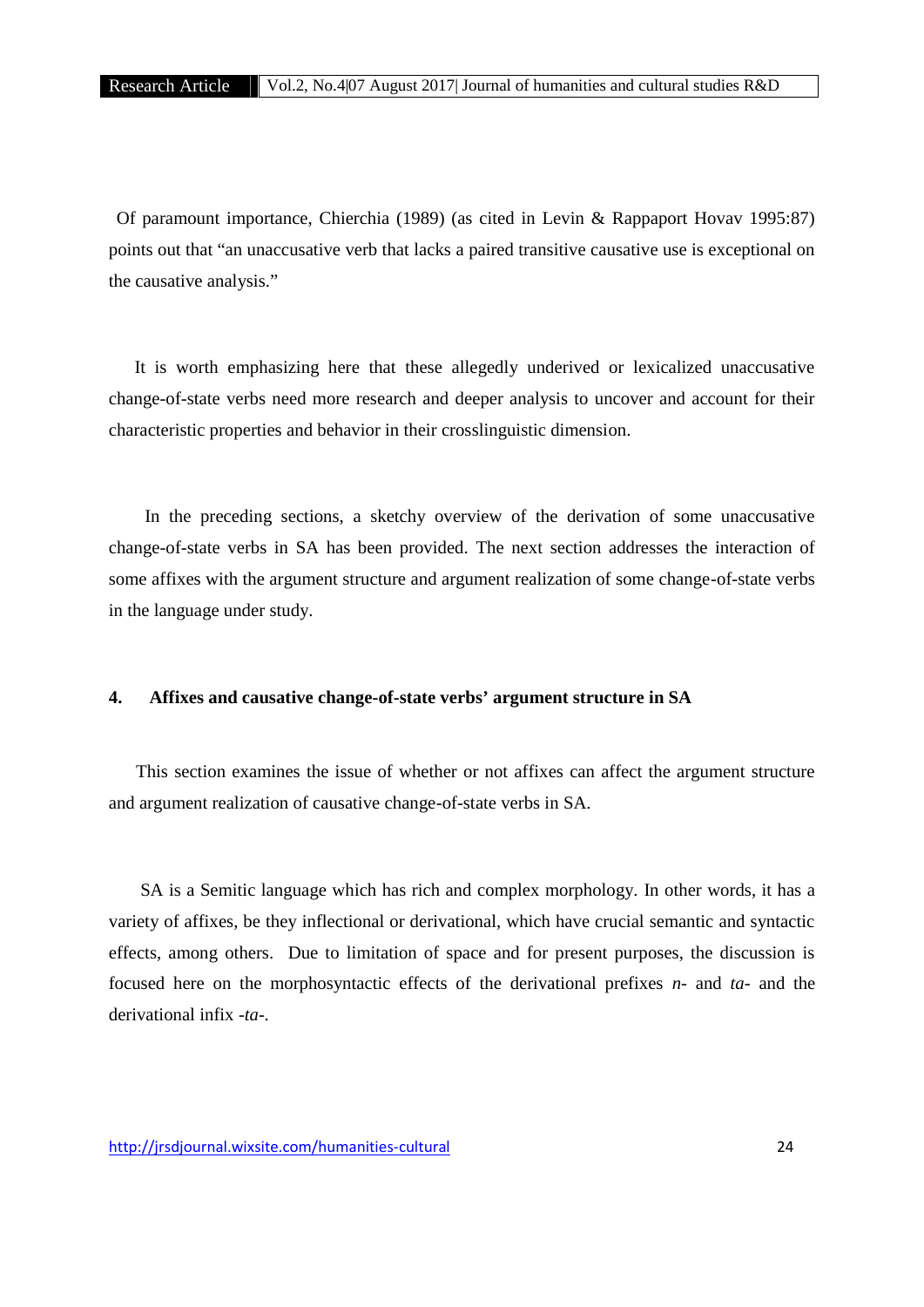Of paramount importance, Chierchia (1989) (as cited in Levin & Rappaport Hovav 1995:87) points out that "an unaccusative verb that lacks a paired transitive causative use is exceptional on the causative analysis."

It is worth emphasizing here that these allegedly underived or lexicalized unaccusative change-of-state verbs need more research and deeper analysis to uncover and account for their characteristic properties and behavior in their crosslinguistic dimension.

In the preceding sections, a sketchy overview of the derivation of some unaccusative change-of-state verbs in SA has been provided. The next section addresses the interaction of some affixes with the argument structure and argument realization of some change-of-state verbs in the language under study.

## 4. Affixes and causative change-of-state verbs' argument structure in SA

This section examines the issue of whether or not affixes can affect the argument structure and argument realization of causative change-of-state verbs in SA.

SA is a Semitic language which has rich and complex morphology. In other words, it has a variety of affixes, be they inflectional or derivational, which have crucial semantic and syntactic effects, among others. Due to limitation of space and for present purposes, the discussion is focused here on the morphosyntactic effects of the derivational prefixes *n-* and *ta-* and the derivational infix *-ta-*.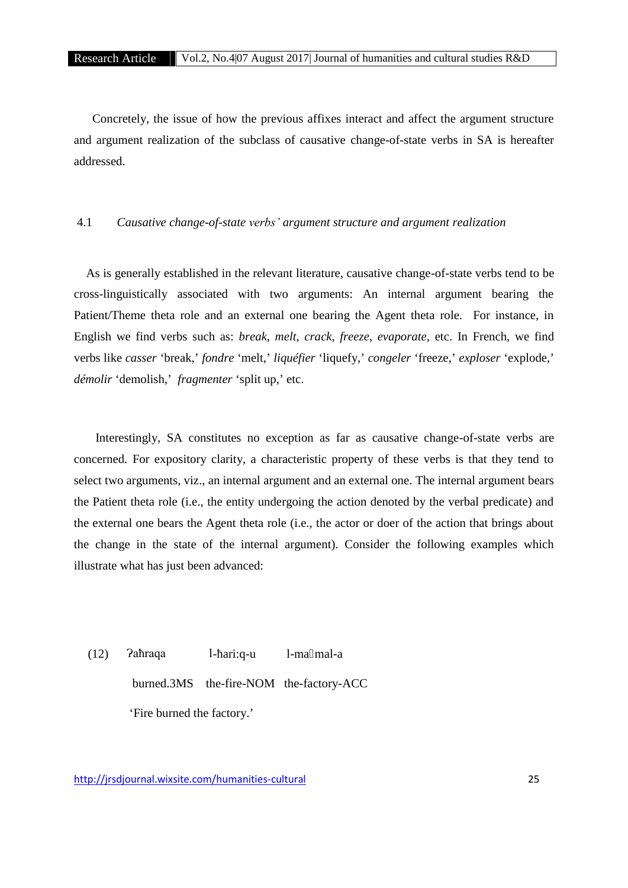Concretely, the issue of how the previous affixes interact and affect the argument structure and argument realization of the subclass of causative change-of-state verbs in SA is hereafter addressed.

### 4.1 *Causative change-of-state verbs' argument structure and argument realization*

As is generally established in the relevant literature, causative change-of-state verbs tend to be cross-linguistically associated with two arguments: An internal argument bearing the Patient/Theme theta role and an external one bearing the Agent theta role. For instance, in English we find verbs such as: *break*, *melt*, *crack*, *freeze*, *evaporate*, etc. In French, we find verbs like *casser* 'break,' *fondre* 'melt,' *liquéfier* 'liquefy,' *congeler* 'freeze,' *exploser* 'explode,' *démolir* 'demolish,' *fragmenter* 'split up,' etc.

Interestingly, SA constitutes no exception as far as causative change-of-state verbs are concerned. For expository clarity, a characteristic property of these verbs is that they tend to select two arguments, viz., an internal argument and an external one. The internal argument bears the Patient theta role (i.e., the entity undergoing the action denoted by the verbal predicate) and the external one bears the Agent theta role (i.e., the actor or doer of the action that brings about the change in the state of the internal argument). Consider the following examples which illustrate what has just been advanced:

(12) ʔaħraqa l-ħari:q-u l-maʕmal-a

burned.3MS the-fire-NOM the-factory-ACC

'Fire burned the factory.'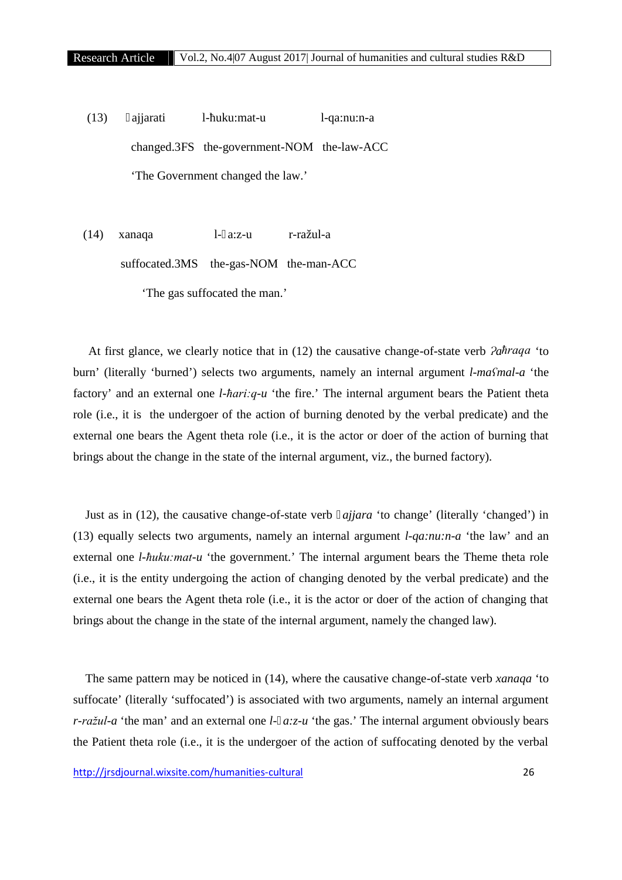(13) ʁajjarati l-ħuku:mat-u l-qa:nu:n-a

changed.3FS the-government-NOM the-law-ACC

'The Government changed the law.'

(14) xanaqa l-ɣa:z-u r-ražul-a

suffocated.3MS the-gas-NOM the-man-ACC

'The gas suffocated the man.'

At first glance, we clearly notice that in (12) the causative change-of-state verb *ʔaħraqa* 'to burn' (literally 'burned') selects two arguments, namely an internal argument *l-maʕmal-a* 'the factory' and an external one *l-ħari:q-u* 'the fire.' The internal argument bears the Patient theta role (i.e., it is the undergoer of the action of burning denoted by the verbal predicate) and the external one bears the Agent theta role (i.e., it is the actor or doer of the action of burning that brings about the change in the state of the internal argument, viz., the burned factory).

Just as in (12), the causative change-of-state verb *ʁajjara* 'to change' (literally 'changed') in (13) equally selects two arguments, namely an internal argument *l-qa:nu:n-a* 'the law' and an external one *l-ħuku:mat-u* 'the government.' The internal argument bears the Theme theta role (i.e., it is the entity undergoing the action of changing denoted by the verbal predicate) and the external one bears the Agent theta role (i.e., it is the actor or doer of the action of changing that brings about the change in the state of the internal argument, namely the changed law).

The same pattern may be noticed in (14), where the causative change-of-state verb *xanaqa* 'to suffocate' (literally 'suffocated') is associated with two arguments, namely an internal argument *r-ražul-a* 'the man' and an external one *l-ɣa:z-u* 'the gas.' The internal argument obviously bears the Patient theta role (i.e., it is the undergoer of the action of suffocating denoted by the verbal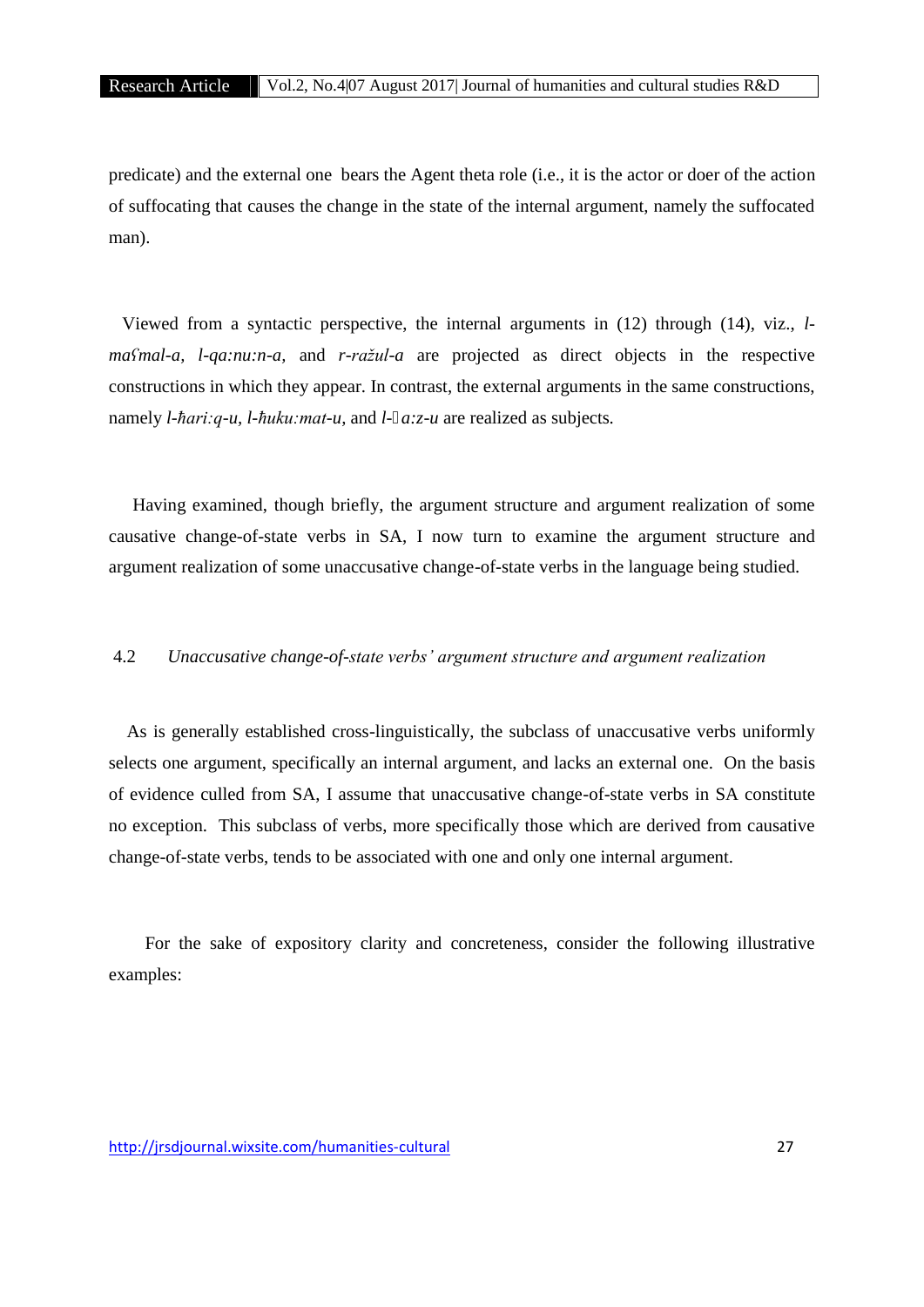predicate) and the external one bears the Agent theta role (i.e., it is the actor or doer of the action of suffocating that causes the change in the state of the internal argument, namely the suffocated man).

Viewed from a syntactic perspective, the internal arguments in (12) through (14), viz., *l-maʕmal-a*, *l-qa:nu:n-a*, and *r-ražul-a* are projected as direct objects in the respective constructions in which they appear. In contrast, the external arguments in the same constructions, namely *l-ħari:q-u*, *l-ħuku:mat-u*, and *l-*□*a:z-u* are realized as subjects.

Having examined, though briefly, the argument structure and argument realization of some causative change-of-state verbs in SA, I now turn to examine the argument structure and argument realization of some unaccusative change-of-state verbs in the language being studied.

### 4.2 *Unaccusative change-of-state verbs' argument structure and argument realization*

As is generally established cross-linguistically, the subclass of unaccusative verbs uniformly selects one argument, specifically an internal argument, and lacks an external one. On the basis of evidence culled from SA, I assume that unaccusative change-of-state verbs in SA constitute no exception. This subclass of verbs, more specifically those which are derived from causative change-of-state verbs, tends to be associated with one and only one internal argument.

For the sake of expository clarity and concreteness, consider the following illustrative examples: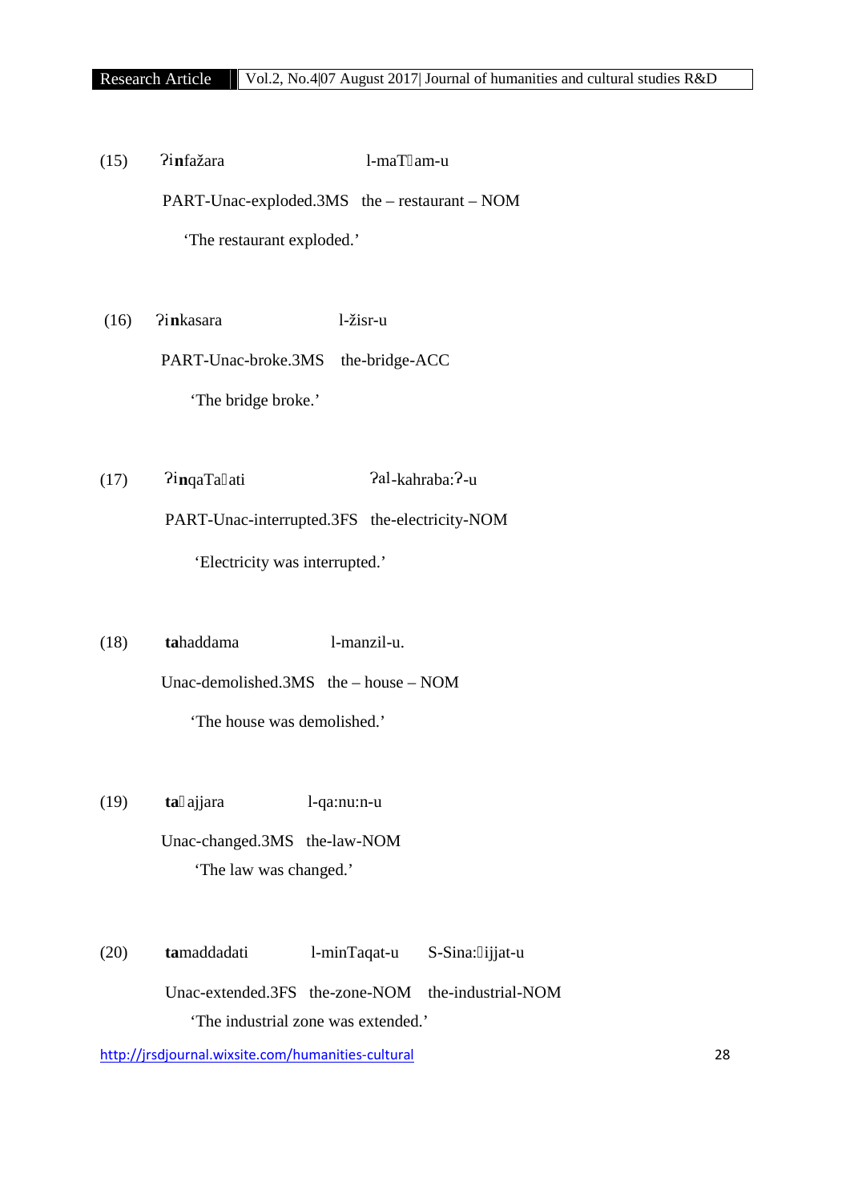(15) ʔi**n**fažara l-maTʕam-u

PART-Unac-exploded.3MS the – restaurant – NOM

'The restaurant exploded.'

(16) ʔi**n**kasara l-žisr-u

PART-Unac-broke.3MS the-bridge-ACC

'The bridge broke.'

(17) ʔi**n**qaTaʕati ʔal-kahraba:ʔ-u

PART-Unac-interrupted.3FS the-electricity-NOM

'Electricity was interrupted.'

(18) **ta**haddama l-manzil-u.

Unac-demolished.3MS the – house – NOM

'The house was demolished.'

(19) **ta**ɣajjara l-qa:nu:n-u

Unac-changed.3MS the-law-NOM

'The law was changed.'

(20) **ta**maddadati l-minTaqat-u S-Sina:ʕijjat-u

Unac-extended.3FS the-zone-NOM the-industrial-NOM

'The industrial zone was extended.'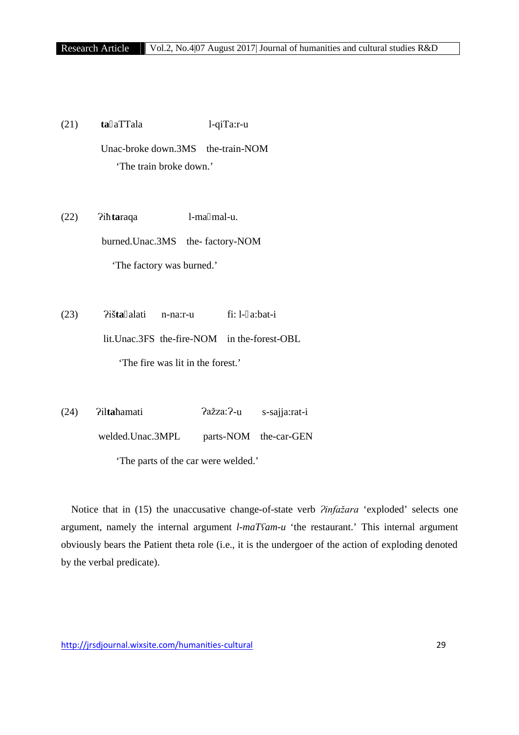(21) **ta**ʕaTTala l-qiTa:r-u

Unac-broke down.3MS the-train-NOM

'The train broke down.'

(22) ʔiħ**ta**raqa l-maʕmal-u.

burned.Unac.3MS the- factory-NOM

'The factory was burned.'

(23) ʔiš**ta**ʕalati n-na:r-u fi: l-ɣa:bat-i

lit.Unac.3FS the-fire-NOM in the-forest-OBL

'The fire was lit in the forest.'

(24) ʔil**ta**ħamati ʔažza:ʔ-u s-sajja:rat-i

welded.Unac.3MPL parts-NOM the-car-GEN

'The parts of the car were welded.'

Notice that in (15) the unaccusative change-of-state verb *ʔinfažara* 'exploded' selects one argument, namely the internal argument *l-maTʕam-u* 'the restaurant.' This internal argument obviously bears the Patient theta role (i.e., it is the undergoer of the action of exploding denoted by the verbal predicate).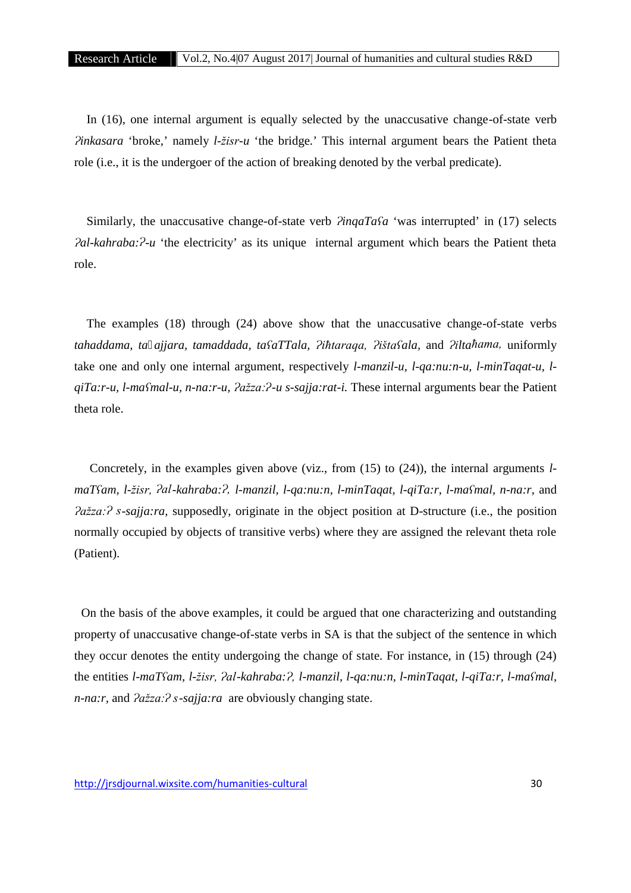In (16), one internal argument is equally selected by the unaccusative change-of-state verb *ʔinkasara* 'broke,' namely *l-žisr-u* 'the bridge.' This internal argument bears the Patient theta role (i.e., it is the undergoer of the action of breaking denoted by the verbal predicate).

Similarly, the unaccusative change-of-state verb *ʔinqaTaʕa* 'was interrupted' in (17) selects *ʔal-kahraba:ʔ-u* 'the electricity' as its unique internal argument which bears the Patient theta role.

The examples (18) through (24) above show that the unaccusative change-of-state verbs *tahaddama, ta ajjara, tamaddada, taʕaTTala, ʔiħtaraqa, ʔištaʕala*, and *ʔiltaħama,* uniformly take one and only one internal argument, respectively *l-manzil-u*, *l-qa:nu:n-u*, *l-minTaqat-u*, *l-qiTa:r-u*, *l-maʕmal-u*, *n-na:r-u*, *ʔažža:ʔ-u s-sajja:rat-i*. These internal arguments bear the Patient theta role.

Concretely, in the examples given above (viz., from (15) to (24)), the internal arguments *l-maTʕam*, *l-žisr, ʔal-kahraba:ʔ, l-manzil*, *l-qa:nu:n*, *l-minTaqat*, *l-qiTa:r*, *l-maʕmal*, *n-na:r*, and *ʔažža:ʔ s-sajja:ra*, supposedly, originate in the object position at D-structure (i.e., the position normally occupied by objects of transitive verbs) where they are assigned the relevant theta role (Patient).

On the basis of the above examples, it could be argued that one characterizing and outstanding property of unaccusative change-of-state verbs in SA is that the subject of the sentence in which they occur denotes the entity undergoing the change of state. For instance, in (15) through (24) the entities *l-maTʕam*, *l-žisr, ʔal-kahraba:ʔ, l-manzil*, *l-qa:nu:n*, *l-minTaqat*, *l-qiTa:r*, *l-maʕmal*, *n-na:r*, and *ʔažža:ʔ s-sajja:ra* are obviously changing state.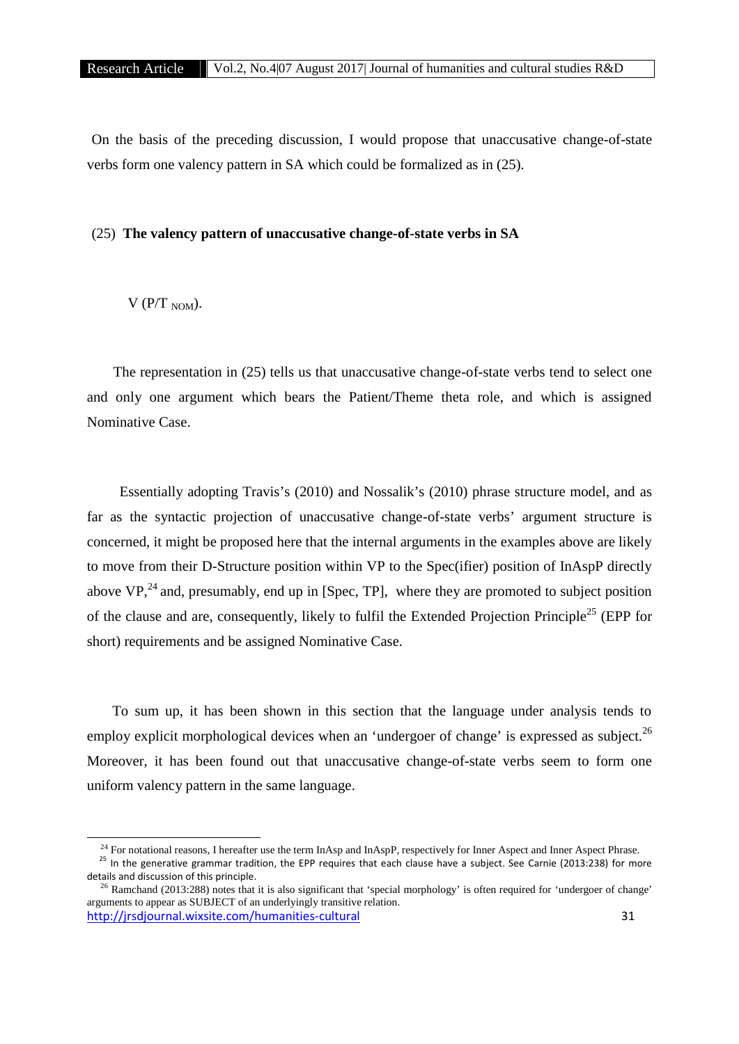On the basis of the preceding discussion, I would propose that unaccusative change-of-state verbs form one valency pattern in SA which could be formalized as in (25).

(25) **The valency pattern of unaccusative change-of-state verbs in SA**

V (P/T $_{NOM}$).

The representation in (25) tells us that unaccusative change-of-state verbs tend to select one and only one argument which bears the Patient/Theme theta role, and which is assigned Nominative Case.

Essentially adopting Travis's (2010) and Nossalik's (2010) phrase structure model, and as far as the syntactic projection of unaccusative change-of-state verbs' argument structure is concerned, it might be proposed here that the internal arguments in the examples above are likely to move from their D-Structure position within VP to the Spec(ifier) position of InAspP directly above VP,[24] and, presumably, end up in [Spec, TP], where they are promoted to subject position of the clause and are, consequently, likely to fulfil the Extended Projection Principle[25] (EPP for short) requirements and be assigned Nominative Case.

To sum up, it has been shown in this section that the language under analysis tends to employ explicit morphological devices when an 'undergoer of change' is expressed as subject.[26] Moreover, it has been found out that unaccusative change-of-state verbs seem to form one uniform valency pattern in the same language.

---

[24] For notational reasons, I hereafter use the term InAsp and InAspP, respectively for Inner Aspect and Inner Aspect Phrase.

[25] In the generative grammar tradition, the EPP requires that each clause have a subject. See Carnie (2013:238) for more details and discussion of this principle.

[26] Ramchand (2013:288) notes that it is also significant that 'special morphology' is often required for 'undergoer of change' arguments to appear as SUBJECT of an underlyingly transitive relation.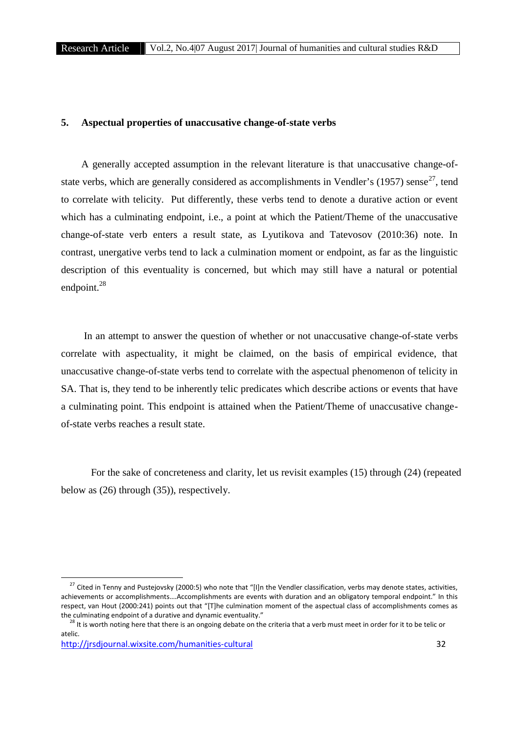## 5. Aspectual properties of unaccusative change-of-state verbs

A generally accepted assumption in the relevant literature is that unaccusative change-of-state verbs, which are generally considered as accomplishments in Vendler's (1957) sense[27], tend to correlate with telicity. Put differently, these verbs tend to denote a durative action or event which has a culminating endpoint, i.e., a point at which the Patient/Theme of the unaccusative change-of-state verb enters a result state, as Lyutikova and Tatevosov (2010:36) note. In contrast, unergative verbs tend to lack a culmination moment or endpoint, as far as the linguistic description of this eventuality is concerned, but which may still have a natural or potential endpoint.[28]

In an attempt to answer the question of whether or not unaccusative change-of-state verbs correlate with aspectuality, it might be claimed, on the basis of empirical evidence, that unaccusative change-of-state verbs tend to correlate with the aspectual phenomenon of telicity in SA. That is, they tend to be inherently telic predicates which describe actions or events that have a culminating point. This endpoint is attained when the Patient/Theme of unaccusative change-of-state verbs reaches a result state.

For the sake of concreteness and clarity, let us revisit examples (15) through (24) (repeated below as (26) through (35)), respectively.

---

[27] Cited in Tenny and Pustejovsky (2000:5) who note that "[I]n the Vendler classification, verbs may denote states, activities, achievements or accomplishments….Accomplishments are events with duration and an obligatory temporal endpoint." In this respect, van Hout (2000:241) points out that "[T]he culmination moment of the aspectual class of accomplishments comes as the culminating endpoint of a durative and dynamic eventuality."

[28] It is worth noting here that there is an ongoing debate on the criteria that a verb must meet in order for it to be telic or atelic.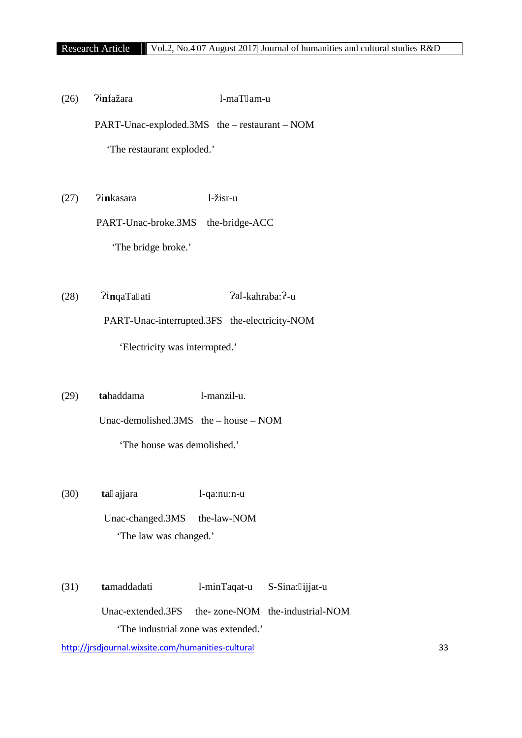(26) ʔi**n**fažara l-maTʕam-u

PART-Unac-exploded.3MS the – restaurant – NOM

'The restaurant exploded.'

(27) ʔi**n**kasara l-žisr-u

PART-Unac-broke.3MS the-bridge-ACC

'The bridge broke.'

(28) ʔi**n**qaTaʕati ʔal-kahraba:ʔ-u

PART-Unac-interrupted.3FS the-electricity-NOM

'Electricity was interrupted.'

(29) **ta**haddama l-manzil-u.

Unac-demolished.3MS the – house – NOM

'The house was demolished.'

(30) **ta**ɣajjara l-qa:nu:n-u

Unac-changed.3MS the-law-NOM

'The law was changed.'

(31) **ta**maddadati l-minTaqat-u S-Sina:ʕijjat-u

Unac-extended.3FS the- zone-NOM the-industrial-NOM

'The industrial zone was extended.'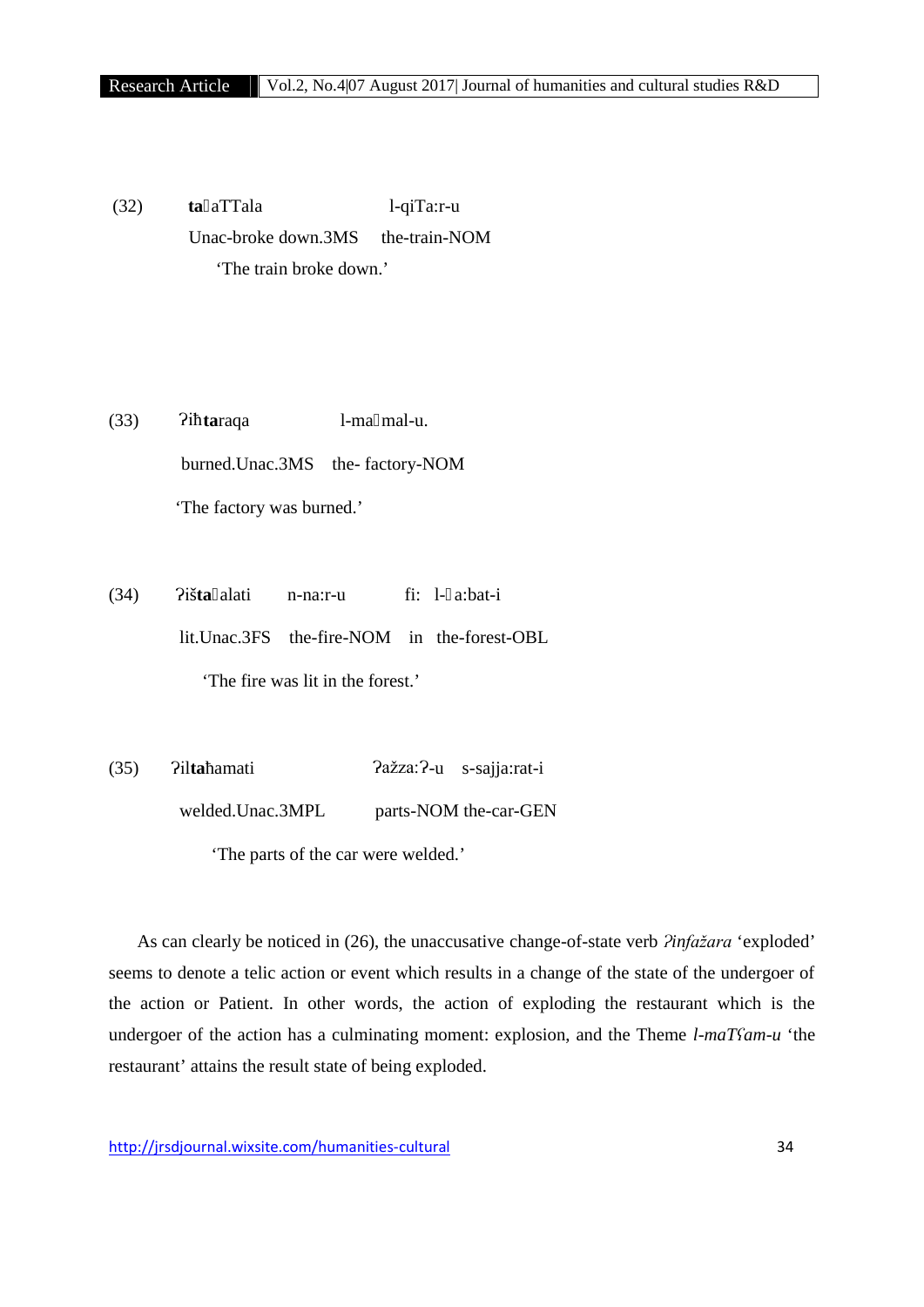(32) **ta**ʕaTTala l-qiTa:r-u

Unac-broke down.3MS the-train-NOM

'The train broke down.'

(33) ʔiħ**ta**raqa l-maʕmal-u.

burned.Unac.3MS the- factory-NOM

'The factory was burned.'

(34) ʔiš**ta**ʕalati n-na:r-u fi: l-ɣa:bat-i

lit.Unac.3FS the-fire-NOM in the-forest-OBL

'The fire was lit in the forest.'

(35) ʔil**ta**ħamati ʔažza:ʔ-u s-sajja:rat-i

welded.Unac.3MPL parts-NOM the-car-GEN

'The parts of the car were welded.'

As can clearly be noticed in (26), the unaccusative change-of-state verb *ʔinfažara* 'exploded' seems to denote a telic action or event which results in a change of the state of the undergoer of the action or Patient. In other words, the action of exploding the restaurant which is the undergoer of the action has a culminating moment: explosion, and the Theme *l-maTʕam-u* 'the restaurant' attains the result state of being exploded.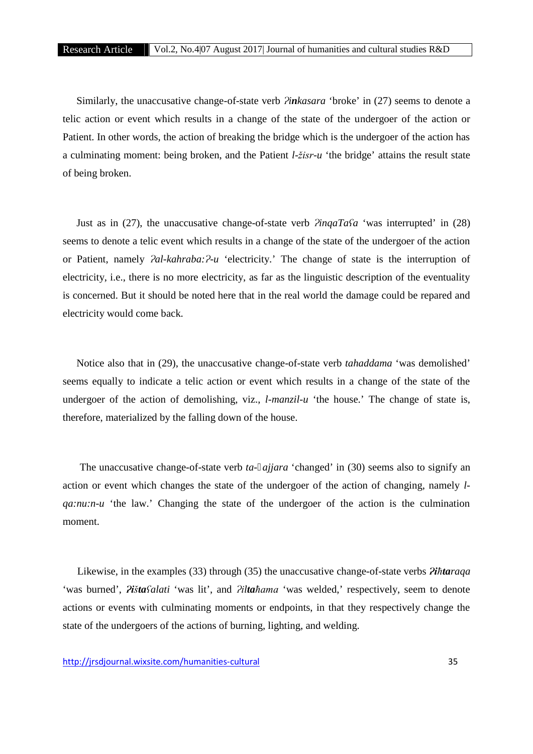Similarly, the unaccusative change-of-state verb *ʔ**in**kasara* 'broke' in (27) seems to denote a telic action or event which results in a change of the state of the undergoer of the action or Patient. In other words, the action of breaking the bridge which is the undergoer of the action has a culminating moment: being broken, and the Patient *l-žisr-u* 'the bridge' attains the result state of being broken.

Just as in (27), the unaccusative change-of-state verb *ʔinqaTaʕa* 'was interrupted' in (28) seems to denote a telic event which results in a change of the state of the undergoer of the action or Patient, namely *ʔal-kahraba:ʔ-u* 'electricity.' The change of state is the interruption of electricity, i.e., there is no more electricity, as far as the linguistic description of the eventuality is concerned. But it should be noted here that in the real world the damage could be repared and electricity would come back.

Notice also that in (29), the unaccusative change-of-state verb *tahaddama* 'was demolished' seems equally to indicate a telic action or event which results in a change of the state of the undergoer of the action of demolishing, viz., *l-manzil-u* 'the house.' The change of state is, therefore, materialized by the falling down of the house.

The unaccusative change-of-state verb *ta-ajjara* 'changed' in (30) seems also to signify an action or event which changes the state of the undergoer of the action of changing, namely *l-qa:nu:n-u* 'the law.' Changing the state of the undergoer of the action is the culmination moment.

Likewise, in the examples (33) through (35) the unaccusative change-of-state verbs ***ʔiħta**raqa* 'was burned', ***ʔišta**ʕalati* 'was lit', and *ʔil**ta**ħama* 'was welded,' respectively, seem to denote actions or events with culminating moments or endpoints, in that they respectively change the state of the undergoers of the actions of burning, lighting, and welding.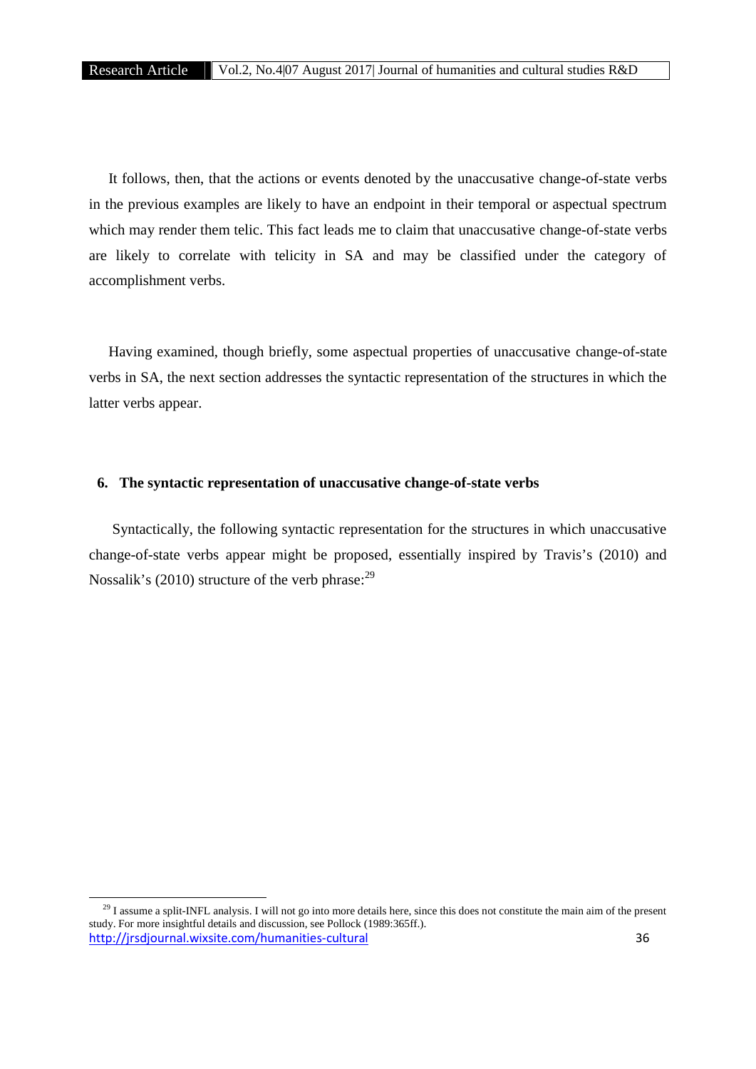It follows, then, that the actions or events denoted by the unaccusative change-of-state verbs in the previous examples are likely to have an endpoint in their temporal or aspectual spectrum which may render them telic. This fact leads me to claim that unaccusative change-of-state verbs are likely to correlate with telicity in SA and may be classified under the category of accomplishment verbs.

Having examined, though briefly, some aspectual properties of unaccusative change-of-state verbs in SA, the next section addresses the syntactic representation of the structures in which the latter verbs appear.

## 6. The syntactic representation of unaccusative change-of-state verbs

Syntactically, the following syntactic representation for the structures in which unaccusative change-of-state verbs appear might be proposed, essentially inspired by Travis's (2010) and Nossalik's (2010) structure of the verb phrase:[29]

[29] I assume a split-INFL analysis. I will not go into more details here, since this does not constitute the main aim of the present study. For more insightful details and discussion, see Pollock (1989:365ff.).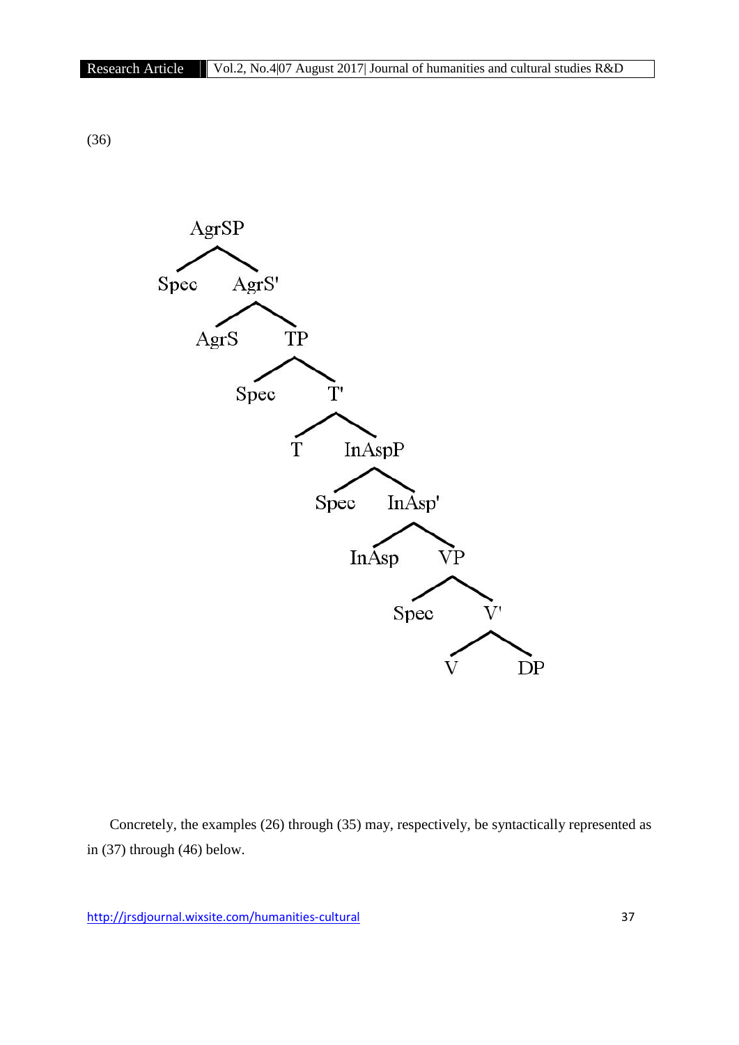(36)

```
AgrSP
├── Spec
└── AgrS'
    ├── AgrS
    └── TP
        ├── Spec
        └── T'
            ├── T
            └── InAspP
                ├── Spec
                └── InAsp'
                    ├── InAsp
                    └── VP
                        ├── Spec
                        └── V'
                            ├── V
                            └── DP
```

Concretely, the examples (26) through (35) may, respectively, be syntactically represented as in (37) through (46) below.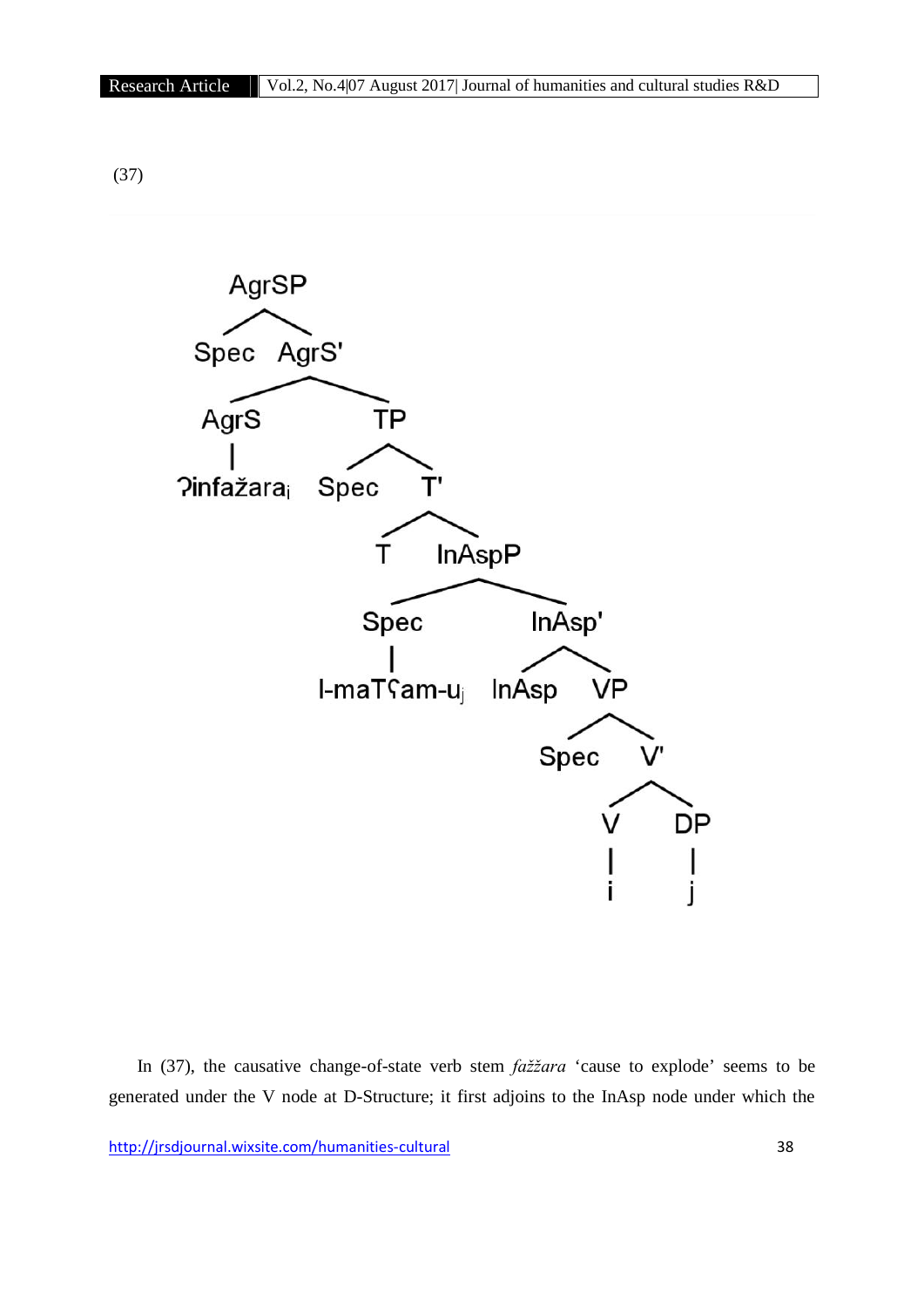(37)

```
AgrSP
├── Spec
└── AgrS'
    ├── AgrS
    │   └── ʔinfažara_i
    └── TP
        ├── Spec
        └── T'
            ├── T
            └── InAspP
                ├── Spec
                │   └── l-maTʕam-u_j
                └── InAsp'
                    ├── InAsp
                    └── VP
                        ├── Spec
                        └── V'
                            ├── V
                            │   └── i
                            └── DP
                                └── j
```

In (37), the causative change-of-state verb stem *fažžara* 'cause to explode' seems to be generated under the V node at D-Structure; it first adjoins to the InAsp node under which the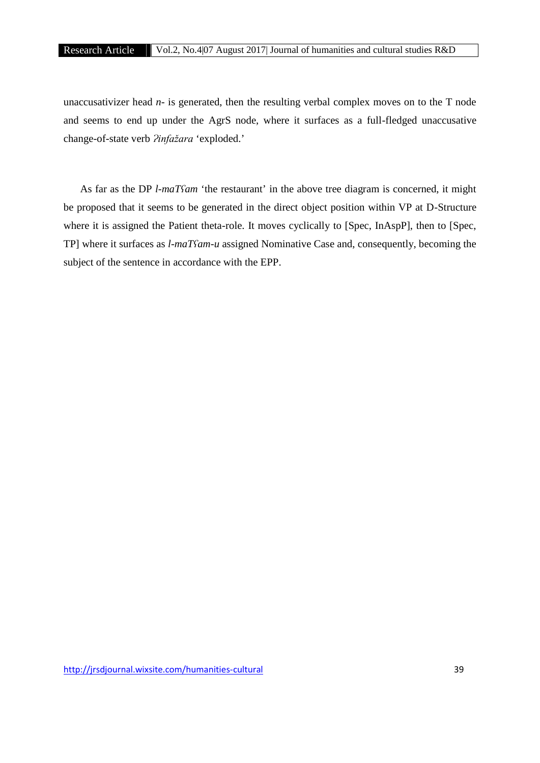unaccusativizer head *n-* is generated, then the resulting verbal complex moves on to the T node and seems to end up under the AgrS node, where it surfaces as a full-fledged unaccusative change-of-state verb *ʔinfažara* 'exploded.'

As far as the DP *l-maTʕam* 'the restaurant' in the above tree diagram is concerned, it might be proposed that it seems to be generated in the direct object position within VP at D-Structure where it is assigned the Patient theta-role. It moves cyclically to [Spec, InAspP], then to [Spec, TP] where it surfaces as *l-maTʕam-u* assigned Nominative Case and, consequently, becoming the subject of the sentence in accordance with the EPP.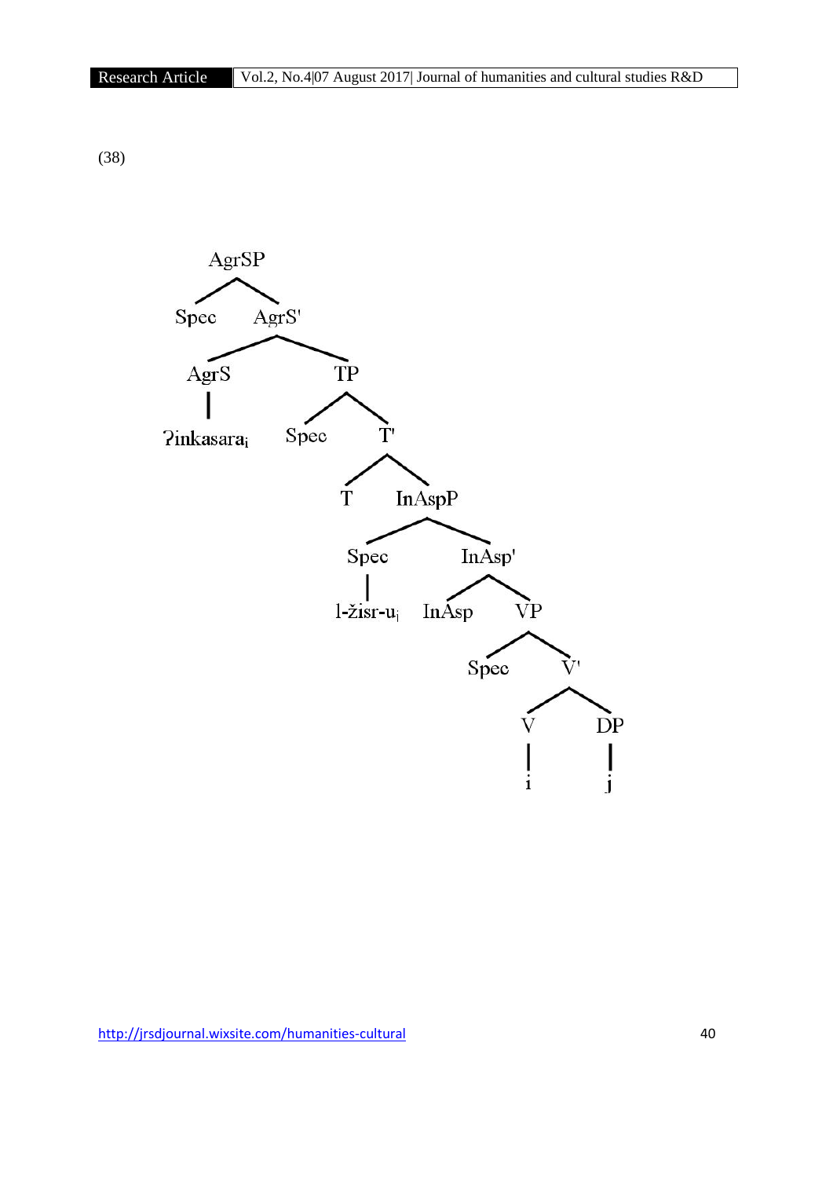(38)

```
AgrSP
├── Spec
└── AgrS'
    ├── AgrS
    │   └── ʔinkasara_i
    └── TP
        ├── Spec
        └── T'
            ├── T
            └── InAspP
                ├── Spec
                │   └── l-žisr-u_j
                └── InAsp'
                    ├── InAsp
                    └── VP
                        ├── Spec
                        └── V'
                            ├── V
                            │   └── i
                            └── DP
                                └── j
```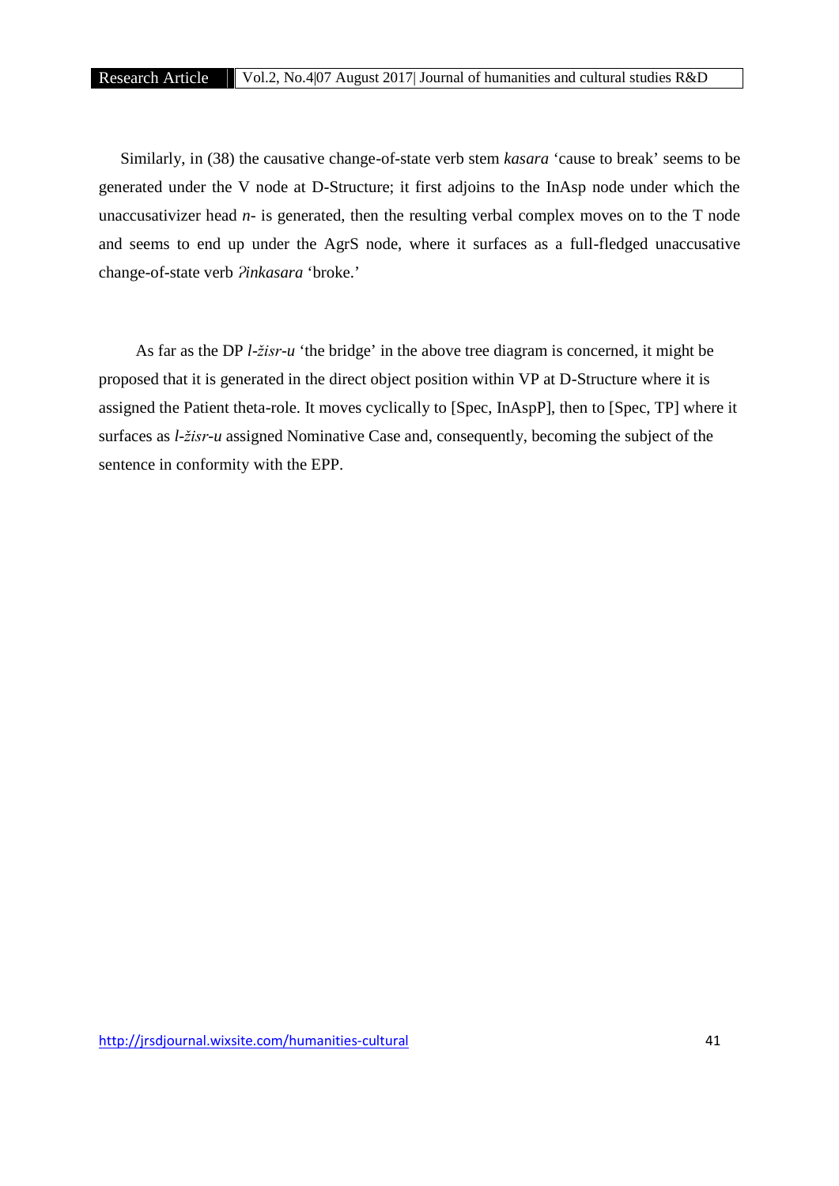Similarly, in (38) the causative change-of-state verb stem *kasara* 'cause to break' seems to be generated under the V node at D-Structure; it first adjoins to the InAsp node under which the unaccusativizer head *n-* is generated, then the resulting verbal complex moves on to the T node and seems to end up under the AgrS node, where it surfaces as a full-fledged unaccusative change-of-state verb *ʔinkasara* 'broke.'

As far as the DP *l-žisr-u* 'the bridge' in the above tree diagram is concerned, it might be proposed that it is generated in the direct object position within VP at D-Structure where it is assigned the Patient theta-role. It moves cyclically to [Spec, InAspP], then to [Spec, TP] where it surfaces as *l-žisr-u* assigned Nominative Case and, consequently, becoming the subject of the sentence in conformity with the EPP.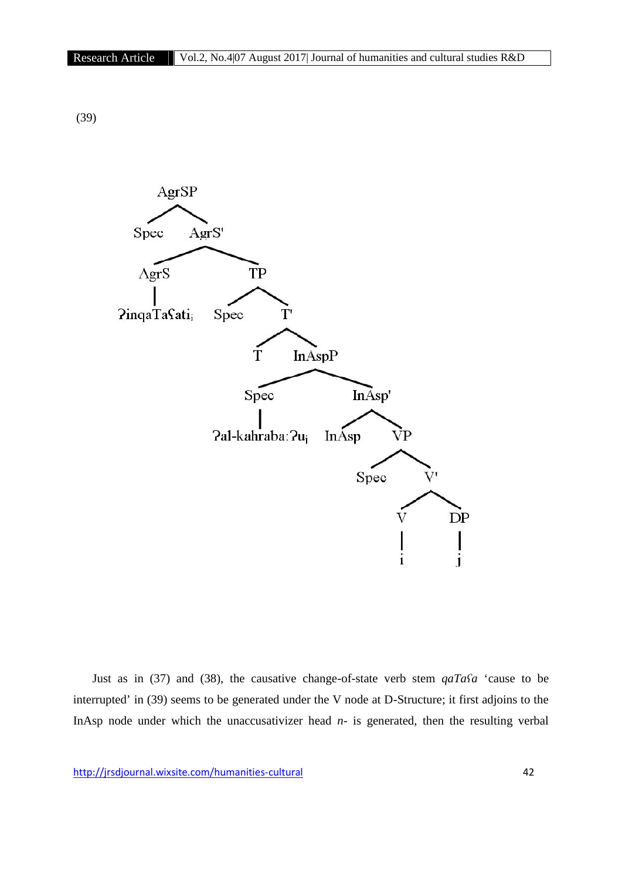(39)

```
AgrSP
├── Spec
└── AgrS'
    ├── AgrS
    │   └── ʔinqaTaʕati_i
    └── TP
        ├── Spec
        └── T'
            ├── T
            └── InAspP
                ├── Spec
                │   └── ʔal-kahraba:ʔu_j
                └── InAsp'
                    ├── InAsp
                    └── VP
                        ├── Spec
                        └── V'
                            ├── V
                            │   └── i
                            └── DP
                                └── j
```

Just as in (37) and (38), the causative change-of-state verb stem *qaTaʕa* 'cause to be interrupted' in (39) seems to be generated under the V node at D-Structure; it first adjoins to the InAsp node under which the unaccusativizer head *n-* is generated, then the resulting verbal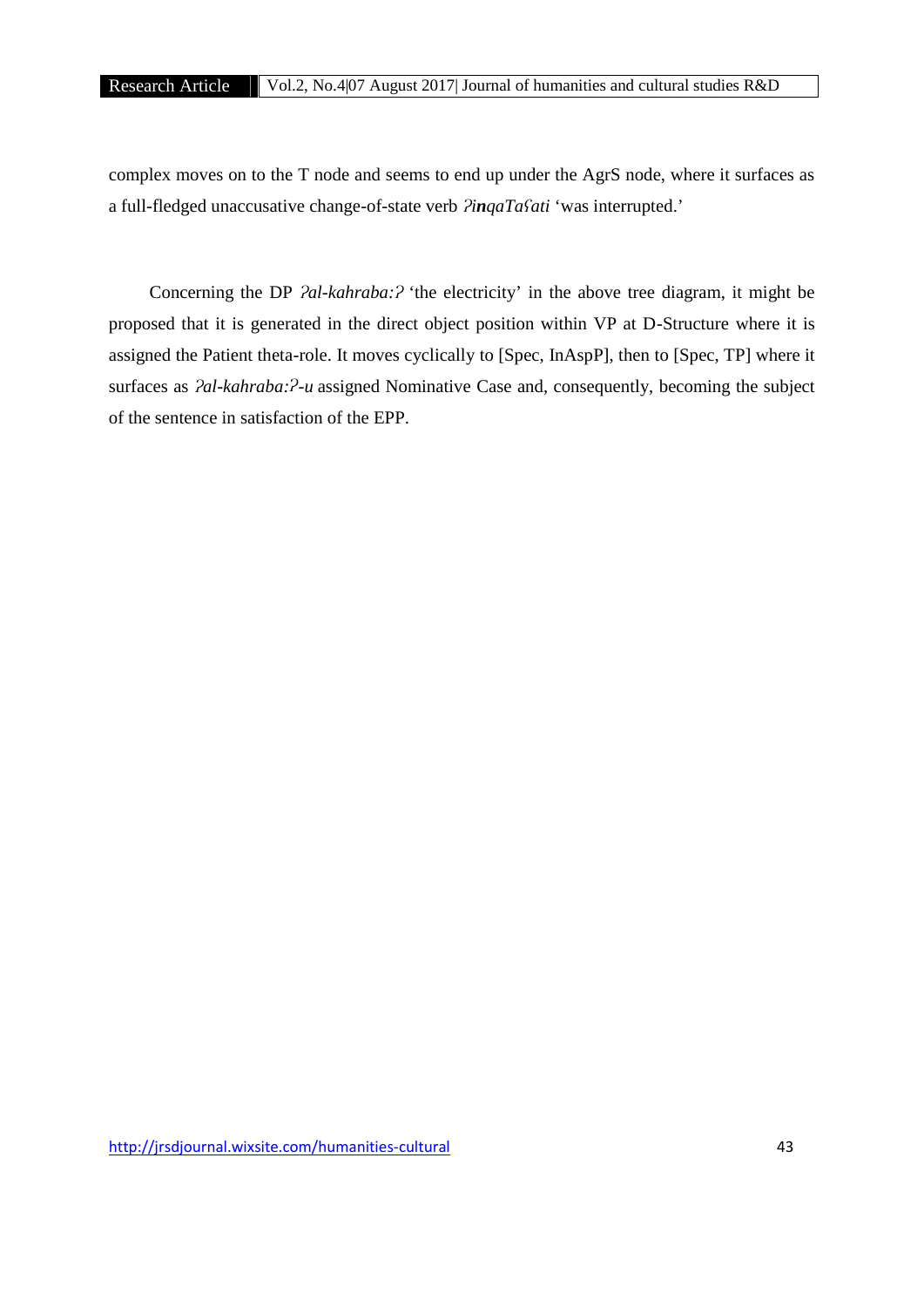complex moves on to the T node and seems to end up under the AgrS node, where it surfaces as a full-fledged unaccusative change-of-state verb *ʔ**in**qaTaʕati* 'was interrupted.'

Concerning the DP *ʔal-kahraba:ʔ* 'the electricity' in the above tree diagram, it might be proposed that it is generated in the direct object position within VP at D-Structure where it is assigned the Patient theta-role. It moves cyclically to [Spec, InAspP], then to [Spec, TP] where it surfaces as *ʔal-kahraba:ʔ-u* assigned Nominative Case and, consequently, becoming the subject of the sentence in satisfaction of the EPP.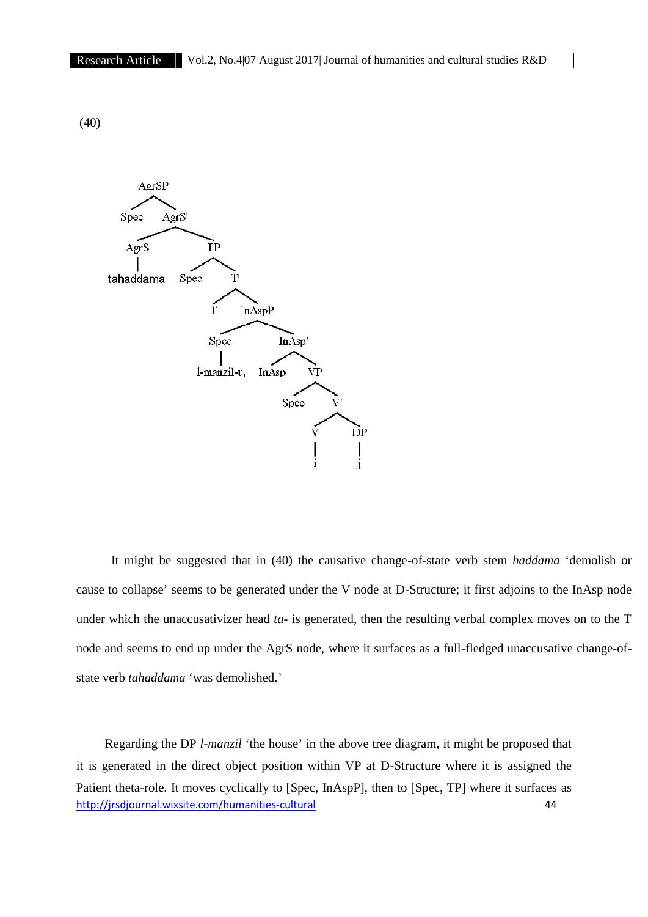(40)

```
AgrSP
├── Spec
└── AgrS'
    ├── AgrS
    │   └── tahaddama_i
    └── TP
        ├── Spec
        └── T'
            ├── T
            └── InAspP
                ├── Spec
                │   └── l-manzil-u_j
                └── InAsp'
                    ├── InAsp
                    └── VP
                        ├── Spec
                        └── V'
                            ├── V
                            │   └── i
                            └── DP
                                └── j
```

It might be suggested that in (40) the causative change-of-state verb stem *haddama* 'demolish or cause to collapse' seems to be generated under the V node at D-Structure; it first adjoins to the InAsp node under which the unaccusativizer head *ta-* is generated, then the resulting verbal complex moves on to the T node and seems to end up under the AgrS node, where it surfaces as a full-fledged unaccusative change-of-state verb *tahaddama* 'was demolished.'

Regarding the DP *l-manzil* 'the house' in the above tree diagram, it might be proposed that it is generated in the direct object position within VP at D-Structure where it is assigned the Patient theta-role. It moves cyclically to [Spec, InAspP], then to [Spec, TP] where it surfaces as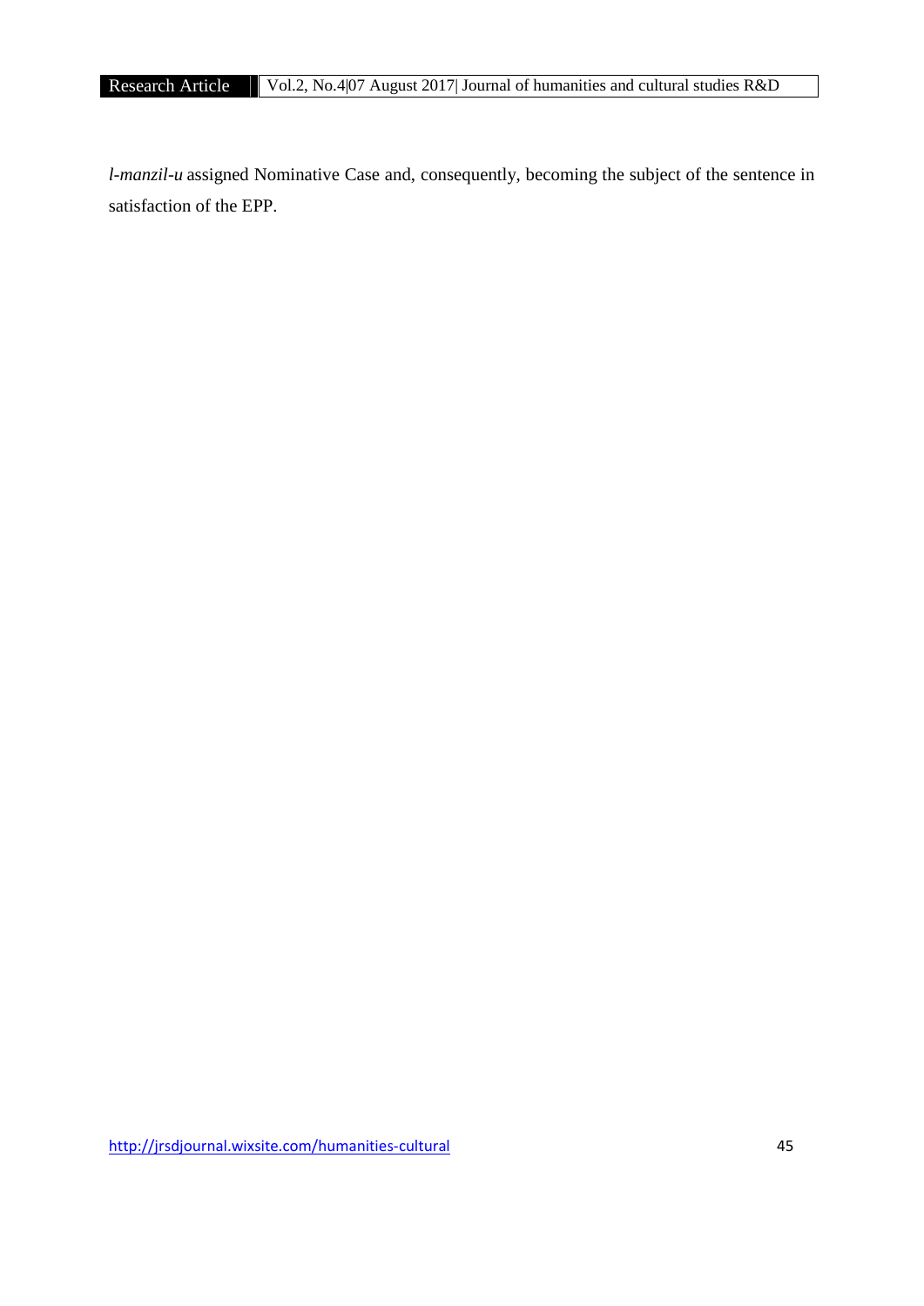*l-manzil-u* assigned Nominative Case and, consequently, becoming the subject of the sentence in satisfaction of the EPP.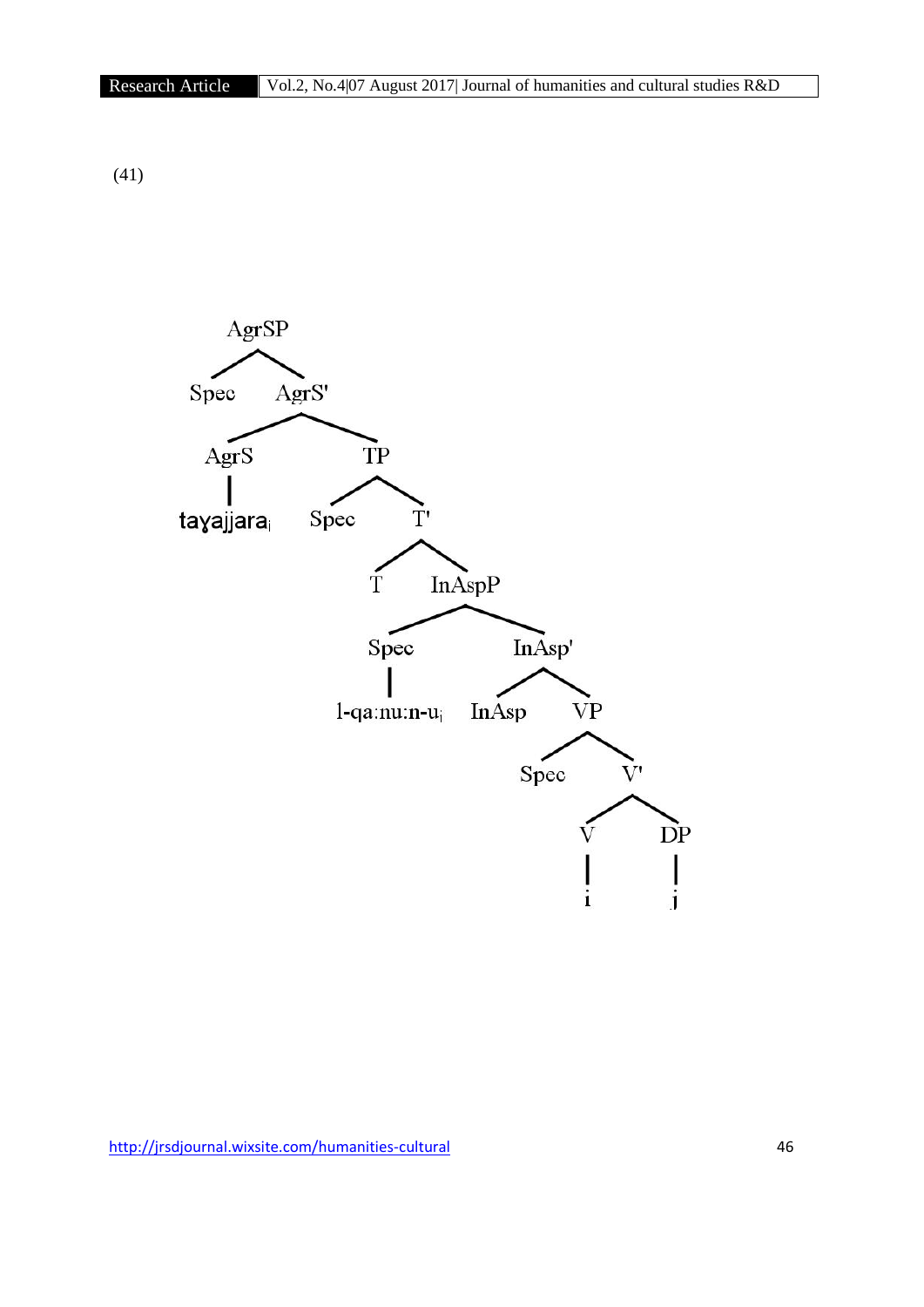(41)

```
[AgrSP Spec
  [AgrS' [AgrS tayajjara_i]
    [TP Spec
      [T' T
        [InAspP [Spec l-qa:nu:n-u_j]
          [InAsp' InAsp
            [VP Spec
              [V' [V i] [DP j]]]]]]]]]
```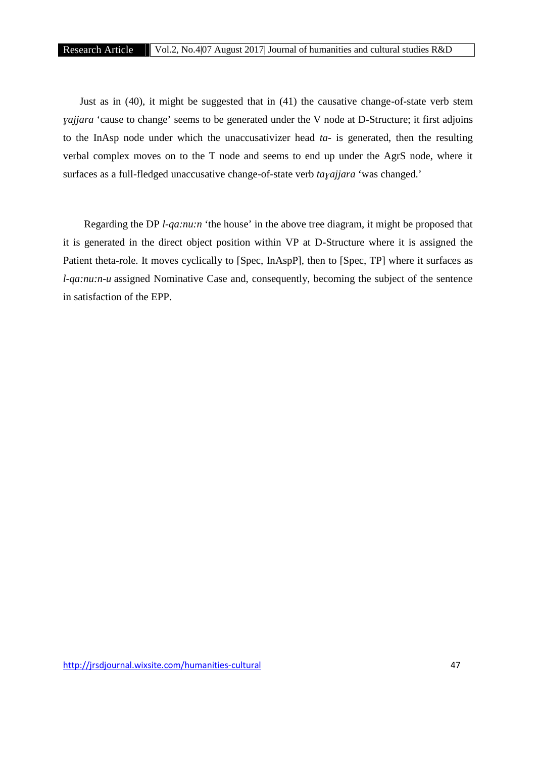Just as in (40), it might be suggested that in (41) the causative change-of-state verb stem *ɣajjara* 'cause to change' seems to be generated under the V node at D-Structure; it first adjoins to the InAsp node under which the unaccusativizer head *ta-* is generated, then the resulting verbal complex moves on to the T node and seems to end up under the AgrS node, where it surfaces as a full-fledged unaccusative change-of-state verb *taɣajjara* 'was changed.'

Regarding the DP *l-qa:nu:n* 'the house' in the above tree diagram, it might be proposed that it is generated in the direct object position within VP at D-Structure where it is assigned the Patient theta-role. It moves cyclically to [Spec, InAspP], then to [Spec, TP] where it surfaces as *l-qa:nu:n-u* assigned Nominative Case and, consequently, becoming the subject of the sentence in satisfaction of the EPP.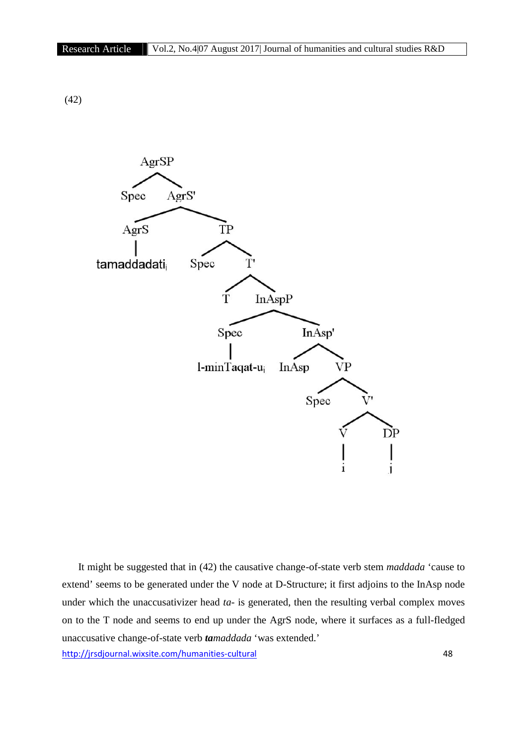(42)

```
AgrSP
├── Spec
└── AgrS'
    ├── AgrS
    │   └── tamaddadati_i
    └── TP
        ├── Spec
        └── T'
            ├── T
            └── InAspP
                ├── Spec
                │   └── l-minTaqat-u_j
                └── InAsp'
                    ├── InAsp
                    └── VP
                        ├── Spec
                        └── V'
                            ├── V
                            │   └── i
                            └── DP
                                └── j
```

It might be suggested that in (42) the causative change-of-state verb stem *maddada* 'cause to extend' seems to be generated under the V node at D-Structure; it first adjoins to the InAsp node under which the unaccusativizer head *ta-* is generated, then the resulting verbal complex moves on to the T node and seems to end up under the AgrS node, where it surfaces as a full-fledged unaccusative change-of-state verb ***ta****maddada* 'was extended.'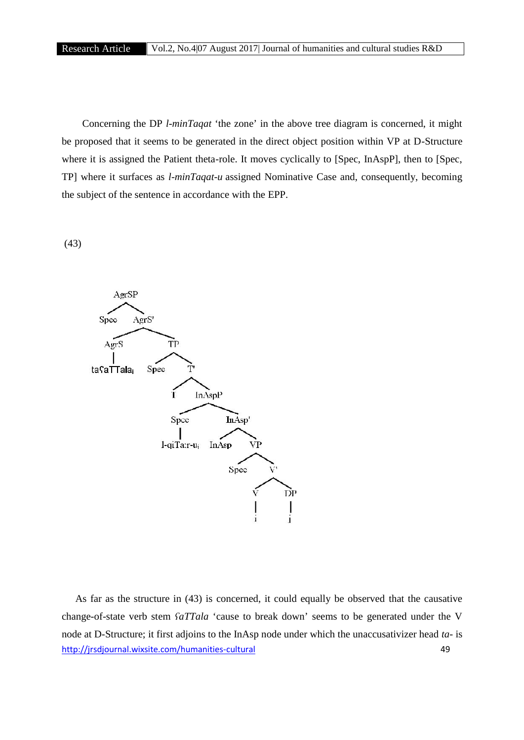Concerning the DP *l-minTaqat* 'the zone' in the above tree diagram is concerned, it might be proposed that it seems to be generated in the direct object position within VP at D-Structure where it is assigned the Patient theta-role. It moves cyclically to [Spec, InAspP], then to [Spec, TP] where it surfaces as *l-minTaqat-u* assigned Nominative Case and, consequently, becoming the subject of the sentence in accordance with the EPP.

(43)

```
[AgrSP Spec [AgrS' [AgrS taʕaTTala_i] [TP Spec [T' T [InAspP [Spec l-qiTa:r-u_j] [InAsp' InAsp [VP Spec [V' [V i] [DP j]]]]]]]]]
```

As far as the structure in (43) is concerned, it could equally be observed that the causative change-of-state verb stem *ʕaTTala* 'cause to break down' seems to be generated under the V node at D-Structure; it first adjoins to the InAsp node under which the unaccusativizer head *ta-* is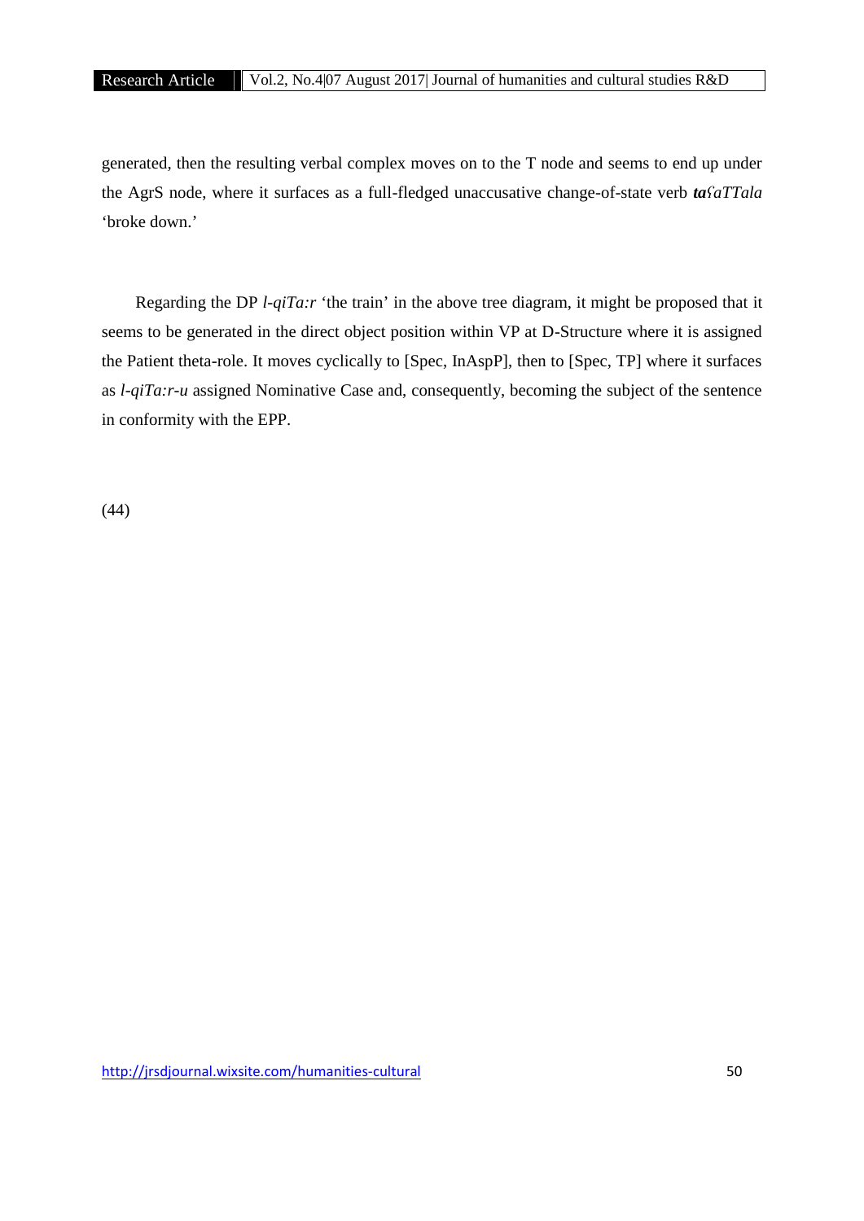generated, then the resulting verbal complex moves on to the T node and seems to end up under the AgrS node, where it surfaces as a full-fledged unaccusative change-of-state verb ***ta**ʕaTTala* ‘broke down.’

Regarding the DP *l-qiTa:r* ‘the train’ in the above tree diagram, it might be proposed that it seems to be generated in the direct object position within VP at D-Structure where it is assigned the Patient theta-role. It moves cyclically to [Spec, InAspP], then to [Spec, TP] where it surfaces as *l-qiTa:r-u* assigned Nominative Case and, consequently, becoming the subject of the sentence in conformity with the EPP.

(44)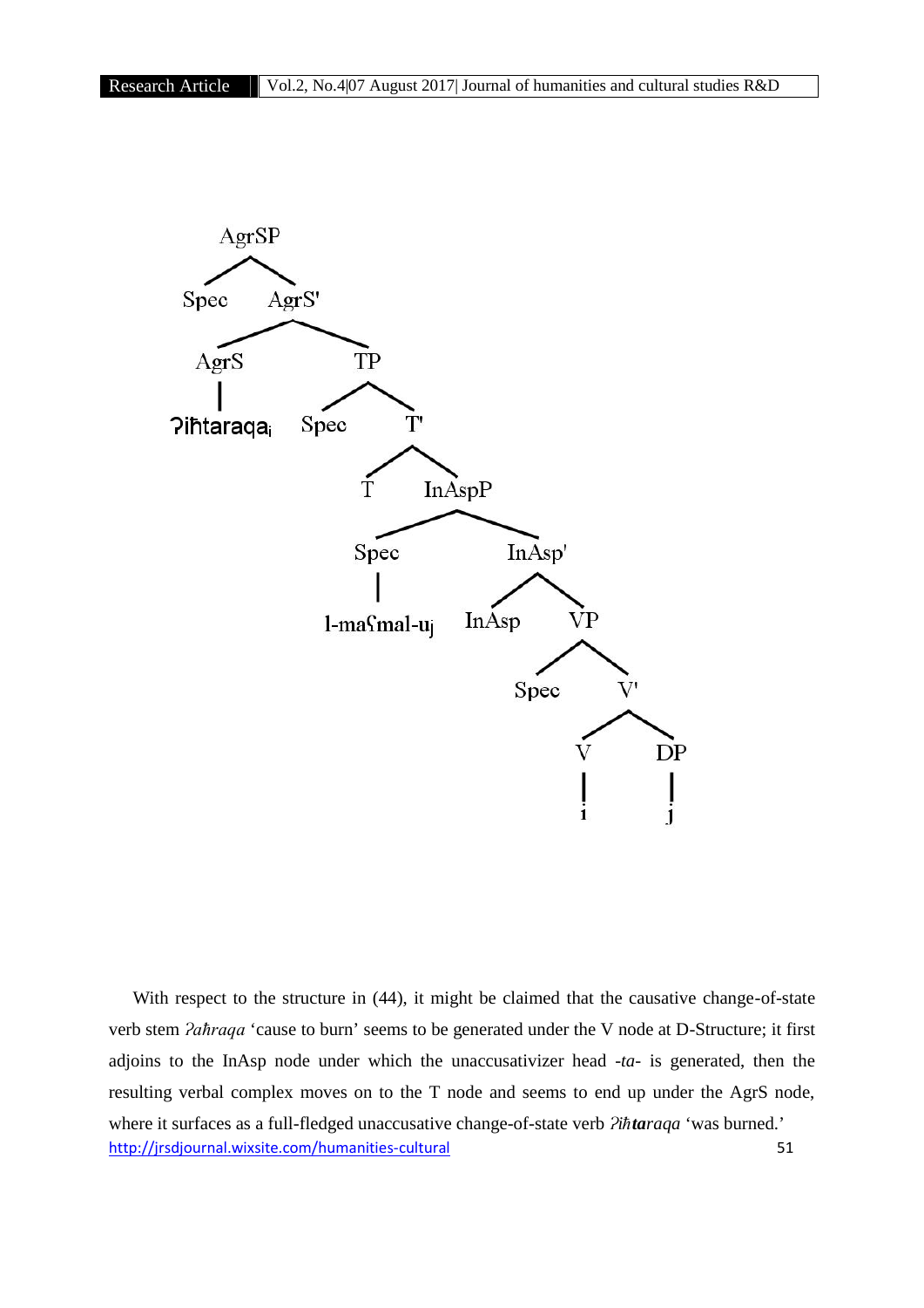```
AgrSP
├── Spec
└── AgrS'
    ├── AgrS
    │   └── ʔiħtaraqa_i
    └── TP
        ├── Spec
        └── T'
            ├── T
            └── InAspP
                ├── Spec
                │   └── l-maʕmal-u_j
                └── InAsp'
                    ├── InAsp
                    └── VP
                        ├── Spec
                        └── V'
                            ├── V
                            │   └── i
                            └── DP
                                └── j
```

With respect to the structure in (44), it might be claimed that the causative change-of-state verb stem *ʔaħraqa* 'cause to burn' seems to be generated under the V node at D-Structure; it first adjoins to the InAsp node under which the unaccusativizer head *-ta-* is generated, then the resulting verbal complex moves on to the T node and seems to end up under the AgrS node, where it surfaces as a full-fledged unaccusative change-of-state verb *ʔiħ**ta**raqa* 'was burned.'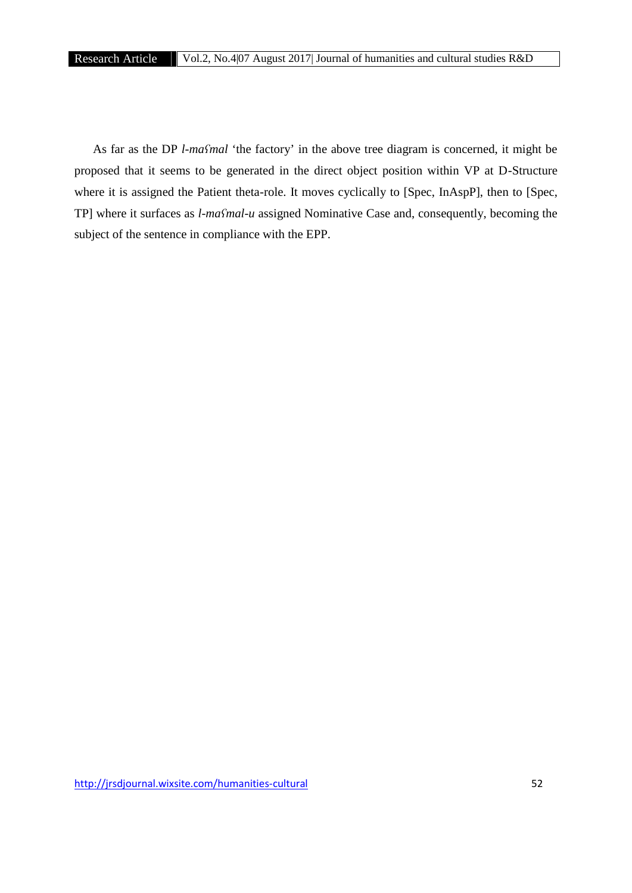As far as the DP *l-maʕmal* 'the factory' in the above tree diagram is concerned, it might be proposed that it seems to be generated in the direct object position within VP at D-Structure where it is assigned the Patient theta-role. It moves cyclically to [Spec, InAspP], then to [Spec, TP] where it surfaces as *l-maʕmal-u* assigned Nominative Case and, consequently, becoming the subject of the sentence in compliance with the EPP.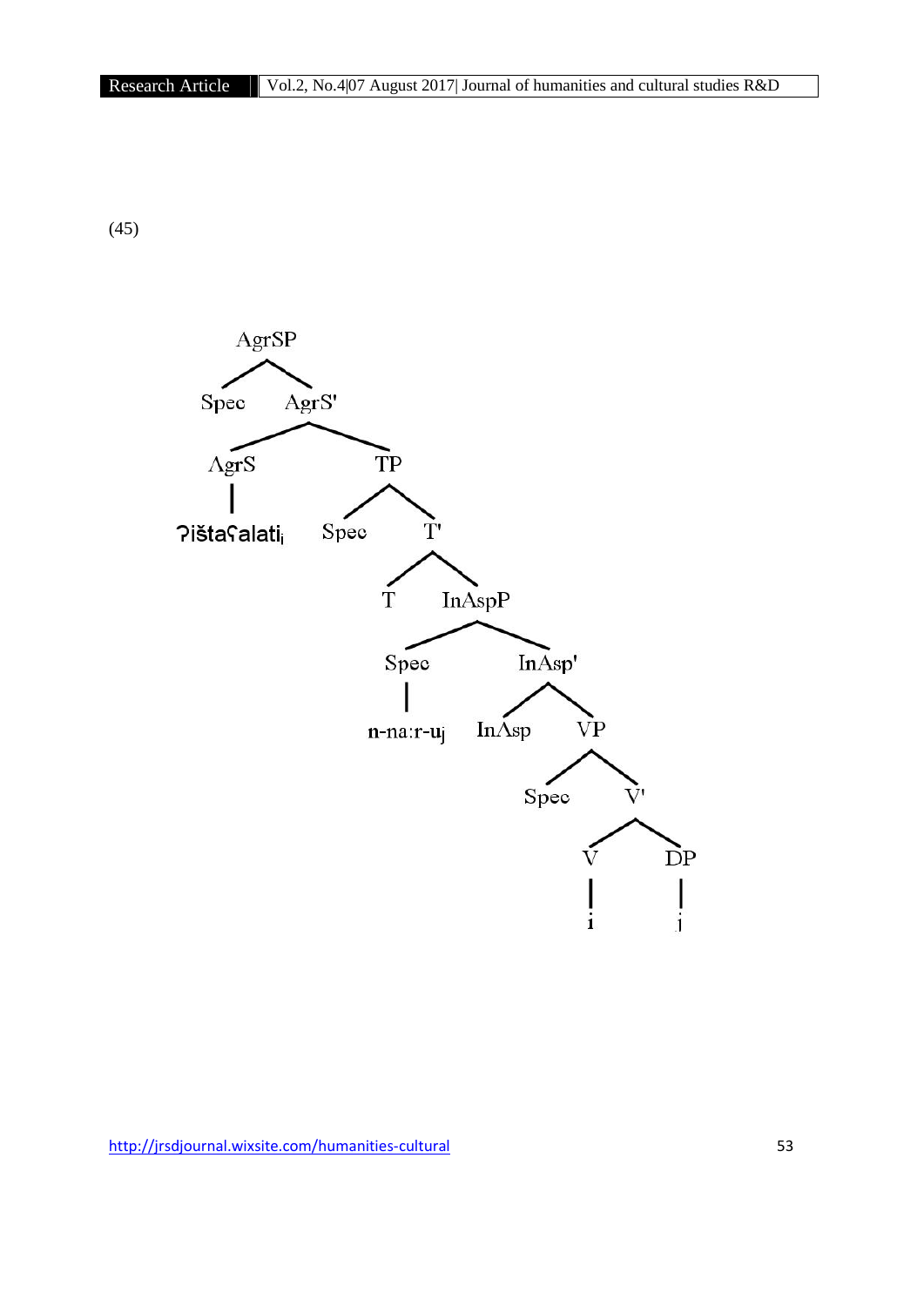(45)

```
AgrSP
├── Spec
└── AgrS'
    ├── AgrS
    │   └── ʔištaʕalati_i
    └── TP
        ├── Spec
        └── T'
            ├── T
            └── InAspP
                ├── Spec
                │   └── n-na:r-u_j
                └── InAsp'
                    ├── InAsp
                    └── VP
                        ├── Spec
                        └── V'
                            ├── V
                            │   └── i
                            └── DP
                                └── j
```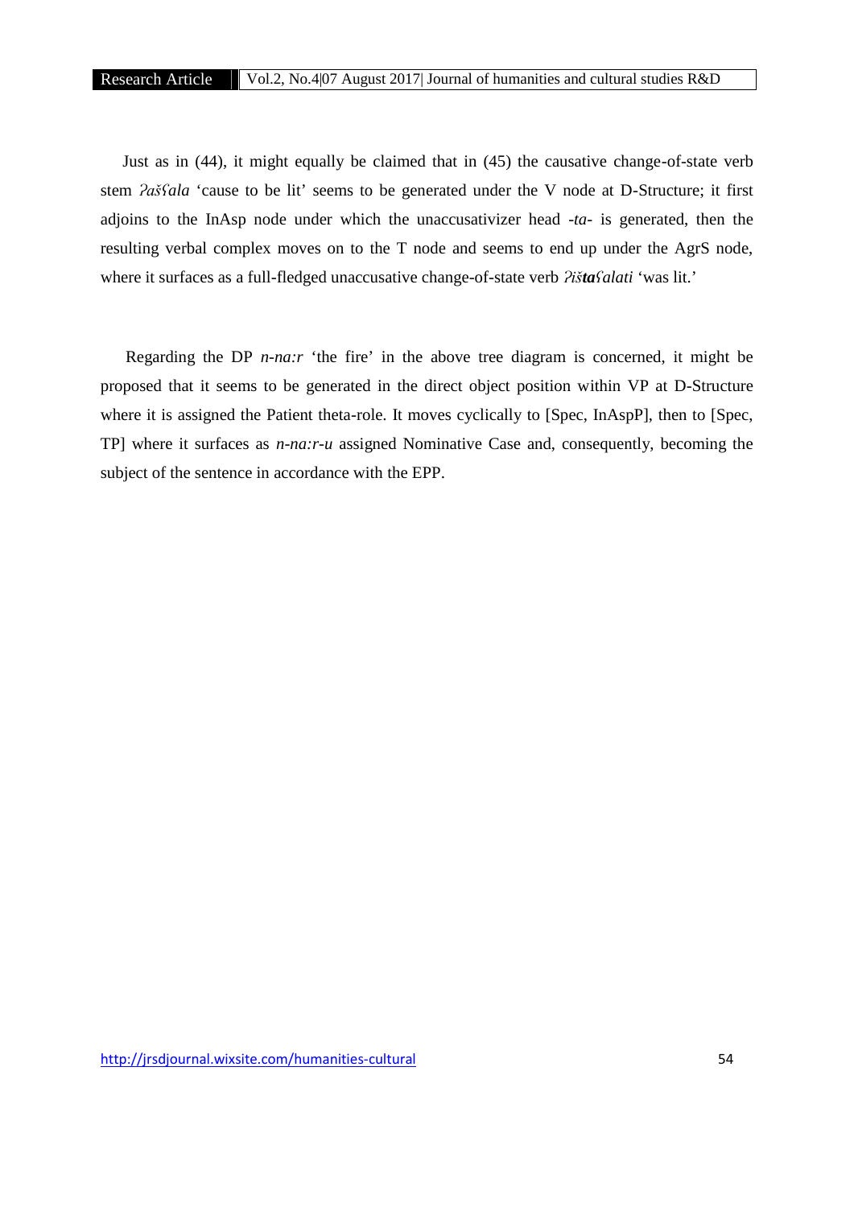Just as in (44), it might equally be claimed that in (45) the causative change-of-state verb stem *ʔašʕala* 'cause to be lit' seems to be generated under the V node at D-Structure; it first adjoins to the InAsp node under which the unaccusativizer head *-ta-* is generated, then the resulting verbal complex moves on to the T node and seems to end up under the AgrS node, where it surfaces as a full-fledged unaccusative change-of-state verb *ʔiš**ta**ʕalati* 'was lit.'

Regarding the DP *n-na:r* 'the fire' in the above tree diagram is concerned, it might be proposed that it seems to be generated in the direct object position within VP at D-Structure where it is assigned the Patient theta-role. It moves cyclically to [Spec, InAspP], then to [Spec, TP] where it surfaces as *n-na:r-u* assigned Nominative Case and, consequently, becoming the subject of the sentence in accordance with the EPP.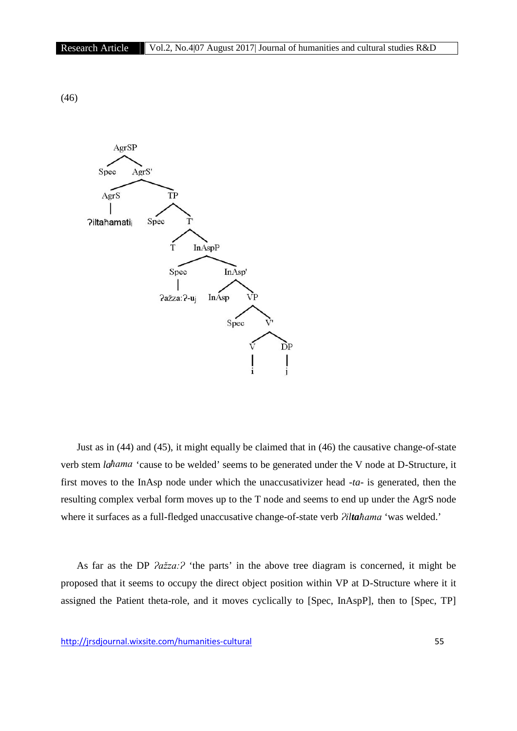(46)

```
AgrSP
├── Spec
└── AgrS'
    ├── AgrS
    │   └── ʔiltaħamati_i
    └── TP
        ├── Spec
        └── T'
            ├── T
            └── InAspP
                ├── Spec
                │   └── ʔažža:ʔ-u_j
                └── InAsp'
                    ├── InAsp
                    └── VP
                        ├── Spec
                        └── V'
                            ├── V
                            │   └── i
                            └── DP
                                └── j
```

Just as in (44) and (45), it might equally be claimed that in (46) the causative change-of-state verb stem *laħama* 'cause to be welded' seems to be generated under the V node at D-Structure, it first moves to the InAsp node under which the unaccusativizer head *-ta-* is generated, then the resulting complex verbal form moves up to the T node and seems to end up under the AgrS node where it surfaces as a full-fledged unaccusative change-of-state verb *ʔil**ta**ħama* 'was welded.'

As far as the DP *ʔažža:ʔ* 'the parts' in the above tree diagram is concerned, it might be proposed that it seems to occupy the direct object position within VP at D-Structure where it it assigned the Patient theta-role, and it moves cyclically to [Spec, InAspP], then to [Spec, TP]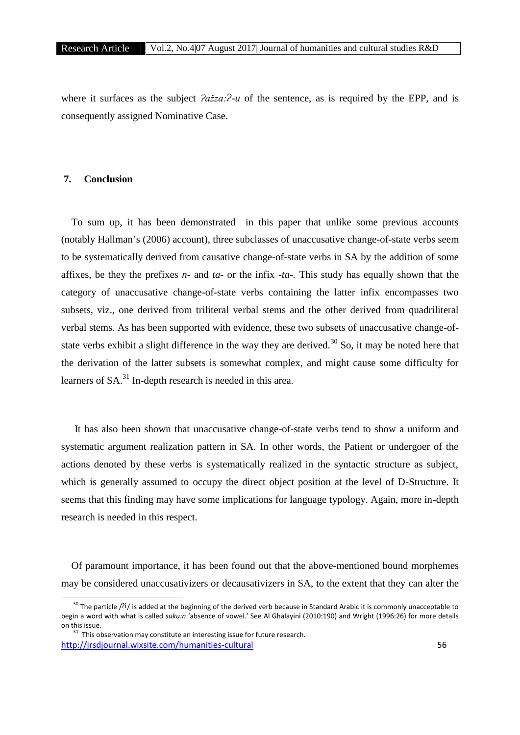where it surfaces as the subject *ʔažža:ʔ-u* of the sentence, as is required by the EPP, and is consequently assigned Nominative Case.

## 7. Conclusion

To sum up, it has been demonstrated in this paper that unlike some previous accounts (notably Hallman's (2006) account), three subclasses of unaccusative change-of-state verbs seem to be systematically derived from causative change-of-state verbs in SA by the addition of some affixes, be they the prefixes *n-* and *ta-* or the infix *-ta-*. This study has equally shown that the category of unaccusative change-of-state verbs containing the latter infix encompasses two subsets, viz., one derived from triliteral verbal stems and the other derived from quadriliteral verbal stems. As has been supported with evidence, these two subsets of unaccusative change-of-state verbs exhibit a slight difference in the way they are derived.[30] So, it may be noted here that the derivation of the latter subsets is somewhat complex, and might cause some difficulty for learners of SA.[31] In-depth research is needed in this area.

It has also been shown that unaccusative change-of-state verbs tend to show a uniform and systematic argument realization pattern in SA. In other words, the Patient or undergoer of the actions denoted by these verbs is systematically realized in the syntactic structure as subject, which is generally assumed to occupy the direct object position at the level of D-Structure. It seems that this finding may have some implications for language typology. Again, more in-depth research is needed in this respect.

Of paramount importance, it has been found out that the above-mentioned bound morphemes may be considered unaccusativizers or decausativizers in SA, to the extent that they can alter the

[30] The particle /ʔi/ is added at the beginning of the derived verb because in Standard Arabic it is commonly unacceptable to begin a word with what is called *suku:n* 'absence of vowel.' See Al Ghalayini (2010:190) and Wright (1996:26) for more details on this issue.

[31] This observation may constitute an interesting issue for future research.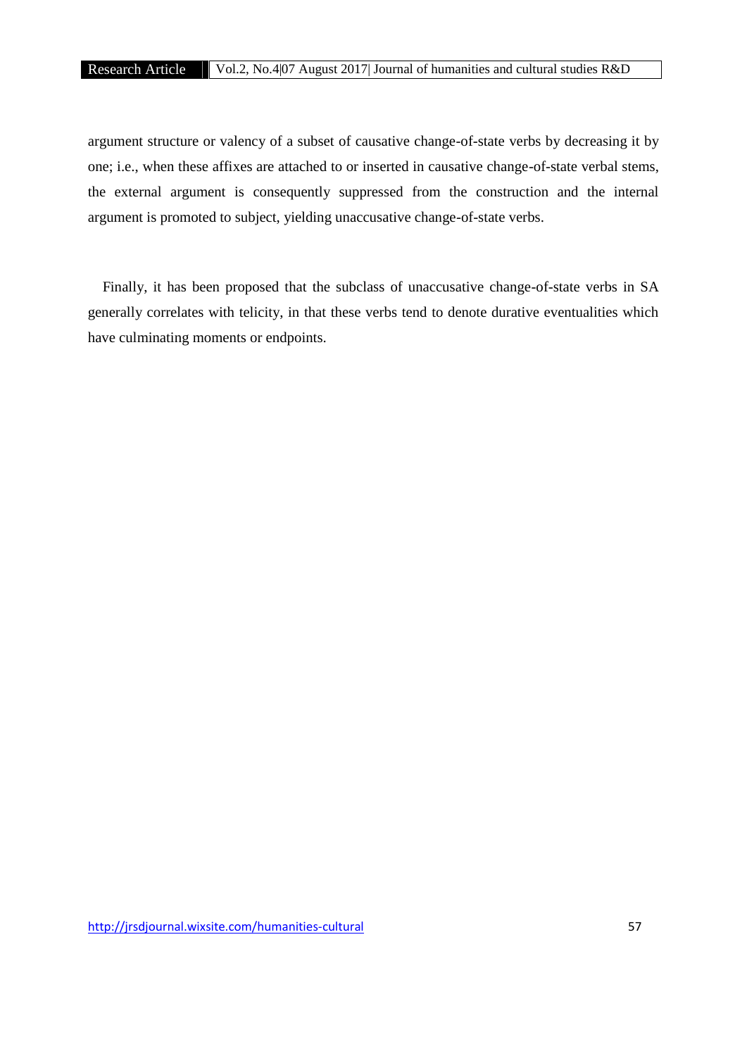argument structure or valency of a subset of causative change-of-state verbs by decreasing it by one; i.e., when these affixes are attached to or inserted in causative change-of-state verbal stems, the external argument is consequently suppressed from the construction and the internal argument is promoted to subject, yielding unaccusative change-of-state verbs.

Finally, it has been proposed that the subclass of unaccusative change-of-state verbs in SA generally correlates with telicity, in that these verbs tend to denote durative eventualities which have culminating moments or endpoints.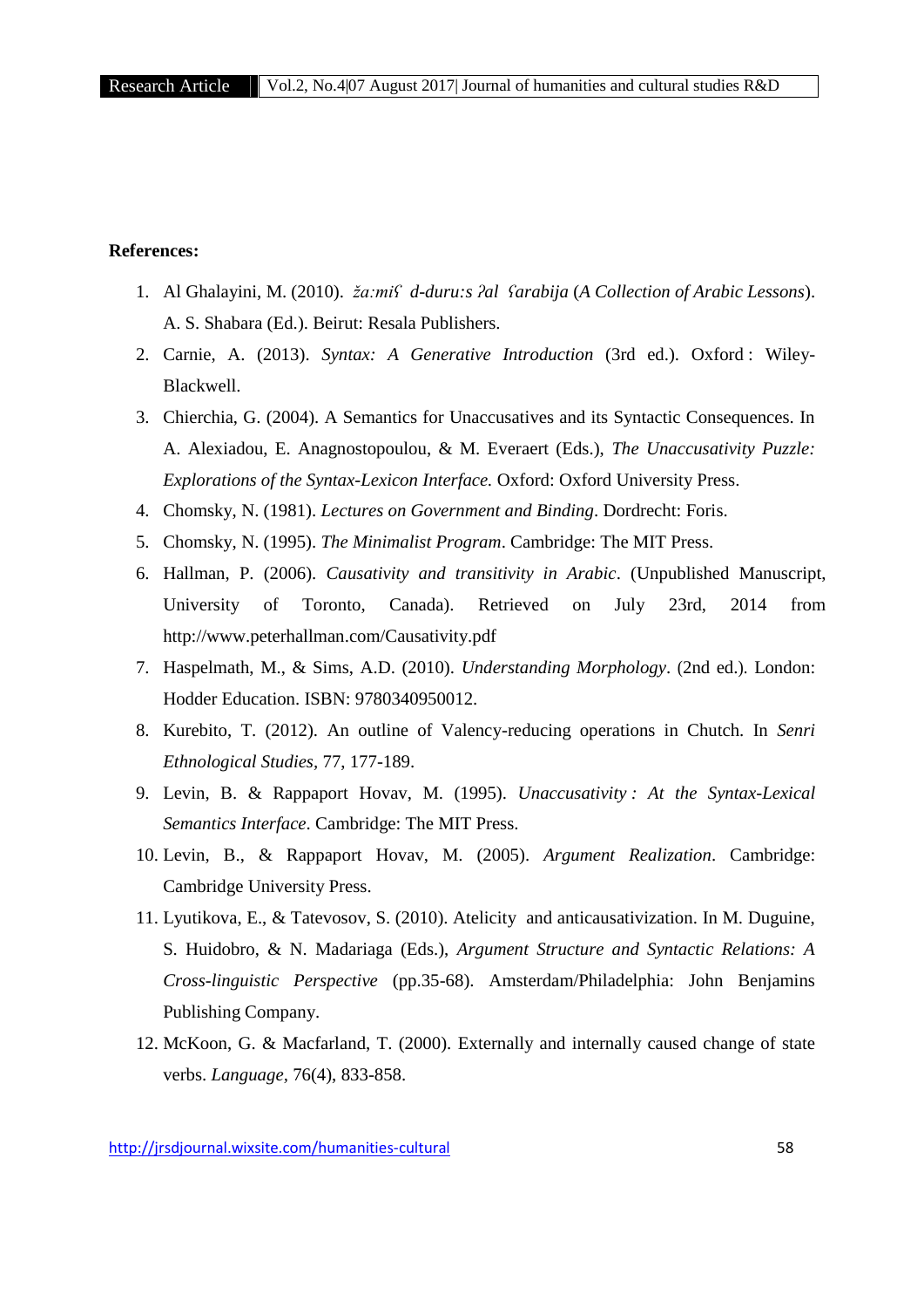**References:**

1. Al Ghalayini, M. (2010). *ža:miʕ d-duru:s ʔal ʕarabija* (*A Collection of Arabic Lessons*). A. S. Shabara (Ed.). Beirut: Resala Publishers.
2. Carnie, A. (2013). *Syntax: A Generative Introduction* (3rd ed.). Oxford : Wiley-Blackwell.
3. Chierchia, G. (2004). A Semantics for Unaccusatives and its Syntactic Consequences. In A. Alexiadou, E. Anagnostopoulou, & M. Everaert (Eds.), *The Unaccusativity Puzzle: Explorations of the Syntax-Lexicon Interface.* Oxford: Oxford University Press.
4. Chomsky, N. (1981). *Lectures on Government and Binding*. Dordrecht: Foris.
5. Chomsky, N. (1995). *The Minimalist Program*. Cambridge: The MIT Press.
6. Hallman, P. (2006). *Causativity and transitivity in Arabic*. (Unpublished Manuscript, University of Toronto, Canada). Retrieved on July 23rd, 2014 from http://www.peterhallman.com/Causativity.pdf
7. Haspelmath, M., & Sims, A.D. (2010). *Understanding Morphology*. (2nd ed.). London: Hodder Education. ISBN: 9780340950012.
8. Kurebito, T. (2012). An outline of Valency-reducing operations in Chutch. In *Senri Ethnological Studies*, 77, 177-189.
9. Levin, B. & Rappaport Hovav, M. (1995). *Unaccusativity : At the Syntax-Lexical Semantics Interface*. Cambridge: The MIT Press.
10. Levin, B., & Rappaport Hovav, M. (2005). *Argument Realization*. Cambridge: Cambridge University Press.
11. Lyutikova, E., & Tatevosov, S. (2010). Atelicity and anticausativization. In M. Duguine, S. Huidobro, & N. Madariaga (Eds.), *Argument Structure and Syntactic Relations: A Cross-linguistic Perspective* (pp.35-68). Amsterdam/Philadelphia: John Benjamins Publishing Company.
12. McKoon, G. & Macfarland, T. (2000). Externally and internally caused change of state verbs. *Language*, 76(4), 833-858.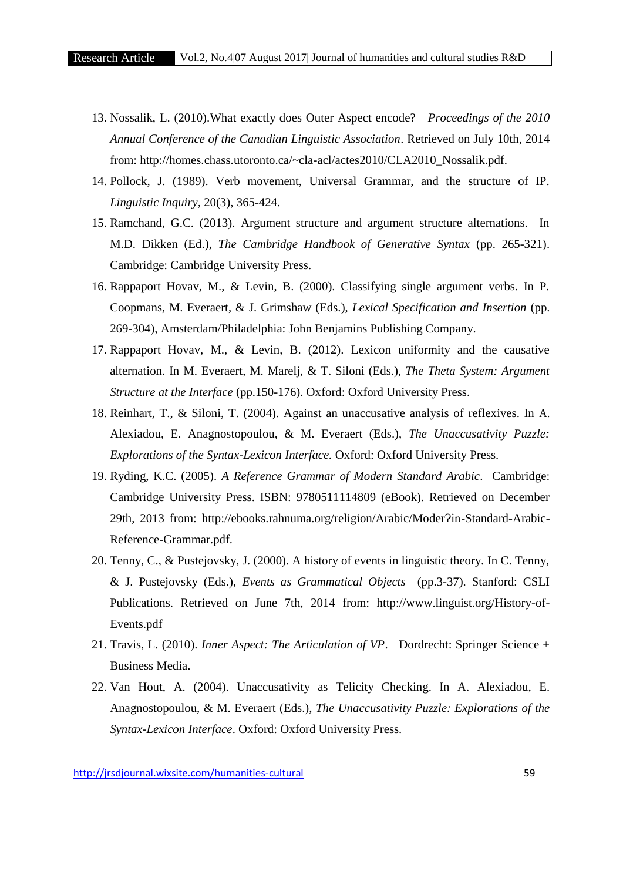13. Nossalik, L. (2010).What exactly does Outer Aspect encode? *Proceedings of the 2010 Annual Conference of the Canadian Linguistic Association*. Retrieved on July 10th, 2014 from: http://homes.chass.utoronto.ca/~cla-acl/actes2010/CLA2010_Nossalik.pdf.
14. Pollock, J. (1989). Verb movement, Universal Grammar, and the structure of IP. *Linguistic Inquiry*, 20(3), 365-424.
15. Ramchand, G.C. (2013). Argument structure and argument structure alternations. In M.D. Dikken (Ed.), *The Cambridge Handbook of Generative Syntax* (pp. 265-321). Cambridge: Cambridge University Press.
16. Rappaport Hovav, M., & Levin, B. (2000). Classifying single argument verbs. In P. Coopmans, M. Everaert, & J. Grimshaw (Eds.), *Lexical Specification and Insertion* (pp. 269-304), Amsterdam/Philadelphia: John Benjamins Publishing Company.
17. Rappaport Hovav, M., & Levin, B. (2012). Lexicon uniformity and the causative alternation. In M. Everaert, M. Marelj, & T. Siloni (Eds.), *The Theta System: Argument Structure at the Interface* (pp.150-176). Oxford: Oxford University Press.
18. Reinhart, T., & Siloni, T. (2004). Against an unaccusative analysis of reflexives. In A. Alexiadou, E. Anagnostopoulou, & M. Everaert (Eds.), *The Unaccusativity Puzzle: Explorations of the Syntax-Lexicon Interface.* Oxford: Oxford University Press.
19. Ryding, K.C. (2005). *A Reference Grammar of Modern Standard Arabic*. Cambridge: Cambridge University Press. ISBN: 9780511114809 (eBook). Retrieved on December 29th, 2013 from: http://ebooks.rahnuma.org/religion/Arabic/ModerɁin-Standard-Arabic-Reference-Grammar.pdf.
20. Tenny, C., & Pustejovsky, J. (2000). A history of events in linguistic theory. In C. Tenny, & J. Pustejovsky (Eds.), *Events as Grammatical Objects* (pp.3-37). Stanford: CSLI Publications. Retrieved on June 7th, 2014 from: http://www.linguist.org/History-of-Events.pdf
21. Travis, L. (2010). *Inner Aspect: The Articulation of VP*. Dordrecht: Springer Science + Business Media.
22. Van Hout, A. (2004). Unaccusativity as Telicity Checking. In A. Alexiadou, E. Anagnostopoulou, & M. Everaert (Eds.), *The Unaccusativity Puzzle: Explorations of the Syntax-Lexicon Interface*. Oxford: Oxford University Press.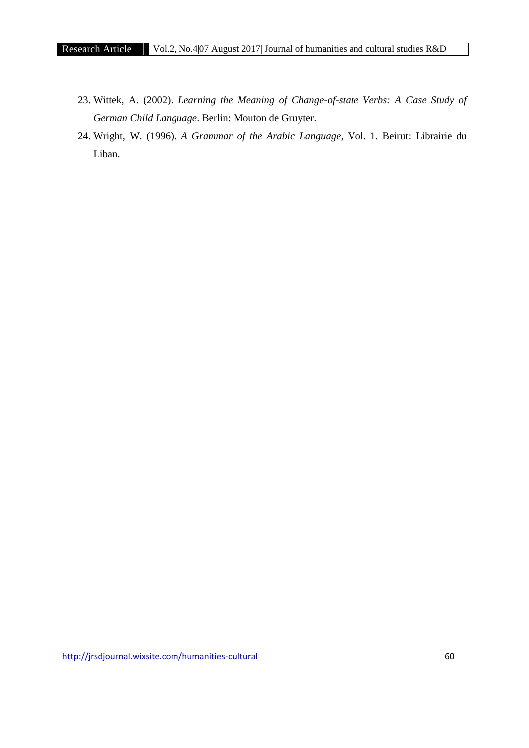23. Wittek, A. (2002). *Learning the Meaning of Change-of-state Verbs: A Case Study of German Child Language*. Berlin: Mouton de Gruyter.
24. Wright, W. (1996). *A Grammar of the Arabic Language*, Vol. 1. Beirut: Librairie du Liban.